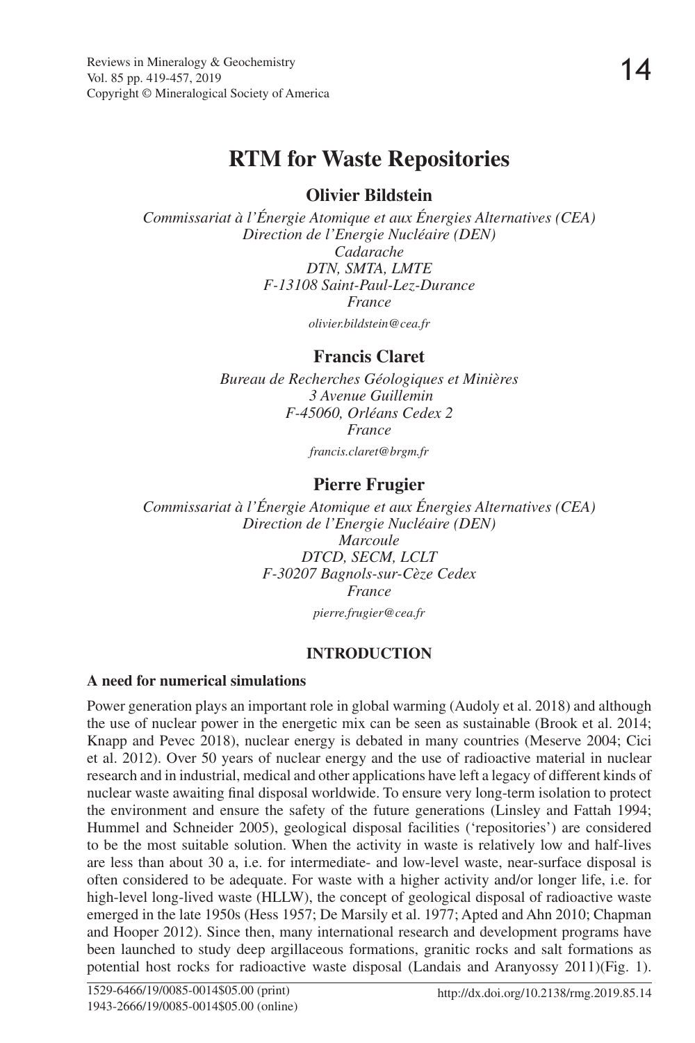# RTM for Waste Repositories

**Olivier Bildstein**

*Commissariat à l'Énergie Atomique et aux Énergies Alternatives (CEA)*
*Direction de l'Energie Nucléaire (DEN)*
*Cadarache*
*DTN, SMTA, LMTE*
*F-13108 Saint-Paul-Lez-Durance*
*France*

*olivier.bildstein@cea.fr*

**Francis Claret**

*Bureau de Recherches Géologiques et Minières*
*3 Avenue Guillemin*
*F-45060, Orléans Cedex 2*
*France*

*francis.claret@brgm.fr*

**Pierre Frugier**

*Commissariat à l'Énergie Atomique et aux Énergies Alternatives (CEA)*
*Direction de l'Energie Nucléaire (DEN)*
*Marcoule*
*DTCD, SECM, LCLT*
*F-30207 Bagnols-sur-Cèze Cedex*
*France*

*pierre.frugier@cea.fr*

## INTRODUCTION

### A need for numerical simulations

Power generation plays an important role in global warming (Audoly et al. 2018) and although the use of nuclear power in the energetic mix can be seen as sustainable (Brook et al. 2014; Knapp and Pevec 2018), nuclear energy is debated in many countries (Meserve 2004; Cici et al. 2012). Over 50 years of nuclear energy and the use of radioactive material in nuclear research and in industrial, medical and other applications have left a legacy of different kinds of nuclear waste awaiting final disposal worldwide. To ensure very long-term isolation to protect the environment and ensure the safety of the future generations (Linsley and Fattah 1994; Hummel and Schneider 2005), geological disposal facilities ('repositories') are considered to be the most suitable solution. When the activity in waste is relatively low and half-lives are less than about 30 a, i.e. for intermediate- and low-level waste, near-surface disposal is often considered to be adequate. For waste with a higher activity and/or longer life, i.e. for high-level long-lived waste (HLLW), the concept of geological disposal of radioactive waste emerged in the late 1950s (Hess 1957; De Marsily et al. 1977; Apted and Ahn 2010; Chapman and Hooper 2012). Since then, many international research and development programs have been launched to study deep argillaceous formations, granitic rocks and salt formations as potential host rocks for radioactive waste disposal (Landais and Aranyossy 2011)(Fig. 1).

1529-6466/19/0085-0014$05.00 (print)
1943-2666/19/0085-0014$05.00 (online)

http://dx.doi.org/10.2138/rmg.2019.85.14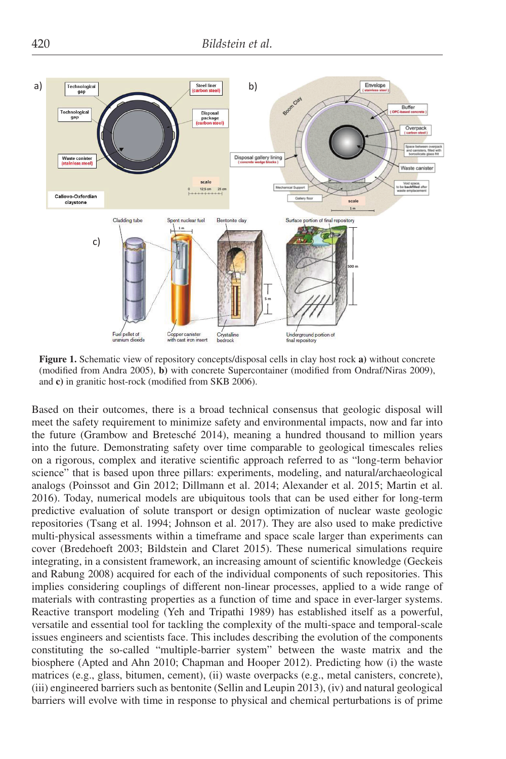**Figure 1.** Schematic view of repository concepts/disposal cells in clay host rock **a)** without concrete (modified from Andra 2005), **b)** with concrete Supercontainer (modified from Ondraf/Niras 2009), and **c)** in granitic host-rock (modified from SKB 2006).

Based on their outcomes, there is a broad technical consensus that geologic disposal will meet the safety requirement to minimize safety and environmental impacts, now and far into the future (Grambow and Bretesché 2014), meaning a hundred thousand to million years into the future. Demonstrating safety over time comparable to geological timescales relies on a rigorous, complex and iterative scientific approach referred to as "long-term behavior science" that is based upon three pillars: experiments, modeling, and natural/archaeological analogs (Poinssot and Gin 2012; Dillmann et al. 2014; Alexander et al. 2015; Martin et al. 2016). Today, numerical models are ubiquitous tools that can be used either for long-term predictive evaluation of solute transport or design optimization of nuclear waste geologic repositories (Tsang et al. 1994; Johnson et al. 2017). They are also used to make predictive multi-physical assessments within a timeframe and space scale larger than experiments can cover (Bredehoeft 2003; Bildstein and Claret 2015). These numerical simulations require integrating, in a consistent framework, an increasing amount of scientific knowledge (Geckeis and Rabung 2008) acquired for each of the individual components of such repositories. This implies considering couplings of different non-linear processes, applied to a wide range of materials with contrasting properties as a function of time and space in ever-larger systems. Reactive transport modeling (Yeh and Tripathi 1989) has established itself as a powerful, versatile and essential tool for tackling the complexity of the multi-space and temporal-scale issues engineers and scientists face. This includes describing the evolution of the components constituting the so-called "multiple-barrier system" between the waste matrix and the biosphere (Apted and Ahn 2010; Chapman and Hooper 2012). Predicting how (i) the waste matrices (e.g., glass, bitumen, cement), (ii) waste overpacks (e.g., metal canisters, concrete), (iii) engineered barriers such as bentonite (Sellin and Leupin 2013), (iv) and natural geological barriers will evolve with time in response to physical and chemical perturbations is of prime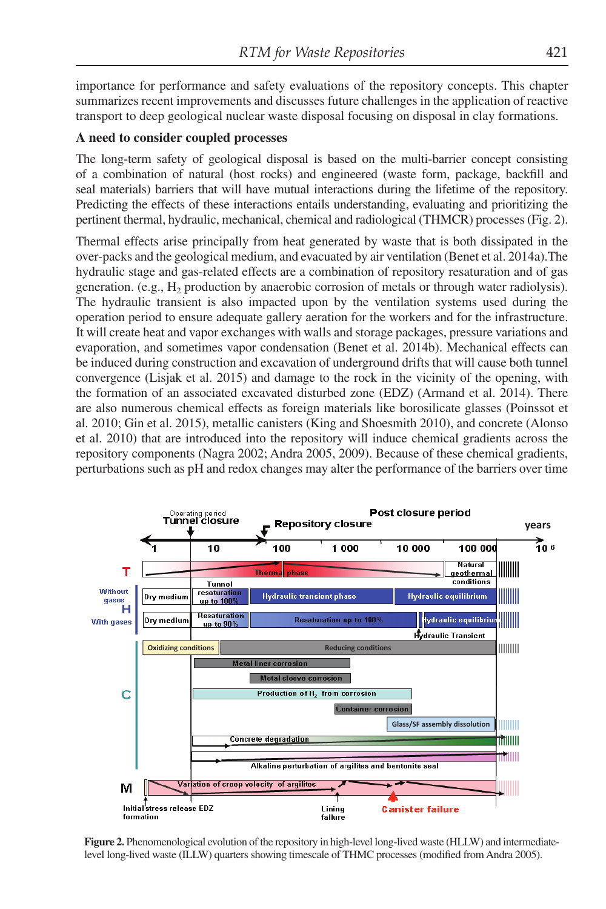importance for performance and safety evaluations of the repository concepts. This chapter summarizes recent improvements and discusses future challenges in the application of reactive transport to deep geological nuclear waste disposal focusing on disposal in clay formations.

**A need to consider coupled processes**

The long-term safety of geological disposal is based on the multi-barrier concept consisting of a combination of natural (host rocks) and engineered (waste form, package, backfill and seal materials) barriers that will have mutual interactions during the lifetime of the repository. Predicting the effects of these interactions entails understanding, evaluating and prioritizing the pertinent thermal, hydraulic, mechanical, chemical and radiological (THMCR) processes (Fig. 2).

Thermal effects arise principally from heat generated by waste that is both dissipated in the over-packs and the geological medium, and evacuated by air ventilation (Benet et al. 2014a).The hydraulic stage and gas-related effects are a combination of repository resaturation and of gas generation. (e.g., $H_2$ production by anaerobic corrosion of metals or through water radiolysis). The hydraulic transient is also impacted upon by the ventilation systems used during the operation period to ensure adequate gallery aeration for the workers and for the infrastructure. It will create heat and vapor exchanges with walls and storage packages, pressure variations and evaporation, and sometimes vapor condensation (Benet et al. 2014b). Mechanical effects can be induced during construction and excavation of underground drifts that will cause both tunnel convergence (Lisjak et al. 2015) and damage to the rock in the vicinity of the opening, with the formation of an associated excavated disturbed zone (EDZ) (Armand et al. 2014). There are also numerous chemical effects as foreign materials like borosilicate glasses (Poinssot et al. 2010; Gin et al. 2015), metallic canisters (King and Shoesmith 2010), and concrete (Alonso et al. 2010) that are introduced into the repository will induce chemical gradients across the repository components (Nagra 2002; Andra 2005, 2009). Because of these chemical gradients, perturbations such as pH and redox changes may alter the performance of the barriers over time

**Figure 2.** Phenomenological evolution of the repository in high-level long-lived waste (HLLW) and intermediate-level long-lived waste (ILLW) quarters showing timescale of THMC processes (modified from Andra 2005).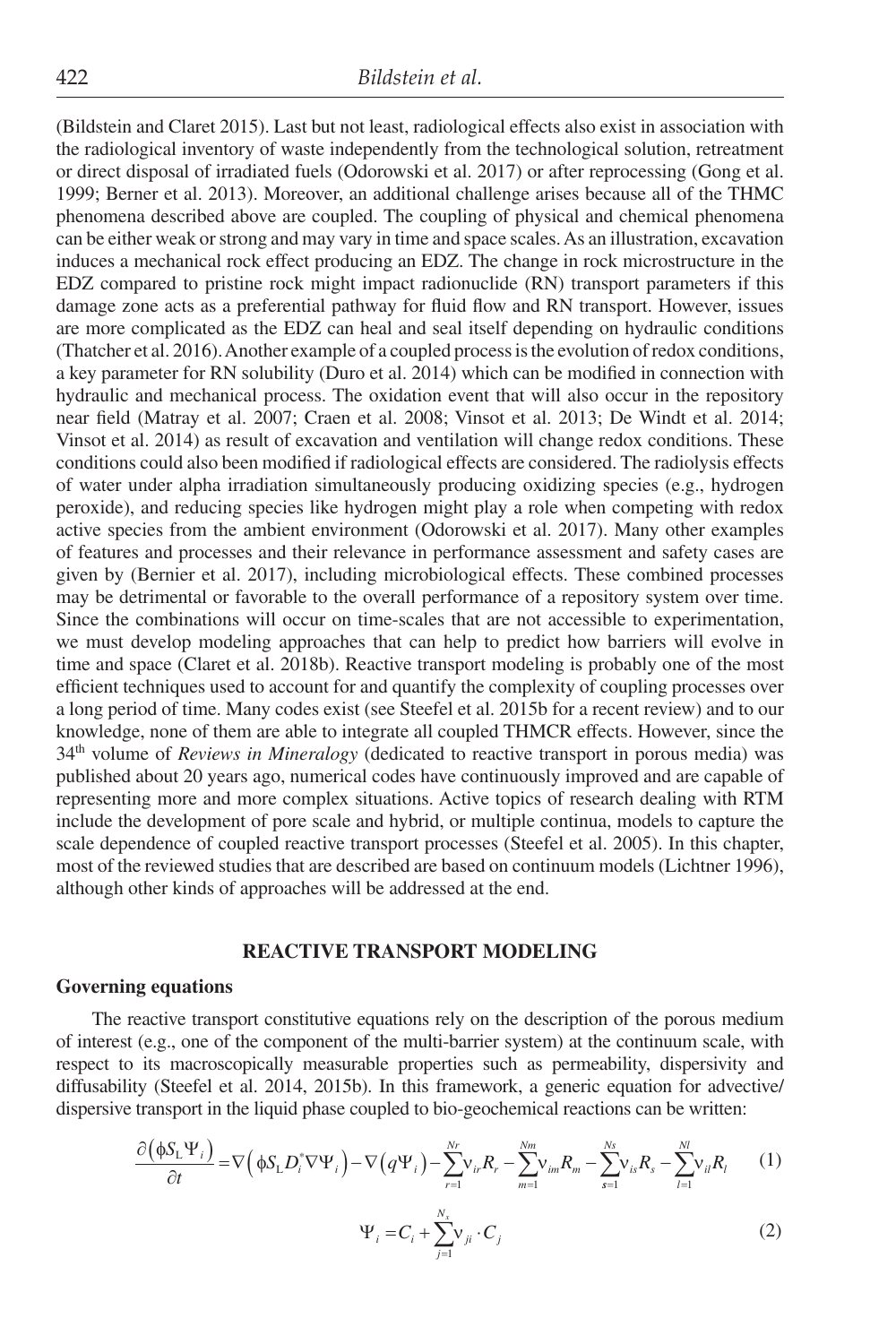(Bildstein and Claret 2015). Last but not least, radiological effects also exist in association with the radiological inventory of waste independently from the technological solution, retreatment or direct disposal of irradiated fuels (Odorowski et al. 2017) or after reprocessing (Gong et al. 1999; Berner et al. 2013). Moreover, an additional challenge arises because all of the THMC phenomena described above are coupled. The coupling of physical and chemical phenomena can be either weak or strong and may vary in time and space scales. As an illustration, excavation induces a mechanical rock effect producing an EDZ. The change in rock microstructure in the EDZ compared to pristine rock might impact radionuclide (RN) transport parameters if this damage zone acts as a preferential pathway for fluid flow and RN transport. However, issues are more complicated as the EDZ can heal and seal itself depending on hydraulic conditions (Thatcher et al. 2016). Another example of a coupled process is the evolution of redox conditions, a key parameter for RN solubility (Duro et al. 2014) which can be modified in connection with hydraulic and mechanical process. The oxidation event that will also occur in the repository near field (Matray et al. 2007; Craen et al. 2008; Vinsot et al. 2013; De Windt et al. 2014; Vinsot et al. 2014) as result of excavation and ventilation will change redox conditions. These conditions could also been modified if radiological effects are considered. The radiolysis effects of water under alpha irradiation simultaneously producing oxidizing species (e.g., hydrogen peroxide), and reducing species like hydrogen might play a role when competing with redox active species from the ambient environment (Odorowski et al. 2017). Many other examples of features and processes and their relevance in performance assessment and safety cases are given by (Bernier et al. 2017), including microbiological effects. These combined processes may be detrimental or favorable to the overall performance of a repository system over time. Since the combinations will occur on time-scales that are not accessible to experimentation, we must develop modeling approaches that can help to predict how barriers will evolve in time and space (Claret et al. 2018b). Reactive transport modeling is probably one of the most efficient techniques used to account for and quantify the complexity of coupling processes over a long period of time. Many codes exist (see Steefel et al. 2015b for a recent review) and to our knowledge, none of them are able to integrate all coupled THMCR effects. However, since the 34th volume of *Reviews in Mineralogy* (dedicated to reactive transport in porous media) was published about 20 years ago, numerical codes have continuously improved and are capable of representing more and more complex situations. Active topics of research dealing with RTM include the development of pore scale and hybrid, or multiple continua, models to capture the scale dependence of coupled reactive transport processes (Steefel et al. 2005). In this chapter, most of the reviewed studies that are described are based on continuum models (Lichtner 1996), although other kinds of approaches will be addressed at the end.

## REACTIVE TRANSPORT MODELING

### Governing equations

The reactive transport constitutive equations rely on the description of the porous medium of interest (e.g., one of the component of the multi-barrier system) at the continuum scale, with respect to its macroscopically measurable properties such as permeability, dispersivity and diffusability (Steefel et al. 2014, 2015b). In this framework, a generic equation for advective/dispersive transport in the liquid phase coupled to bio-geochemical reactions can be written:

$$\frac{\partial\left(\phi S_{\mathrm{L}}\Psi_i\right)}{\partial t}=\nabla\left(\phi S_{\mathrm{L}}D_i^{*}\nabla\Psi_i\right)-\nabla\left(q\Psi_i\right)-\sum_{r=1}^{Nr}\nu_{ir}R_r-\sum_{m=1}^{Nm}\nu_{im}R_m-\sum_{s=1}^{Ns}\nu_{is}R_s-\sum_{l=1}^{Nl}\nu_{il}R_l \quad (1)$$

$$\Psi_i=C_i+\sum_{j=1}^{N_x}\nu_{ji}\cdot C_j \quad (2)$$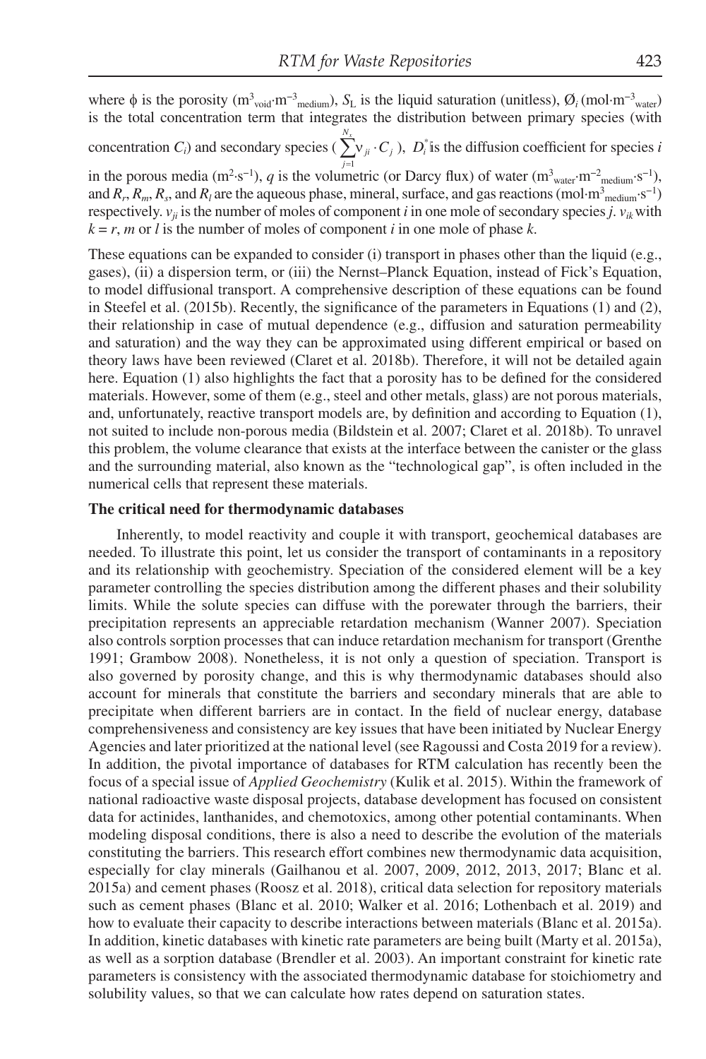where $\phi$ is the porosity ($m^3_{void} \cdot m^{-3}_{medium}$), $S_L$ is the liquid saturation (unitless), $Ø_i$ ($mol \cdot m^{-3}_{water}$) is the total concentration term that integrates the distribution between primary species (with concentration $C_i$) and secondary species ( $\sum_{j=1}^{N_x} \nu_{ji} \cdot C_j$ ), $D_i^*$ is the diffusion coefficient for species $i$ in the porous media ($m^2 \cdot s^{-1}$), $q$ is the volumetric (or Darcy flux) of water ($m^3_{water} \cdot m^{-2}_{medium} \cdot s^{-1}$), and $R_r$, $R_m$, $R_s$, and $R_l$ are the aqueous phase, mineral, surface, and gas reactions ($mol \cdot m^3_{medium} \cdot s^{-1}$) respectively. $v_{ji}$ is the number of moles of component $i$ in one mole of secondary species $j$. $v_{ik}$ with $k = r$, $m$ or $l$ is the number of moles of component $i$ in one mole of phase $k$.

These equations can be expanded to consider (i) transport in phases other than the liquid (e.g., gases), (ii) a dispersion term, or (iii) the Nernst–Planck Equation, instead of Fick's Equation, to model diffusional transport. A comprehensive description of these equations can be found in Steefel et al. (2015b). Recently, the significance of the parameters in Equations (1) and (2), their relationship in case of mutual dependence (e.g., diffusion and saturation permeability and saturation) and the way they can be approximated using different empirical or based on theory laws have been reviewed (Claret et al. 2018b). Therefore, it will not be detailed again here. Equation (1) also highlights the fact that a porosity has to be defined for the considered materials. However, some of them (e.g., steel and other metals, glass) are not porous materials, and, unfortunately, reactive transport models are, by definition and according to Equation (1), not suited to include non-porous media (Bildstein et al. 2007; Claret et al. 2018b). To unravel this problem, the volume clearance that exists at the interface between the canister or the glass and the surrounding material, also known as the "technological gap", is often included in the numerical cells that represent these materials.

**The critical need for thermodynamic databases**

Inherently, to model reactivity and couple it with transport, geochemical databases are needed. To illustrate this point, let us consider the transport of contaminants in a repository and its relationship with geochemistry. Speciation of the considered element will be a key parameter controlling the species distribution among the different phases and their solubility limits. While the solute species can diffuse with the porewater through the barriers, their precipitation represents an appreciable retardation mechanism (Wanner 2007). Speciation also controls sorption processes that can induce retardation mechanism for transport (Grenthe 1991; Grambow 2008). Nonetheless, it is not only a question of speciation. Transport is also governed by porosity change, and this is why thermodynamic databases should also account for minerals that constitute the barriers and secondary minerals that are able to precipitate when different barriers are in contact. In the field of nuclear energy, database comprehensiveness and consistency are key issues that have been initiated by Nuclear Energy Agencies and later prioritized at the national level (see Ragoussi and Costa 2019 for a review). In addition, the pivotal importance of databases for RTM calculation has recently been the focus of a special issue of *Applied Geochemistry* (Kulik et al. 2015). Within the framework of national radioactive waste disposal projects, database development has focused on consistent data for actinides, lanthanides, and chemotoxics, among other potential contaminants. When modeling disposal conditions, there is also a need to describe the evolution of the materials constituting the barriers. This research effort combines new thermodynamic data acquisition, especially for clay minerals (Gailhanou et al. 2007, 2009, 2012, 2013, 2017; Blanc et al. 2015a) and cement phases (Roosz et al. 2018), critical data selection for repository materials such as cement phases (Blanc et al. 2010; Walker et al. 2016; Lothenbach et al. 2019) and how to evaluate their capacity to describe interactions between materials (Blanc et al. 2015a). In addition, kinetic databases with kinetic rate parameters are being built (Marty et al. 2015a), as well as a sorption database (Brendler et al. 2003). An important constraint for kinetic rate parameters is consistency with the associated thermodynamic database for stoichiometry and solubility values, so that we can calculate how rates depend on saturation states.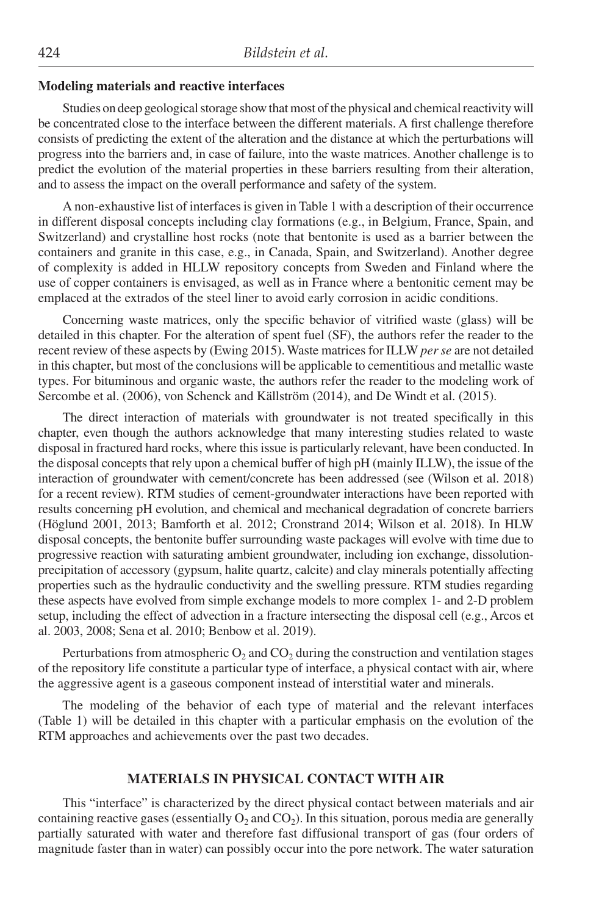### Modeling materials and reactive interfaces

Studies on deep geological storage show that most of the physical and chemical reactivity will be concentrated close to the interface between the different materials. A first challenge therefore consists of predicting the extent of the alteration and the distance at which the perturbations will progress into the barriers and, in case of failure, into the waste matrices. Another challenge is to predict the evolution of the material properties in these barriers resulting from their alteration, and to assess the impact on the overall performance and safety of the system.

A non-exhaustive list of interfaces is given in Table 1 with a description of their occurrence in different disposal concepts including clay formations (e.g., in Belgium, France, Spain, and Switzerland) and crystalline host rocks (note that bentonite is used as a barrier between the containers and granite in this case, e.g., in Canada, Spain, and Switzerland). Another degree of complexity is added in HLLW repository concepts from Sweden and Finland where the use of copper containers is envisaged, as well as in France where a bentonitic cement may be emplaced at the extrados of the steel liner to avoid early corrosion in acidic conditions.

Concerning waste matrices, only the specific behavior of vitrified waste (glass) will be detailed in this chapter. For the alteration of spent fuel (SF), the authors refer the reader to the recent review of these aspects by (Ewing 2015). Waste matrices for ILLW *per se* are not detailed in this chapter, but most of the conclusions will be applicable to cementitious and metallic waste types. For bituminous and organic waste, the authors refer the reader to the modeling work of Sercombe et al. (2006), von Schenck and Källström (2014), and De Windt et al. (2015).

The direct interaction of materials with groundwater is not treated specifically in this chapter, even though the authors acknowledge that many interesting studies related to waste disposal in fractured hard rocks, where this issue is particularly relevant, have been conducted. In the disposal concepts that rely upon a chemical buffer of high pH (mainly ILLW), the issue of the interaction of groundwater with cement/concrete has been addressed (see (Wilson et al. 2018) for a recent review). RTM studies of cement-groundwater interactions have been reported with results concerning pH evolution, and chemical and mechanical degradation of concrete barriers (Höglund 2001, 2013; Bamforth et al. 2012; Cronstrand 2014; Wilson et al. 2018). In HLW disposal concepts, the bentonite buffer surrounding waste packages will evolve with time due to progressive reaction with saturating ambient groundwater, including ion exchange, dissolution-precipitation of accessory (gypsum, halite quartz, calcite) and clay minerals potentially affecting properties such as the hydraulic conductivity and the swelling pressure. RTM studies regarding these aspects have evolved from simple exchange models to more complex 1- and 2-D problem setup, including the effect of advection in a fracture intersecting the disposal cell (e.g., Arcos et al. 2003, 2008; Sena et al. 2010; Benbow et al. 2019).

Perturbations from atmospheric $O_2$ and $CO_2$ during the construction and ventilation stages of the repository life constitute a particular type of interface, a physical contact with air, where the aggressive agent is a gaseous component instead of interstitial water and minerals.

The modeling of the behavior of each type of material and the relevant interfaces (Table 1) will be detailed in this chapter with a particular emphasis on the evolution of the RTM approaches and achievements over the past two decades.

## MATERIALS IN PHYSICAL CONTACT WITH AIR

This "interface" is characterized by the direct physical contact between materials and air containing reactive gases (essentially $O_2$ and $CO_2$). In this situation, porous media are generally partially saturated with water and therefore fast diffusional transport of gas (four orders of magnitude faster than in water) can possibly occur into the pore network. The water saturation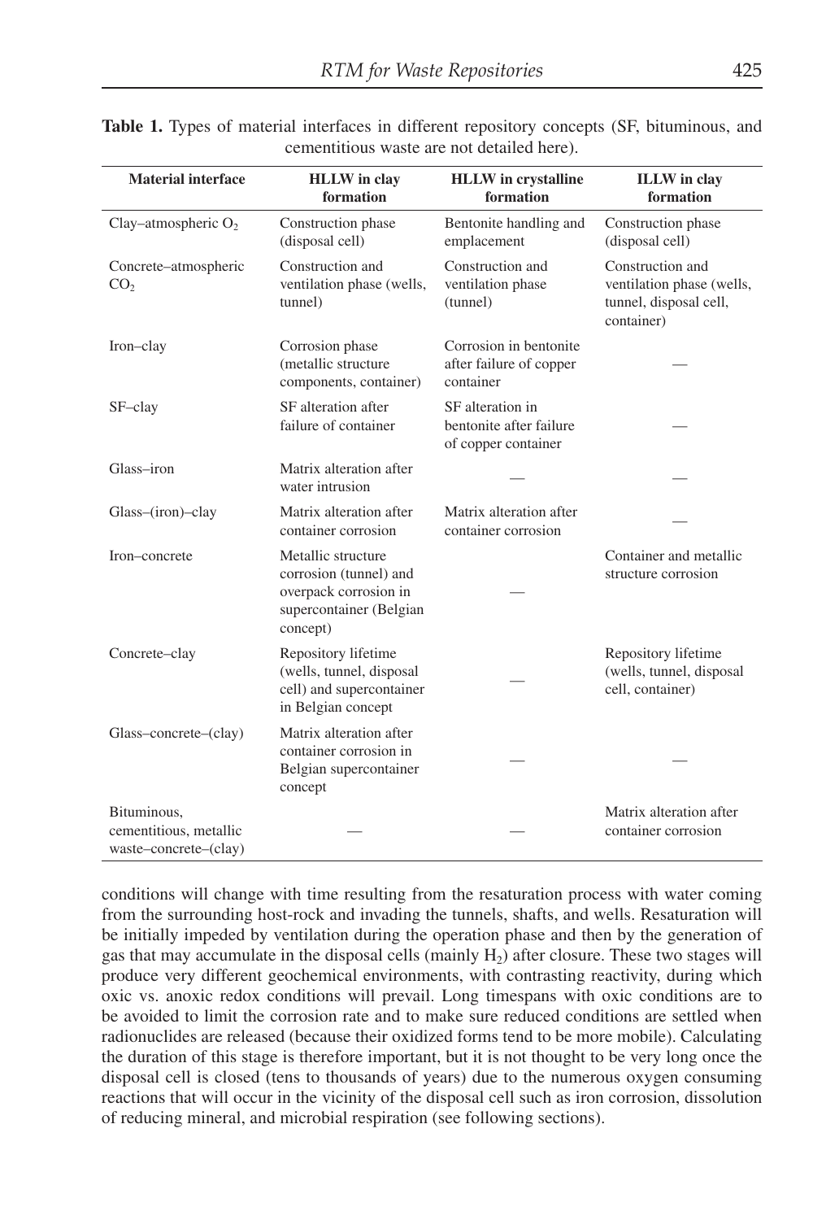**Table 1.** Types of material interfaces in different repository concepts (SF, bituminous, and cementitious waste are not detailed here).

| Material interface | HLLW in clay formation | HLLW in crystalline formation | ILLW in clay formation |
|---|---|---|---|
| Clay–atmospheric $O_2$ | Construction phase (disposal cell) | Bentonite handling and emplacement | Construction phase (disposal cell) |
| Concrete–atmospheric $CO_2$ | Construction and ventilation phase (wells, tunnel) | Construction and ventilation phase (tunnel) | Construction and ventilation phase (wells, tunnel, disposal cell, container) |
| Iron–clay | Corrosion phase (metallic structure components, container) | Corrosion in bentonite after failure of copper container | — |
| SF–clay | SF alteration after failure of container | SF alteration in bentonite after failure of copper container | — |
| Glass–iron | Matrix alteration after water intrusion | — | — |
| Glass–(iron)–clay | Matrix alteration after container corrosion | Matrix alteration after container corrosion | — |
| Iron–concrete | Metallic structure corrosion (tunnel) and overpack corrosion in supercontainer (Belgian concept) | — | Container and metallic structure corrosion |
| Concrete–clay | Repository lifetime (wells, tunnel, disposal cell) and supercontainer in Belgian concept | — | Repository lifetime (wells, tunnel, disposal cell, container) |
| Glass–concrete–(clay) | Matrix alteration after container corrosion in Belgian supercontainer concept | — | — |
| Bituminous, cementitious, metallic waste–concrete–(clay) | — | — | Matrix alteration after container corrosion |

conditions will change with time resulting from the resaturation process with water coming from the surrounding host-rock and invading the tunnels, shafts, and wells. Resaturation will be initially impeded by ventilation during the operation phase and then by the generation of gas that may accumulate in the disposal cells (mainly $H_2$) after closure. These two stages will produce very different geochemical environments, with contrasting reactivity, during which oxic vs. anoxic redox conditions will prevail. Long timespans with oxic conditions are to be avoided to limit the corrosion rate and to make sure reduced conditions are settled when radionuclides are released (because their oxidized forms tend to be more mobile). Calculating the duration of this stage is therefore important, but it is not thought to be very long once the disposal cell is closed (tens to thousands of years) due to the numerous oxygen consuming reactions that will occur in the vicinity of the disposal cell such as iron corrosion, dissolution of reducing mineral, and microbial respiration (see following sections).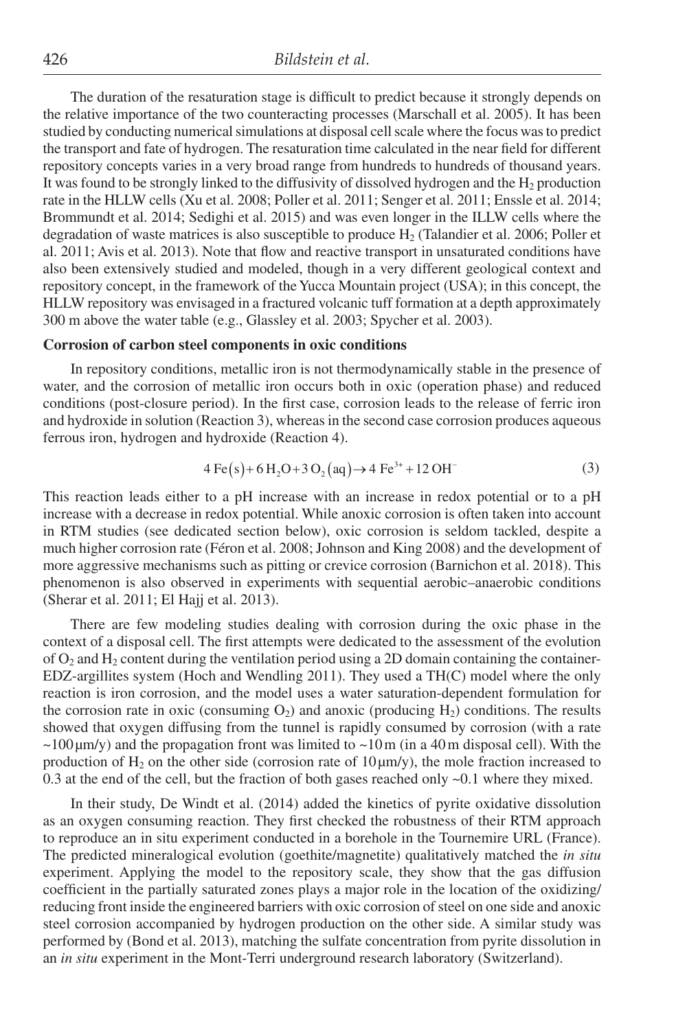The duration of the resaturation stage is difficult to predict because it strongly depends on the relative importance of the two counteracting processes (Marschall et al. 2005). It has been studied by conducting numerical simulations at disposal cell scale where the focus was to predict the transport and fate of hydrogen. The resaturation time calculated in the near field for different repository concepts varies in a very broad range from hundreds to hundreds of thousand years. It was found to be strongly linked to the diffusivity of dissolved hydrogen and the $H_2$ production rate in the HLLW cells (Xu et al. 2008; Poller et al. 2011; Senger et al. 2011; Enssle et al. 2014; Brommundt et al. 2014; Sedighi et al. 2015) and was even longer in the ILLW cells where the degradation of waste matrices is also susceptible to produce $H_2$ (Talandier et al. 2006; Poller et al. 2011; Avis et al. 2013). Note that flow and reactive transport in unsaturated conditions have also been extensively studied and modeled, though in a very different geological context and repository concept, in the framework of the Yucca Mountain project (USA); in this concept, the HLLW repository was envisaged in a fractured volcanic tuff formation at a depth approximately 300 m above the water table (e.g., Glassley et al. 2003; Spycher et al. 2003).

## Corrosion of carbon steel components in oxic conditions

In repository conditions, metallic iron is not thermodynamically stable in the presence of water, and the corrosion of metallic iron occurs both in oxic (operation phase) and reduced conditions (post-closure period). In the first case, corrosion leads to the release of ferric iron and hydroxide in solution (Reaction 3), whereas in the second case corrosion produces aqueous ferrous iron, hydrogen and hydroxide (Reaction 4).

$$4\,Fe(s) + 6\,H_2O + 3\,O_2(aq) \rightarrow 4\,Fe^{3+} + 12\,OH^- \tag{3}$$

This reaction leads either to a pH increase with an increase in redox potential or to a pH increase with a decrease in redox potential. While anoxic corrosion is often taken into account in RTM studies (see dedicated section below), oxic corrosion is seldom tackled, despite a much higher corrosion rate (Féron et al. 2008; Johnson and King 2008) and the development of more aggressive mechanisms such as pitting or crevice corrosion (Barnichon et al. 2018). This phenomenon is also observed in experiments with sequential aerobic–anaerobic conditions (Sherar et al. 2011; El Hajj et al. 2013).

There are few modeling studies dealing with corrosion during the oxic phase in the context of a disposal cell. The first attempts were dedicated to the assessment of the evolution of $O_2$ and $H_2$ content during the ventilation period using a 2D domain containing the container-EDZ-argillites system (Hoch and Wendling 2011). They used a TH(C) model where the only reaction is iron corrosion, and the model uses a water saturation-dependent formulation for the corrosion rate in oxic (consuming $O_2$) and anoxic (producing $H_2$) conditions. The results showed that oxygen diffusing from the tunnel is rapidly consumed by corrosion (with a rate ~100 µm/y) and the propagation front was limited to ~10 m (in a 40 m disposal cell). With the production of $H_2$ on the other side (corrosion rate of 10 µm/y), the mole fraction increased to 0.3 at the end of the cell, but the fraction of both gases reached only ~0.1 where they mixed.

In their study, De Windt et al. (2014) added the kinetics of pyrite oxidative dissolution as an oxygen consuming reaction. They first checked the robustness of their RTM approach to reproduce an in situ experiment conducted in a borehole in the Tournemire URL (France). The predicted mineralogical evolution (goethite/magnetite) qualitatively matched the *in situ* experiment. Applying the model to the repository scale, they show that the gas diffusion coefficient in the partially saturated zones plays a major role in the location of the oxidizing/reducing front inside the engineered barriers with oxic corrosion of steel on one side and anoxic steel corrosion accompanied by hydrogen production on the other side. A similar study was performed by (Bond et al. 2013), matching the sulfate concentration from pyrite dissolution in an *in situ* experiment in the Mont-Terri underground research laboratory (Switzerland).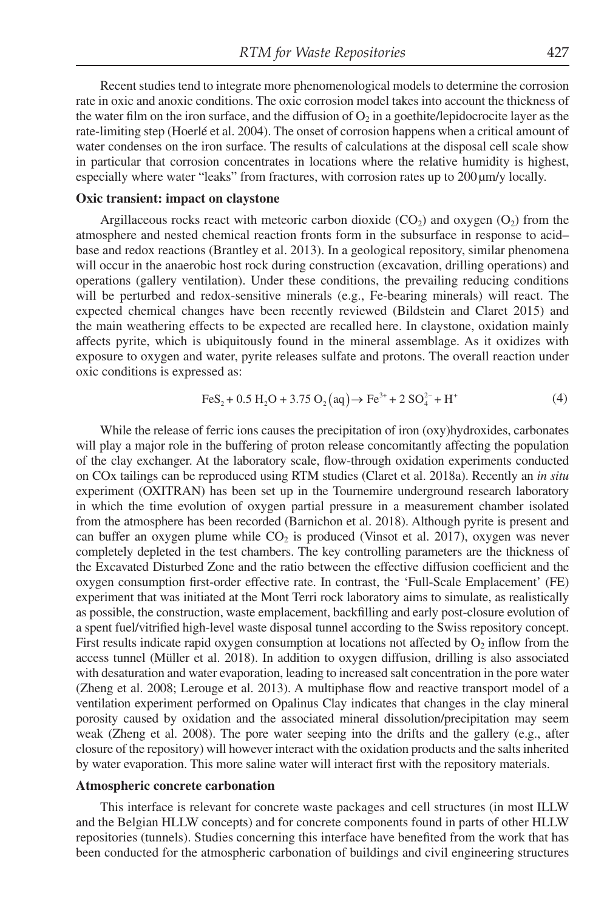Recent studies tend to integrate more phenomenological models to determine the corrosion rate in oxic and anoxic conditions. The oxic corrosion model takes into account the thickness of the water film on the iron surface, and the diffusion of $O_2$ in a goethite/lepidocrocite layer as the rate-limiting step (Hoerlé et al. 2004). The onset of corrosion happens when a critical amount of water condenses on the iron surface. The results of calculations at the disposal cell scale show in particular that corrosion concentrates in locations where the relative humidity is highest, especially where water "leaks" from fractures, with corrosion rates up to 200 μm/y locally.

**Oxic transient: impact on claystone**

Argillaceous rocks react with meteoric carbon dioxide ($CO_2$) and oxygen ($O_2$) from the atmosphere and nested chemical reaction fronts form in the subsurface in response to acid–base and redox reactions (Brantley et al. 2013). In a geological repository, similar phenomena will occur in the anaerobic host rock during construction (excavation, drilling operations) and operations (gallery ventilation). Under these conditions, the prevailing reducing conditions will be perturbed and redox-sensitive minerals (e.g., Fe-bearing minerals) will react. The expected chemical changes have been recently reviewed (Bildstein and Claret 2015) and the main weathering effects to be expected are recalled here. In claystone, oxidation mainly affects pyrite, which is ubiquitously found in the mineral assemblage. As it oxidizes with exposure to oxygen and water, pyrite releases sulfate and protons. The overall reaction under oxic conditions is expressed as:

$$FeS_2 + 0.5\,H_2O + 3.75\,O_2(aq) \rightarrow Fe^{3+} + 2\,SO_4^{2-} + H^+ \tag{4}$$

While the release of ferric ions causes the precipitation of iron (oxy)hydroxides, carbonates will play a major role in the buffering of proton release concomitantly affecting the population of the clay exchanger. At the laboratory scale, flow-through oxidation experiments conducted on COx tailings can be reproduced using RTM studies (Claret et al. 2018a). Recently an *in situ* experiment (OXITRAN) has been set up in the Tournemire underground research laboratory in which the time evolution of oxygen partial pressure in a measurement chamber isolated from the atmosphere has been recorded (Barnichon et al. 2018). Although pyrite is present and can buffer an oxygen plume while $CO_2$ is produced (Vinsot et al. 2017), oxygen was never completely depleted in the test chambers. The key controlling parameters are the thickness of the Excavated Disturbed Zone and the ratio between the effective diffusion coefficient and the oxygen consumption first-order effective rate. In contrast, the 'Full-Scale Emplacement' (FE) experiment that was initiated at the Mont Terri rock laboratory aims to simulate, as realistically as possible, the construction, waste emplacement, backfilling and early post-closure evolution of a spent fuel/vitrified high-level waste disposal tunnel according to the Swiss repository concept. First results indicate rapid oxygen consumption at locations not affected by $O_2$ inflow from the access tunnel (Müller et al. 2018). In addition to oxygen diffusion, drilling is also associated with desaturation and water evaporation, leading to increased salt concentration in the pore water (Zheng et al. 2008; Lerouge et al. 2013). A multiphase flow and reactive transport model of a ventilation experiment performed on Opalinus Clay indicates that changes in the clay mineral porosity caused by oxidation and the associated mineral dissolution/precipitation may seem weak (Zheng et al. 2008). The pore water seeping into the drifts and the gallery (e.g., after closure of the repository) will however interact with the oxidation products and the salts inherited by water evaporation. This more saline water will interact first with the repository materials.

**Atmospheric concrete carbonation**

This interface is relevant for concrete waste packages and cell structures (in most ILLW and the Belgian HLLW concepts) and for concrete components found in parts of other HLLW repositories (tunnels). Studies concerning this interface have benefited from the work that has been conducted for the atmospheric carbonation of buildings and civil engineering structures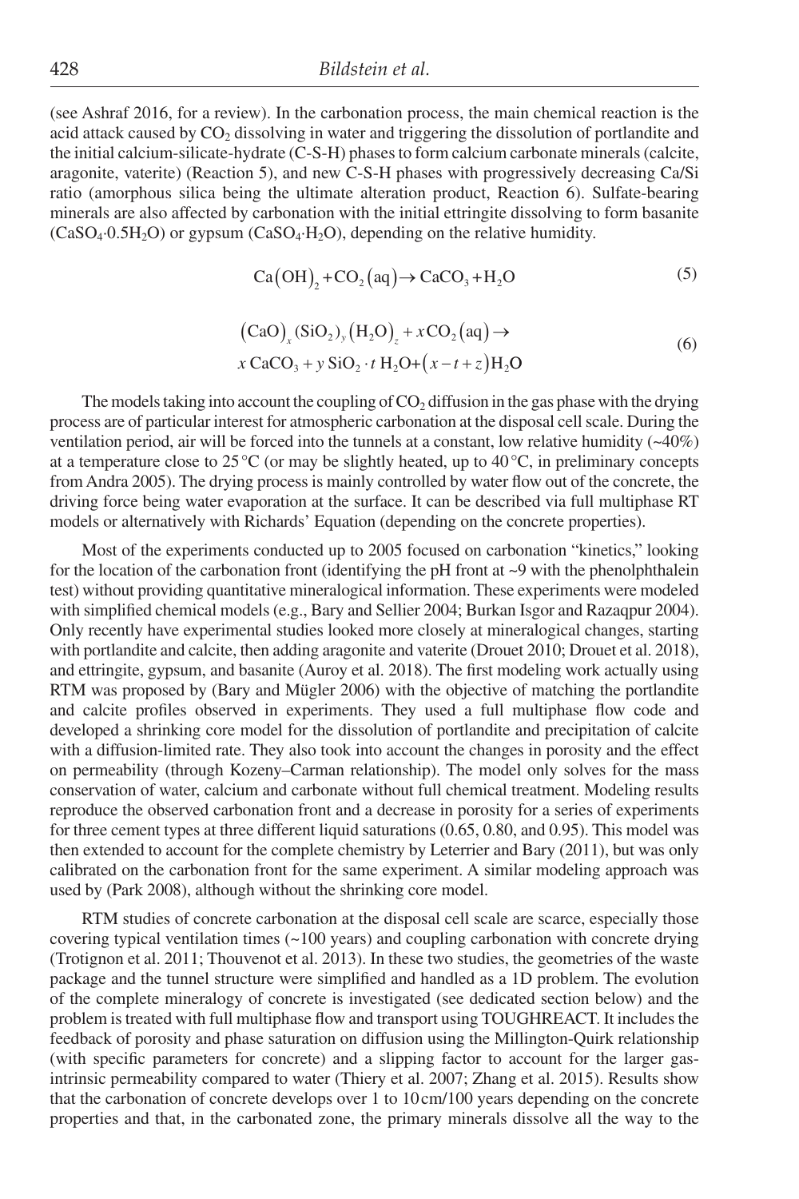(see Ashraf 2016, for a review). In the carbonation process, the main chemical reaction is the acid attack caused by $CO_2$ dissolving in water and triggering the dissolution of portlandite and the initial calcium-silicate-hydrate (C-S-H) phases to form calcium carbonate minerals (calcite, aragonite, vaterite) (Reaction 5), and new C-S-H phases with progressively decreasing Ca/Si ratio (amorphous silica being the ultimate alteration product, Reaction 6). Sulfate-bearing minerals are also affected by carbonation with the initial ettringite dissolving to form basanite ($CaSO_4{\cdot}0.5H_2O$) or gypsum ($CaSO_4{\cdot}H_2O$), depending on the relative humidity.

$$\mathrm{Ca(OH)_2 + CO_2(aq) \rightarrow CaCO_3 + H_2O} \tag{5}$$

$$\begin{aligned}&\mathrm{(CaO)}_x\mathrm{(SiO_2)}_y\mathrm{(H_2O)}_z + x\,\mathrm{CO_2(aq)} \rightarrow \\ &x\,\mathrm{CaCO_3} + y\,\mathrm{SiO_2}\cdot t\,\mathrm{H_2O} + (x - t + z)\mathrm{H_2O}\end{aligned} \tag{6}$$

The models taking into account the coupling of $CO_2$ diffusion in the gas phase with the drying process are of particular interest for atmospheric carbonation at the disposal cell scale. During the ventilation period, air will be forced into the tunnels at a constant, low relative humidity (~40%) at a temperature close to 25 °C (or may be slightly heated, up to 40 °C, in preliminary concepts from Andra 2005). The drying process is mainly controlled by water flow out of the concrete, the driving force being water evaporation at the surface. It can be described via full multiphase RT models or alternatively with Richards' Equation (depending on the concrete properties).

Most of the experiments conducted up to 2005 focused on carbonation "kinetics," looking for the location of the carbonation front (identifying the pH front at ~9 with the phenolphthalein test) without providing quantitative mineralogical information. These experiments were modeled with simplified chemical models (e.g., Bary and Sellier 2004; Burkan Isgor and Razaqpur 2004). Only recently have experimental studies looked more closely at mineralogical changes, starting with portlandite and calcite, then adding aragonite and vaterite (Drouet 2010; Drouet et al. 2018), and ettringite, gypsum, and basanite (Auroy et al. 2018). The first modeling work actually using RTM was proposed by (Bary and Mügler 2006) with the objective of matching the portlandite and calcite profiles observed in experiments. They used a full multiphase flow code and developed a shrinking core model for the dissolution of portlandite and precipitation of calcite with a diffusion-limited rate. They also took into account the changes in porosity and the effect on permeability (through Kozeny–Carman relationship). The model only solves for the mass conservation of water, calcium and carbonate without full chemical treatment. Modeling results reproduce the observed carbonation front and a decrease in porosity for a series of experiments for three cement types at three different liquid saturations (0.65, 0.80, and 0.95). This model was then extended to account for the complete chemistry by Leterrier and Bary (2011), but was only calibrated on the carbonation front for the same experiment. A similar modeling approach was used by (Park 2008), although without the shrinking core model.

RTM studies of concrete carbonation at the disposal cell scale are scarce, especially those covering typical ventilation times (~100 years) and coupling carbonation with concrete drying (Trotignon et al. 2011; Thouvenot et al. 2013). In these two studies, the geometries of the waste package and the tunnel structure were simplified and handled as a 1D problem. The evolution of the complete mineralogy of concrete is investigated (see dedicated section below) and the problem is treated with full multiphase flow and transport using TOUGHREACT. It includes the feedback of porosity and phase saturation on diffusion using the Millington-Quirk relationship (with specific parameters for concrete) and a slipping factor to account for the larger gas-intrinsic permeability compared to water (Thiery et al. 2007; Zhang et al. 2015). Results show that the carbonation of concrete develops over 1 to 10 cm/100 years depending on the concrete properties and that, in the carbonated zone, the primary minerals dissolve all the way to the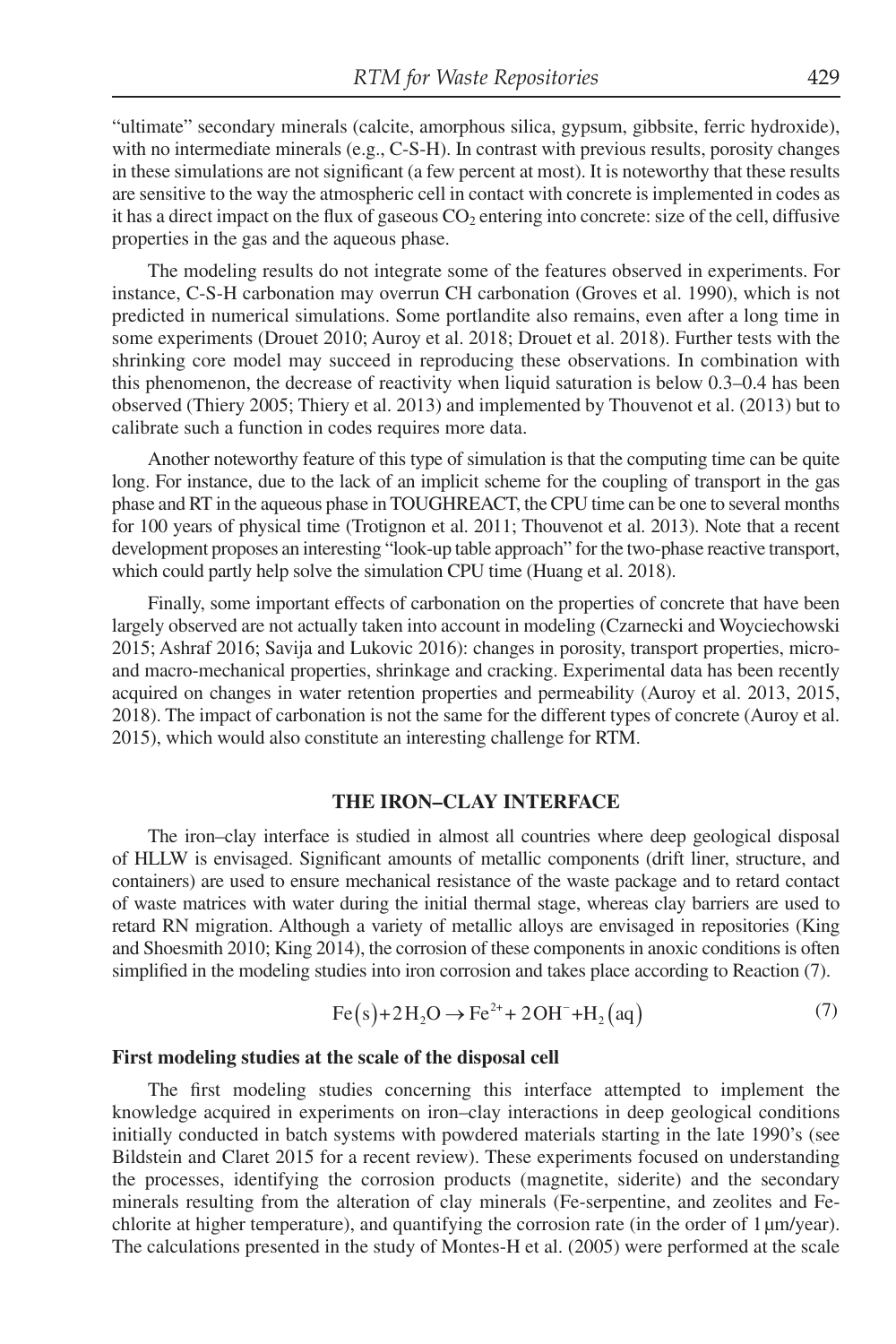"ultimate" secondary minerals (calcite, amorphous silica, gypsum, gibbsite, ferric hydroxide), with no intermediate minerals (e.g., C-S-H). In contrast with previous results, porosity changes in these simulations are not significant (a few percent at most). It is noteworthy that these results are sensitive to the way the atmospheric cell in contact with concrete is implemented in codes as it has a direct impact on the flux of gaseous $CO_2$ entering into concrete: size of the cell, diffusive properties in the gas and the aqueous phase.

The modeling results do not integrate some of the features observed in experiments. For instance, C-S-H carbonation may overrun CH carbonation (Groves et al. 1990), which is not predicted in numerical simulations. Some portlandite also remains, even after a long time in some experiments (Drouet 2010; Auroy et al. 2018; Drouet et al. 2018). Further tests with the shrinking core model may succeed in reproducing these observations. In combination with this phenomenon, the decrease of reactivity when liquid saturation is below 0.3–0.4 has been observed (Thiery 2005; Thiery et al. 2013) and implemented by Thouvenot et al. (2013) but to calibrate such a function in codes requires more data.

Another noteworthy feature of this type of simulation is that the computing time can be quite long. For instance, due to the lack of an implicit scheme for the coupling of transport in the gas phase and RT in the aqueous phase in TOUGHREACT, the CPU time can be one to several months for 100 years of physical time (Trotignon et al. 2011; Thouvenot et al. 2013). Note that a recent development proposes an interesting "look-up table approach" for the two-phase reactive transport, which could partly help solve the simulation CPU time (Huang et al. 2018).

Finally, some important effects of carbonation on the properties of concrete that have been largely observed are not actually taken into account in modeling (Czarnecki and Woyciechowski 2015; Ashraf 2016; Savija and Lukovic 2016): changes in porosity, transport properties, micro- and macro-mechanical properties, shrinkage and cracking. Experimental data has been recently acquired on changes in water retention properties and permeability (Auroy et al. 2013, 2015, 2018). The impact of carbonation is not the same for the different types of concrete (Auroy et al. 2015), which would also constitute an interesting challenge for RTM.

## THE IRON–CLAY INTERFACE

The iron–clay interface is studied in almost all countries where deep geological disposal of HLLW is envisaged. Significant amounts of metallic components (drift liner, structure, and containers) are used to ensure mechanical resistance of the waste package and to retard contact of waste matrices with water during the initial thermal stage, whereas clay barriers are used to retard RN migration. Although a variety of metallic alloys are envisaged in repositories (King and Shoesmith 2010; King 2014), the corrosion of these components in anoxic conditions is often simplified in the modeling studies into iron corrosion and takes place according to Reaction (7).

$$Fe(s) + 2H_2O \rightarrow Fe^{2+} + 2OH^- + H_2(aq) \tag{7}$$

### First modeling studies at the scale of the disposal cell

The first modeling studies concerning this interface attempted to implement the knowledge acquired in experiments on iron–clay interactions in deep geological conditions initially conducted in batch systems with powdered materials starting in the late 1990's (see Bildstein and Claret 2015 for a recent review). These experiments focused on understanding the processes, identifying the corrosion products (magnetite, siderite) and the secondary minerals resulting from the alteration of clay minerals (Fe-serpentine, and zeolites and Fe-chlorite at higher temperature), and quantifying the corrosion rate (in the order of 1 μm/year). The calculations presented in the study of Montes-H et al. (2005) were performed at the scale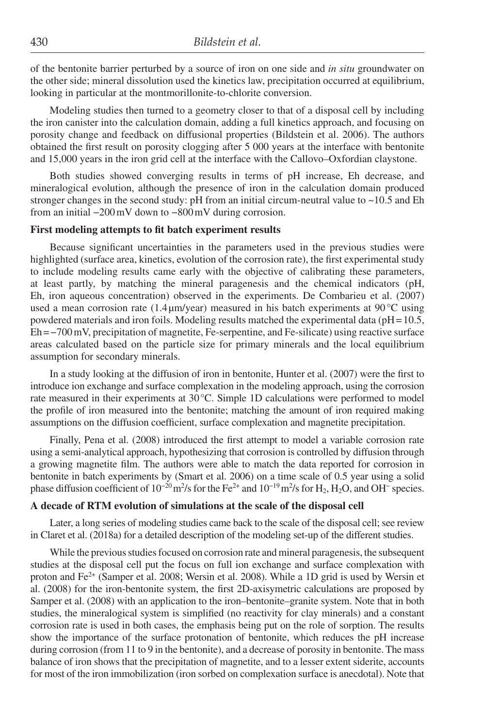of the bentonite barrier perturbed by a source of iron on one side and *in situ* groundwater on the other side; mineral dissolution used the kinetics law, precipitation occurred at equilibrium, looking in particular at the montmorillonite-to-chlorite conversion.

Modeling studies then turned to a geometry closer to that of a disposal cell by including the iron canister into the calculation domain, adding a full kinetics approach, and focusing on porosity change and feedback on diffusional properties (Bildstein et al. 2006). The authors obtained the first result on porosity clogging after 5 000 years at the interface with bentonite and 15,000 years in the iron grid cell at the interface with the Callovo–Oxfordian claystone.

Both studies showed converging results in terms of pH increase, Eh decrease, and mineralogical evolution, although the presence of iron in the calculation domain produced stronger changes in the second study: pH from an initial circum-neutral value to ~10.5 and Eh from an initial −200 mV down to −800 mV during corrosion.

**First modeling attempts to fit batch experiment results**

Because significant uncertainties in the parameters used in the previous studies were highlighted (surface area, kinetics, evolution of the corrosion rate), the first experimental study to include modeling results came early with the objective of calibrating these parameters, at least partly, by matching the mineral paragenesis and the chemical indicators (pH, Eh, iron aqueous concentration) observed in the experiments. De Combarieu et al. (2007) used a mean corrosion rate (1.4 µm/year) measured in his batch experiments at 90 °C using powdered materials and iron foils. Modeling results matched the experimental data (pH = 10.5, Eh = −700 mV, precipitation of magnetite, Fe-serpentine, and Fe-silicate) using reactive surface areas calculated based on the particle size for primary minerals and the local equilibrium assumption for secondary minerals.

In a study looking at the diffusion of iron in bentonite, Hunter et al. (2007) were the first to introduce ion exchange and surface complexation in the modeling approach, using the corrosion rate measured in their experiments at 30 °C. Simple 1D calculations were performed to model the profile of iron measured into the bentonite; matching the amount of iron required making assumptions on the diffusion coefficient, surface complexation and magnetite precipitation.

Finally, Pena et al. (2008) introduced the first attempt to model a variable corrosion rate using a semi-analytical approach, hypothesizing that corrosion is controlled by diffusion through a growing magnetite film. The authors were able to match the data reported for corrosion in bentonite in batch experiments by (Smart et al. 2006) on a time scale of 0.5 year using a solid phase diffusion coefficient of $10^{-20}$ m$^2$/s for the $Fe^{2+}$ and $10^{-19}$ m$^2$/s for $H_2$, $H_2O$, and $OH^-$ species.

**A decade of RTM evolution of simulations at the scale of the disposal cell**

Later, a long series of modeling studies came back to the scale of the disposal cell; see review in Claret et al. (2018a) for a detailed description of the modeling set-up of the different studies.

While the previous studies focused on corrosion rate and mineral paragenesis, the subsequent studies at the disposal cell put the focus on full ion exchange and surface complexation with proton and $Fe^{2+}$ (Samper et al. 2008; Wersin et al. 2008). While a 1D grid is used by Wersin et al. (2008) for the iron-bentonite system, the first 2D-axisymetric calculations are proposed by Samper et al. (2008) with an application to the iron–bentonite–granite system. Note that in both studies, the mineralogical system is simplified (no reactivity for clay minerals) and a constant corrosion rate is used in both cases, the emphasis being put on the role of sorption. The results show the importance of the surface protonation of bentonite, which reduces the pH increase during corrosion (from 11 to 9 in the bentonite), and a decrease of porosity in bentonite. The mass balance of iron shows that the precipitation of magnetite, and to a lesser extent siderite, accounts for most of the iron immobilization (iron sorbed on complexation surface is anecdotal). Note that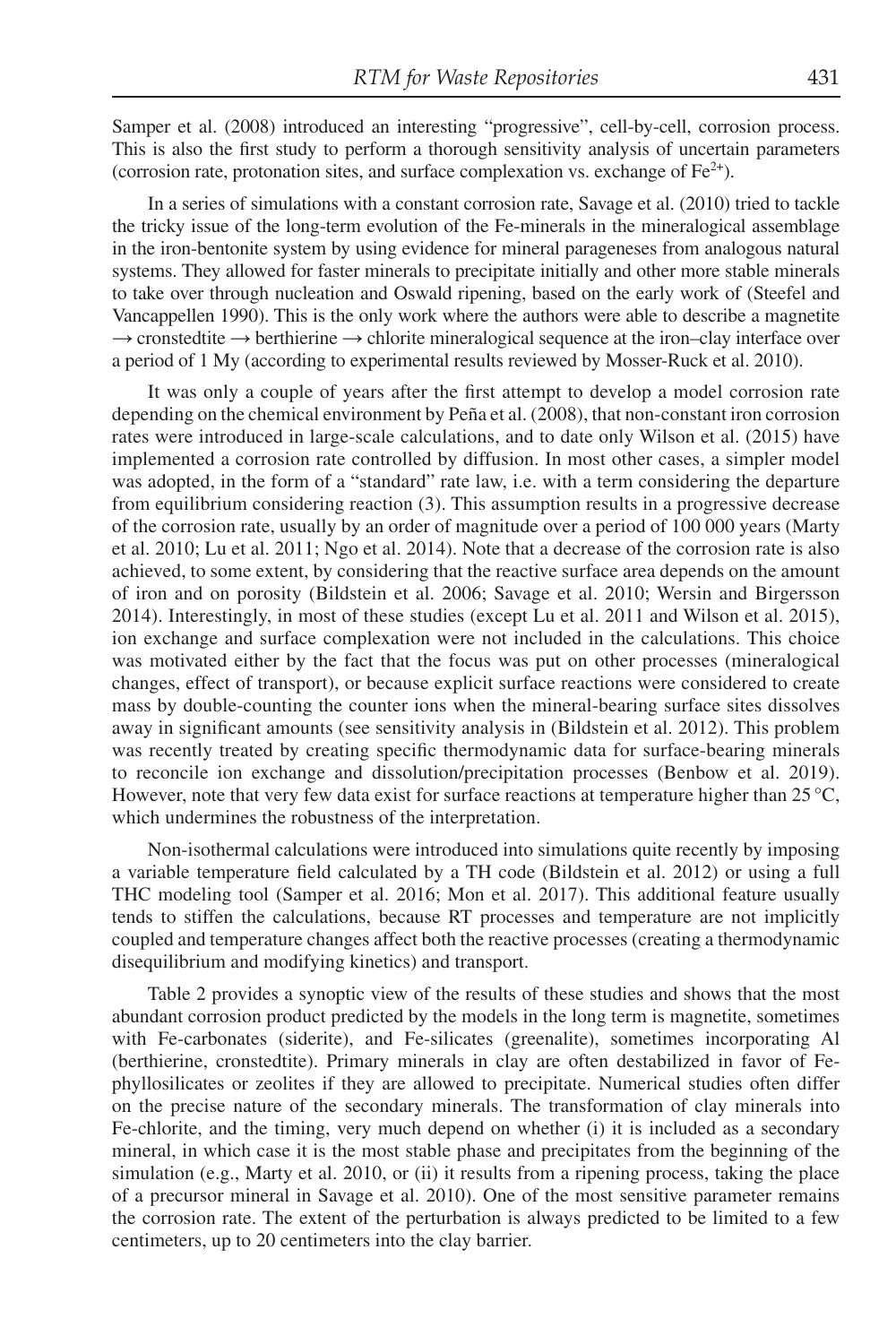Samper et al. (2008) introduced an interesting "progressive", cell-by-cell, corrosion process. This is also the first study to perform a thorough sensitivity analysis of uncertain parameters (corrosion rate, protonation sites, and surface complexation vs. exchange of $Fe^{2+}$).

In a series of simulations with a constant corrosion rate, Savage et al. (2010) tried to tackle the tricky issue of the long-term evolution of the Fe-minerals in the mineralogical assemblage in the iron-bentonite system by using evidence for mineral parageneses from analogous natural systems. They allowed for faster minerals to precipitate initially and other more stable minerals to take over through nucleation and Oswald ripening, based on the early work of (Steefel and Vancappellen 1990). This is the only work where the authors were able to describe a magnetite → cronstedtite → berthierine → chlorite mineralogical sequence at the iron–clay interface over a period of 1 My (according to experimental results reviewed by Mosser-Ruck et al. 2010).

It was only a couple of years after the first attempt to develop a model corrosion rate depending on the chemical environment by Peña et al. (2008), that non-constant iron corrosion rates were introduced in large-scale calculations, and to date only Wilson et al. (2015) have implemented a corrosion rate controlled by diffusion. In most other cases, a simpler model was adopted, in the form of a "standard" rate law, i.e. with a term considering the departure from equilibrium considering reaction (3). This assumption results in a progressive decrease of the corrosion rate, usually by an order of magnitude over a period of 100 000 years (Marty et al. 2010; Lu et al. 2011; Ngo et al. 2014). Note that a decrease of the corrosion rate is also achieved, to some extent, by considering that the reactive surface area depends on the amount of iron and on porosity (Bildstein et al. 2006; Savage et al. 2010; Wersin and Birgersson 2014). Interestingly, in most of these studies (except Lu et al. 2011 and Wilson et al. 2015), ion exchange and surface complexation were not included in the calculations. This choice was motivated either by the fact that the focus was put on other processes (mineralogical changes, effect of transport), or because explicit surface reactions were considered to create mass by double-counting the counter ions when the mineral-bearing surface sites dissolves away in significant amounts (see sensitivity analysis in (Bildstein et al. 2012). This problem was recently treated by creating specific thermodynamic data for surface-bearing minerals to reconcile ion exchange and dissolution/precipitation processes (Benbow et al. 2019). However, note that very few data exist for surface reactions at temperature higher than 25 °C, which undermines the robustness of the interpretation.

Non-isothermal calculations were introduced into simulations quite recently by imposing a variable temperature field calculated by a TH code (Bildstein et al. 2012) or using a full THC modeling tool (Samper et al. 2016; Mon et al. 2017). This additional feature usually tends to stiffen the calculations, because RT processes and temperature are not implicitly coupled and temperature changes affect both the reactive processes (creating a thermodynamic disequilibrium and modifying kinetics) and transport.

Table 2 provides a synoptic view of the results of these studies and shows that the most abundant corrosion product predicted by the models in the long term is magnetite, sometimes with Fe-carbonates (siderite), and Fe-silicates (greenalite), sometimes incorporating Al (berthierine, cronstedtite). Primary minerals in clay are often destabilized in favor of Fe-phyllosilicates or zeolites if they are allowed to precipitate. Numerical studies often differ on the precise nature of the secondary minerals. The transformation of clay minerals into Fe-chlorite, and the timing, very much depend on whether (i) it is included as a secondary mineral, in which case it is the most stable phase and precipitates from the beginning of the simulation (e.g., Marty et al. 2010, or (ii) it results from a ripening process, taking the place of a precursor mineral in Savage et al. 2010). One of the most sensitive parameter remains the corrosion rate. The extent of the perturbation is always predicted to be limited to a few centimeters, up to 20 centimeters into the clay barrier.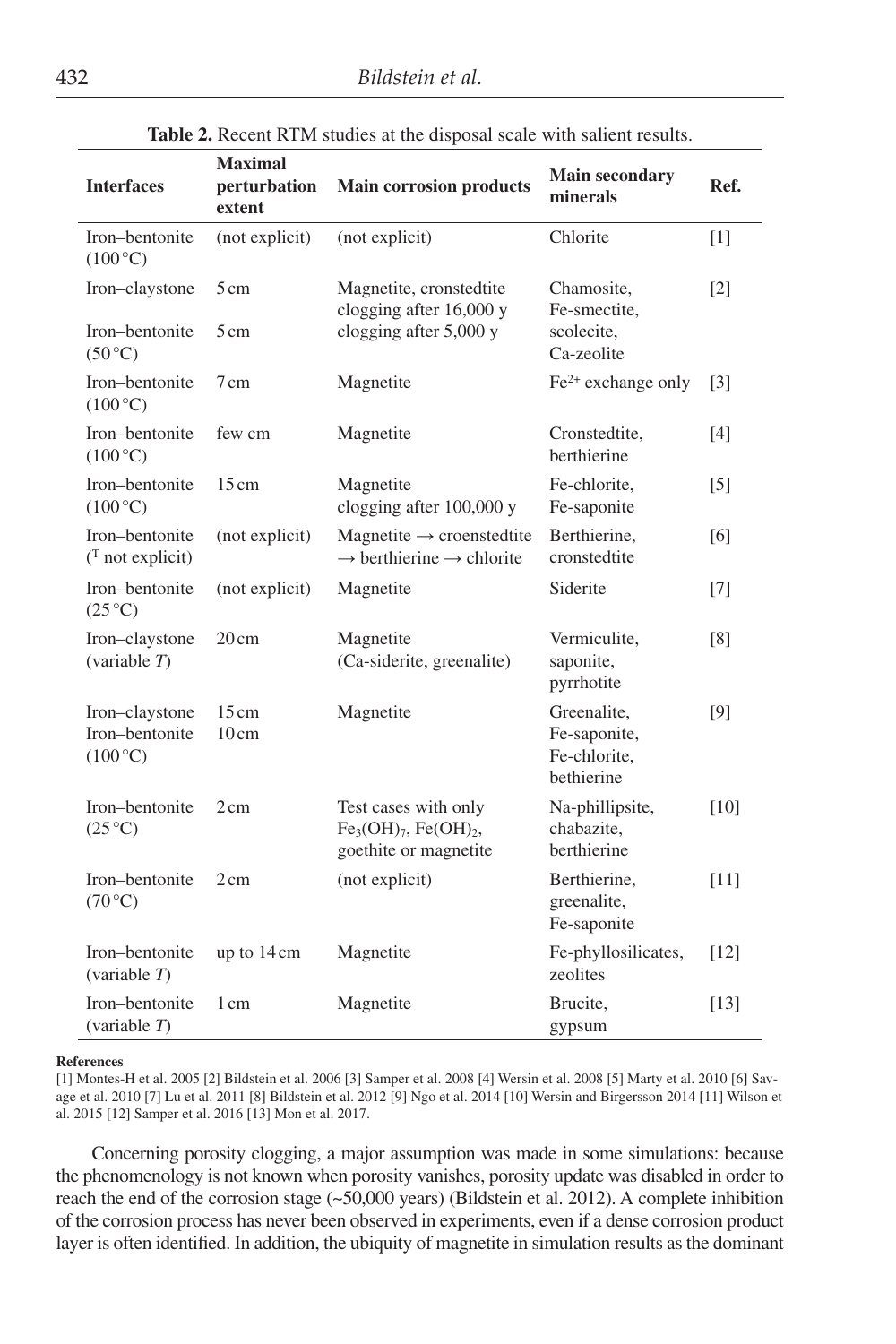**Table 2.** Recent RTM studies at the disposal scale with salient results.

| Interfaces | Maximal perturbation extent | Main corrosion products | Main secondary minerals | Ref. |
|---|---|---|---|---|
| Iron–bentonite (100 °C) | (not explicit) | (not explicit) | Chlorite | [1] |
| Iron–claystone<br>Iron–bentonite (50 °C) | 5 cm<br>5 cm | Magnetite, cronstedtite clogging after 16,000 y<br>clogging after 5,000 y | Chamosite, Fe-smectite, scolecite, Ca-zeolite | [2] |
| Iron–bentonite (100 °C) | 7 cm | Magnetite | $Fe^{2+}$ exchange only | [3] |
| Iron–bentonite (100 °C) | few cm | Magnetite | Cronstedtite, berthierine | [4] |
| Iron–bentonite (100 °C) | 15 cm | Magnetite clogging after 100,000 y | Fe-chlorite, Fe-saponite | [5] |
| Iron–bentonite (T not explicit) | (not explicit) | Magnetite → croenstedtite → berthierine → chlorite | Berthierine, cronstedtite | [6] |
| Iron–bentonite (25 °C) | (not explicit) | Magnetite | Siderite | [7] |
| Iron–claystone (variable *T*) | 20 cm | Magnetite (Ca-siderite, greenalite) | Vermiculite, saponite, pyrrhotite | [8] |
| Iron–claystone<br>Iron–bentonite (100 °C) | 15 cm<br>10 cm | Magnetite | Greenalite, Fe-saponite, Fe-chlorite, bethierine | [9] |
| Iron–bentonite (25 °C) | 2 cm | Test cases with only $Fe_3(OH)_7$, $Fe(OH)_2$, goethite or magnetite | Na-phillipsite, chabazite, berthierine | [10] |
| Iron–bentonite (70 °C) | 2 cm | (not explicit) | Berthierine, greenalite, Fe-saponite | [11] |
| Iron–bentonite (variable *T*) | up to 14 cm | Magnetite | Fe-phyllosilicates, zeolites | [12] |
| Iron–bentonite (variable *T*) | 1 cm | Magnetite | Brucite, gypsum | [13] |

**References**

[1] Montes-H et al. 2005 [2] Bildstein et al. 2006 [3] Samper et al. 2008 [4] Wersin et al. 2008 [5] Marty et al. 2010 [6] Savage et al. 2010 [7] Lu et al. 2011 [8] Bildstein et al. 2012 [9] Ngo et al. 2014 [10] Wersin and Birgersson 2014 [11] Wilson et al. 2015 [12] Samper et al. 2016 [13] Mon et al. 2017.

Concerning porosity clogging, a major assumption was made in some simulations: because the phenomenology is not known when porosity vanishes, porosity update was disabled in order to reach the end of the corrosion stage (~50,000 years) (Bildstein et al. 2012). A complete inhibition of the corrosion process has never been observed in experiments, even if a dense corrosion product layer is often identified. In addition, the ubiquity of magnetite in simulation results as the dominant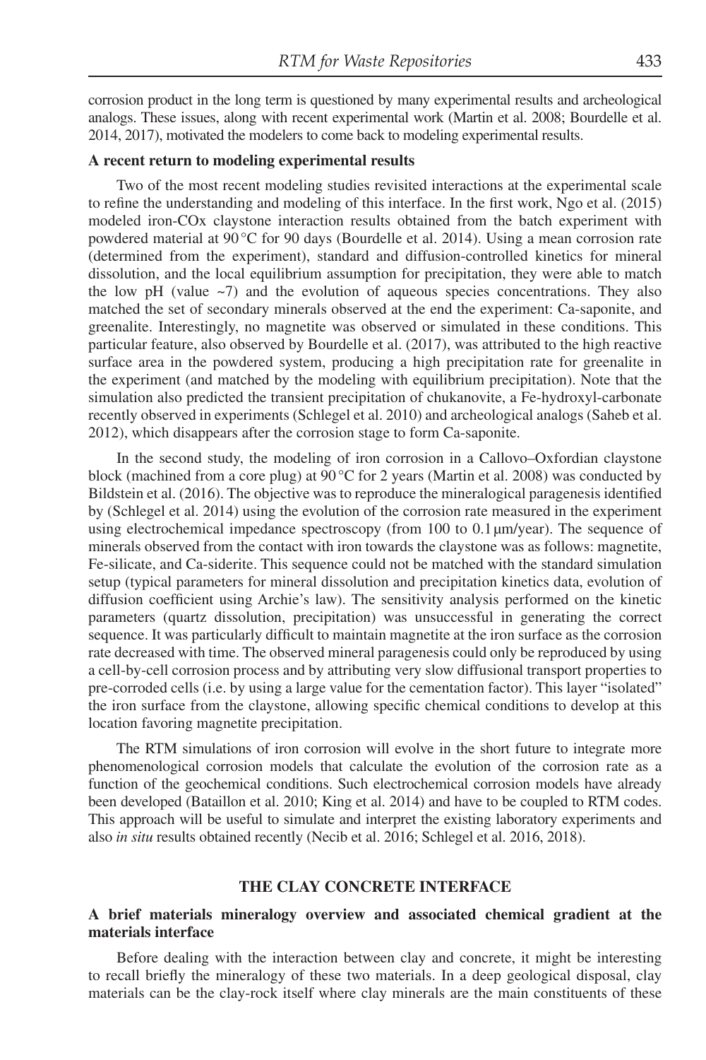corrosion product in the long term is questioned by many experimental results and archeological analogs. These issues, along with recent experimental work (Martin et al. 2008; Bourdelle et al. 2014, 2017), motivated the modelers to come back to modeling experimental results.

**A recent return to modeling experimental results**

Two of the most recent modeling studies revisited interactions at the experimental scale to refine the understanding and modeling of this interface. In the first work, Ngo et al. (2015) modeled iron-COx claystone interaction results obtained from the batch experiment with powdered material at 90 °C for 90 days (Bourdelle et al. 2014). Using a mean corrosion rate (determined from the experiment), standard and diffusion-controlled kinetics for mineral dissolution, and the local equilibrium assumption for precipitation, they were able to match the low pH (value ~7) and the evolution of aqueous species concentrations. They also matched the set of secondary minerals observed at the end the experiment: Ca-saponite, and greenalite. Interestingly, no magnetite was observed or simulated in these conditions. This particular feature, also observed by Bourdelle et al. (2017), was attributed to the high reactive surface area in the powdered system, producing a high precipitation rate for greenalite in the experiment (and matched by the modeling with equilibrium precipitation). Note that the simulation also predicted the transient precipitation of chukanovite, a Fe-hydroxyl-carbonate recently observed in experiments (Schlegel et al. 2010) and archeological analogs (Saheb et al. 2012), which disappears after the corrosion stage to form Ca-saponite.

In the second study, the modeling of iron corrosion in a Callovo–Oxfordian claystone block (machined from a core plug) at 90 °C for 2 years (Martin et al. 2008) was conducted by Bildstein et al. (2016). The objective was to reproduce the mineralogical paragenesis identified by (Schlegel et al. 2014) using the evolution of the corrosion rate measured in the experiment using electrochemical impedance spectroscopy (from 100 to 0.1 μm/year). The sequence of minerals observed from the contact with iron towards the claystone was as follows: magnetite, Fe-silicate, and Ca-siderite. This sequence could not be matched with the standard simulation setup (typical parameters for mineral dissolution and precipitation kinetics data, evolution of diffusion coefficient using Archie's law). The sensitivity analysis performed on the kinetic parameters (quartz dissolution, precipitation) was unsuccessful in generating the correct sequence. It was particularly difficult to maintain magnetite at the iron surface as the corrosion rate decreased with time. The observed mineral paragenesis could only be reproduced by using a cell-by-cell corrosion process and by attributing very slow diffusional transport properties to pre-corroded cells (i.e. by using a large value for the cementation factor). This layer "isolated" the iron surface from the claystone, allowing specific chemical conditions to develop at this location favoring magnetite precipitation.

The RTM simulations of iron corrosion will evolve in the short future to integrate more phenomenological corrosion models that calculate the evolution of the corrosion rate as a function of the geochemical conditions. Such electrochemical corrosion models have already been developed (Bataillon et al. 2010; King et al. 2014) and have to be coupled to RTM codes. This approach will be useful to simulate and interpret the existing laboratory experiments and also *in situ* results obtained recently (Necib et al. 2016; Schlegel et al. 2016, 2018).

## THE CLAY CONCRETE INTERFACE

**A brief materials mineralogy overview and associated chemical gradient at the materials interface**

Before dealing with the interaction between clay and concrete, it might be interesting to recall briefly the mineralogy of these two materials. In a deep geological disposal, clay materials can be the clay-rock itself where clay minerals are the main constituents of these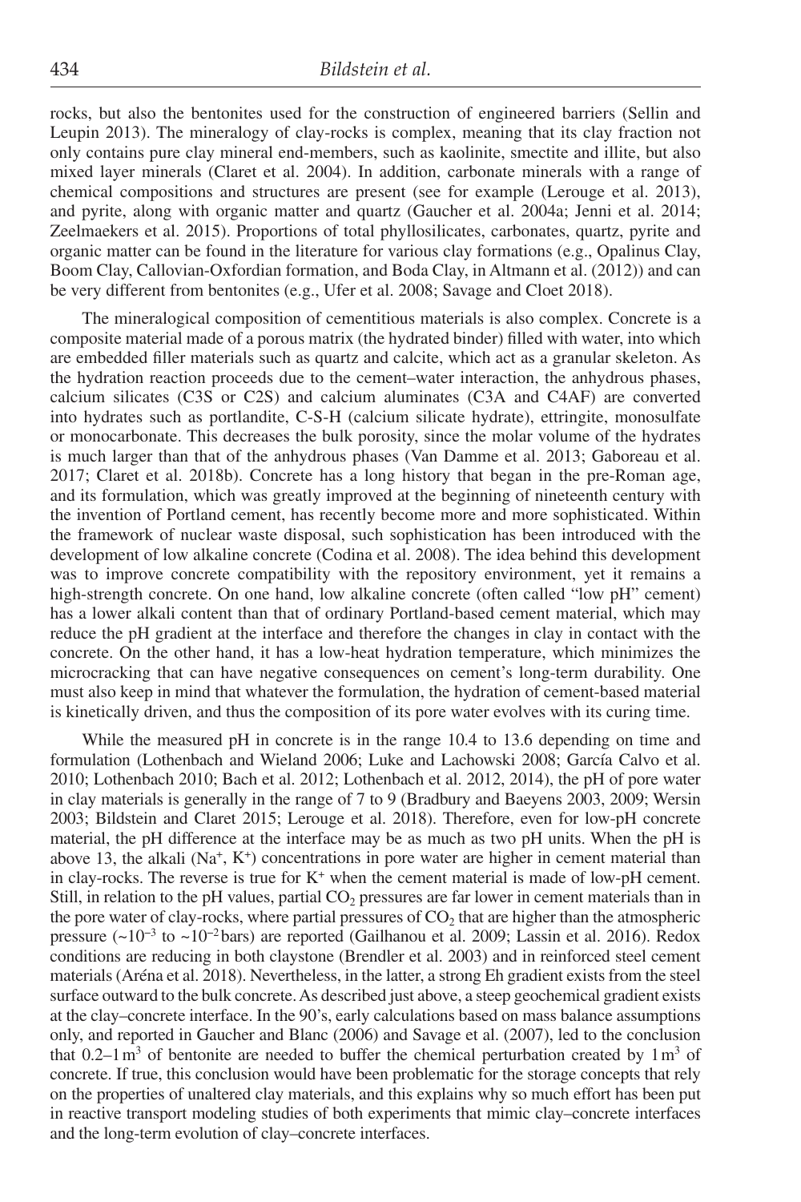rocks, but also the bentonites used for the construction of engineered barriers (Sellin and Leupin 2013). The mineralogy of clay-rocks is complex, meaning that its clay fraction not only contains pure clay mineral end-members, such as kaolinite, smectite and illite, but also mixed layer minerals (Claret et al. 2004). In addition, carbonate minerals with a range of chemical compositions and structures are present (see for example (Lerouge et al. 2013), and pyrite, along with organic matter and quartz (Gaucher et al. 2004a; Jenni et al. 2014; Zeelmaekers et al. 2015). Proportions of total phyllosilicates, carbonates, quartz, pyrite and organic matter can be found in the literature for various clay formations (e.g., Opalinus Clay, Boom Clay, Callovian-Oxfordian formation, and Boda Clay, in Altmann et al. (2012)) and can be very different from bentonites (e.g., Ufer et al. 2008; Savage and Cloet 2018).

The mineralogical composition of cementitious materials is also complex. Concrete is a composite material made of a porous matrix (the hydrated binder) filled with water, into which are embedded filler materials such as quartz and calcite, which act as a granular skeleton. As the hydration reaction proceeds due to the cement–water interaction, the anhydrous phases, calcium silicates (C3S or C2S) and calcium aluminates (C3A and C4AF) are converted into hydrates such as portlandite, C-S-H (calcium silicate hydrate), ettringite, monosulfate or monocarbonate. This decreases the bulk porosity, since the molar volume of the hydrates is much larger than that of the anhydrous phases (Van Damme et al. 2013; Gaboreau et al. 2017; Claret et al. 2018b). Concrete has a long history that began in the pre-Roman age, and its formulation, which was greatly improved at the beginning of nineteenth century with the invention of Portland cement, has recently become more and more sophisticated. Within the framework of nuclear waste disposal, such sophistication has been introduced with the development of low alkaline concrete (Codina et al. 2008). The idea behind this development was to improve concrete compatibility with the repository environment, yet it remains a high-strength concrete. On one hand, low alkaline concrete (often called "low pH" cement) has a lower alkali content than that of ordinary Portland-based cement material, which may reduce the pH gradient at the interface and therefore the changes in clay in contact with the concrete. On the other hand, it has a low-heat hydration temperature, which minimizes the microcracking that can have negative consequences on cement's long-term durability. One must also keep in mind that whatever the formulation, the hydration of cement-based material is kinetically driven, and thus the composition of its pore water evolves with its curing time.

While the measured pH in concrete is in the range 10.4 to 13.6 depending on time and formulation (Lothenbach and Wieland 2006; Luke and Lachowski 2008; García Calvo et al. 2010; Lothenbach 2010; Bach et al. 2012; Lothenbach et al. 2012, 2014), the pH of pore water in clay materials is generally in the range of 7 to 9 (Bradbury and Baeyens 2003, 2009; Wersin 2003; Bildstein and Claret 2015; Lerouge et al. 2018). Therefore, even for low-pH concrete material, the pH difference at the interface may be as much as two pH units. When the pH is above 13, the alkali ($Na^+$, $K^+$) concentrations in pore water are higher in cement material than in clay-rocks. The reverse is true for $K^+$ when the cement material is made of low-pH cement. Still, in relation to the pH values, partial $CO_2$ pressures are far lower in cement materials than in the pore water of clay-rocks, where partial pressures of $CO_2$ that are higher than the atmospheric pressure (~$10^{-3}$ to ~$10^{-2}$ bars) are reported (Gailhanou et al. 2009; Lassin et al. 2016). Redox conditions are reducing in both claystone (Brendler et al. 2003) and in reinforced steel cement materials (Aréna et al. 2018). Nevertheless, in the latter, a strong Eh gradient exists from the steel surface outward to the bulk concrete. As described just above, a steep geochemical gradient exists at the clay–concrete interface. In the 90's, early calculations based on mass balance assumptions only, and reported in Gaucher and Blanc (2006) and Savage et al. (2007), led to the conclusion that 0.2–1 $m^3$ of bentonite are needed to buffer the chemical perturbation created by 1 $m^3$ of concrete. If true, this conclusion would have been problematic for the storage concepts that rely on the properties of unaltered clay materials, and this explains why so much effort has been put in reactive transport modeling studies of both experiments that mimic clay–concrete interfaces and the long-term evolution of clay–concrete interfaces.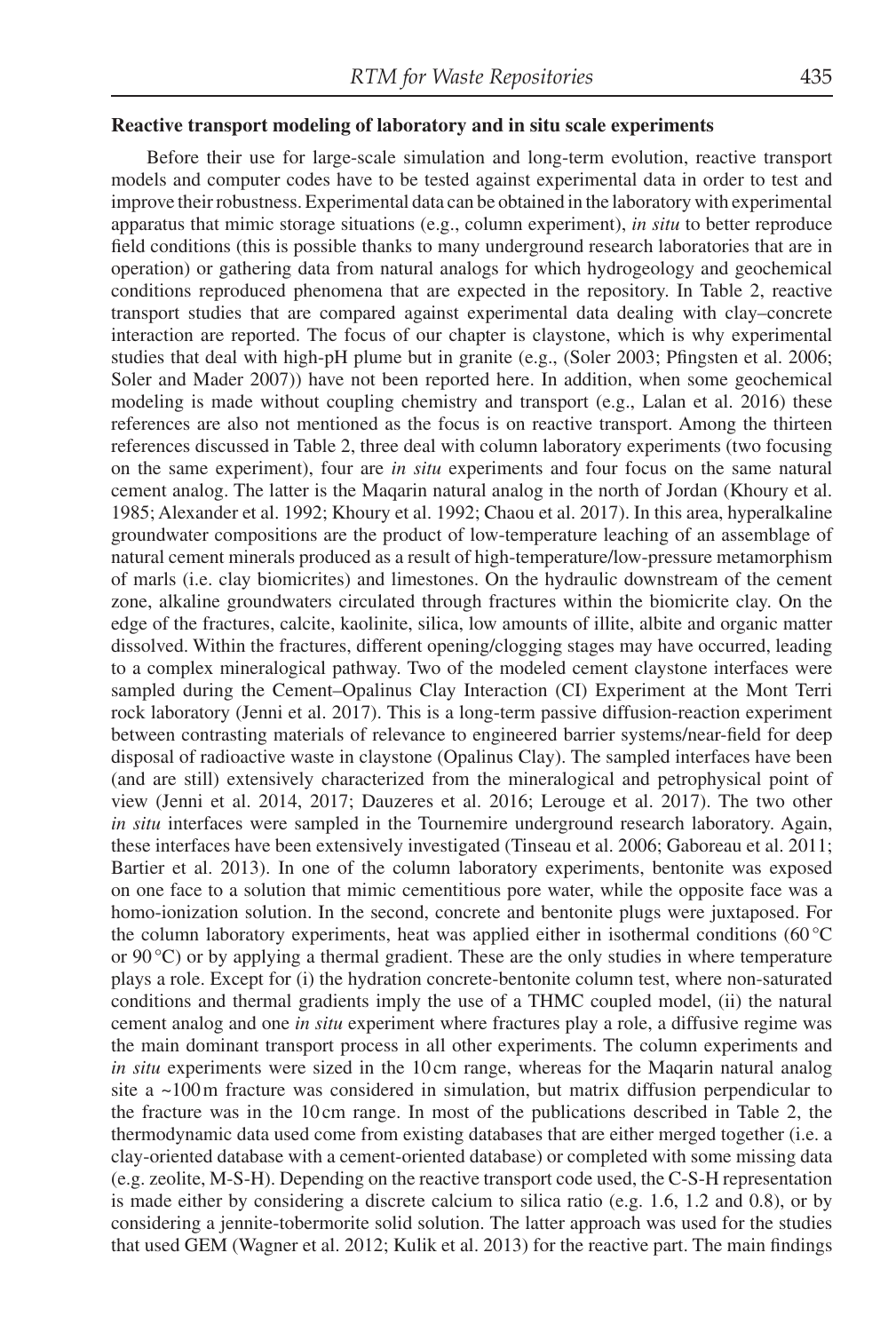**Reactive transport modeling of laboratory and in situ scale experiments**

Before their use for large-scale simulation and long-term evolution, reactive transport models and computer codes have to be tested against experimental data in order to test and improve their robustness. Experimental data can be obtained in the laboratory with experimental apparatus that mimic storage situations (e.g., column experiment), *in situ* to better reproduce field conditions (this is possible thanks to many underground research laboratories that are in operation) or gathering data from natural analogs for which hydrogeology and geochemical conditions reproduced phenomena that are expected in the repository. In Table 2, reactive transport studies that are compared against experimental data dealing with clay–concrete interaction are reported. The focus of our chapter is claystone, which is why experimental studies that deal with high-pH plume but in granite (e.g., (Soler 2003; Pfingsten et al. 2006; Soler and Mader 2007)) have not been reported here. In addition, when some geochemical modeling is made without coupling chemistry and transport (e.g., Lalan et al. 2016) these references are also not mentioned as the focus is on reactive transport. Among the thirteen references discussed in Table 2, three deal with column laboratory experiments (two focusing on the same experiment), four are *in situ* experiments and four focus on the same natural cement analog. The latter is the Maqarin natural analog in the north of Jordan (Khoury et al. 1985; Alexander et al. 1992; Khoury et al. 1992; Chaou et al. 2017). In this area, hyperalkaline groundwater compositions are the product of low-temperature leaching of an assemblage of natural cement minerals produced as a result of high-temperature/low-pressure metamorphism of marls (i.e. clay biomicrites) and limestones. On the hydraulic downstream of the cement zone, alkaline groundwaters circulated through fractures within the biomicrite clay. On the edge of the fractures, calcite, kaolinite, silica, low amounts of illite, albite and organic matter dissolved. Within the fractures, different opening/clogging stages may have occurred, leading to a complex mineralogical pathway. Two of the modeled cement claystone interfaces were sampled during the Cement–Opalinus Clay Interaction (CI) Experiment at the Mont Terri rock laboratory (Jenni et al. 2017). This is a long-term passive diffusion-reaction experiment between contrasting materials of relevance to engineered barrier systems/near-field for deep disposal of radioactive waste in claystone (Opalinus Clay). The sampled interfaces have been (and are still) extensively characterized from the mineralogical and petrophysical point of view (Jenni et al. 2014, 2017; Dauzeres et al. 2016; Lerouge et al. 2017). The two other *in situ* interfaces were sampled in the Tournemire underground research laboratory. Again, these interfaces have been extensively investigated (Tinseau et al. 2006; Gaboreau et al. 2011; Bartier et al. 2013). In one of the column laboratory experiments, bentonite was exposed on one face to a solution that mimic cementitious pore water, while the opposite face was a homo-ionization solution. In the second, concrete and bentonite plugs were juxtaposed. For the column laboratory experiments, heat was applied either in isothermal conditions (60 °C or 90 °C) or by applying a thermal gradient. These are the only studies in where temperature plays a role. Except for (i) the hydration concrete-bentonite column test, where non-saturated conditions and thermal gradients imply the use of a THMC coupled model, (ii) the natural cement analog and one *in situ* experiment where fractures play a role, a diffusive regime was the main dominant transport process in all other experiments. The column experiments and *in situ* experiments were sized in the 10 cm range, whereas for the Maqarin natural analog site a ~100 m fracture was considered in simulation, but matrix diffusion perpendicular to the fracture was in the 10 cm range. In most of the publications described in Table 2, the thermodynamic data used come from existing databases that are either merged together (i.e. a clay-oriented database with a cement-oriented database) or completed with some missing data (e.g. zeolite, M-S-H). Depending on the reactive transport code used, the C-S-H representation is made either by considering a discrete calcium to silica ratio (e.g. 1.6, 1.2 and 0.8), or by considering a jennite-tobermorite solid solution. The latter approach was used for the studies that used GEM (Wagner et al. 2012; Kulik et al. 2013) for the reactive part. The main findings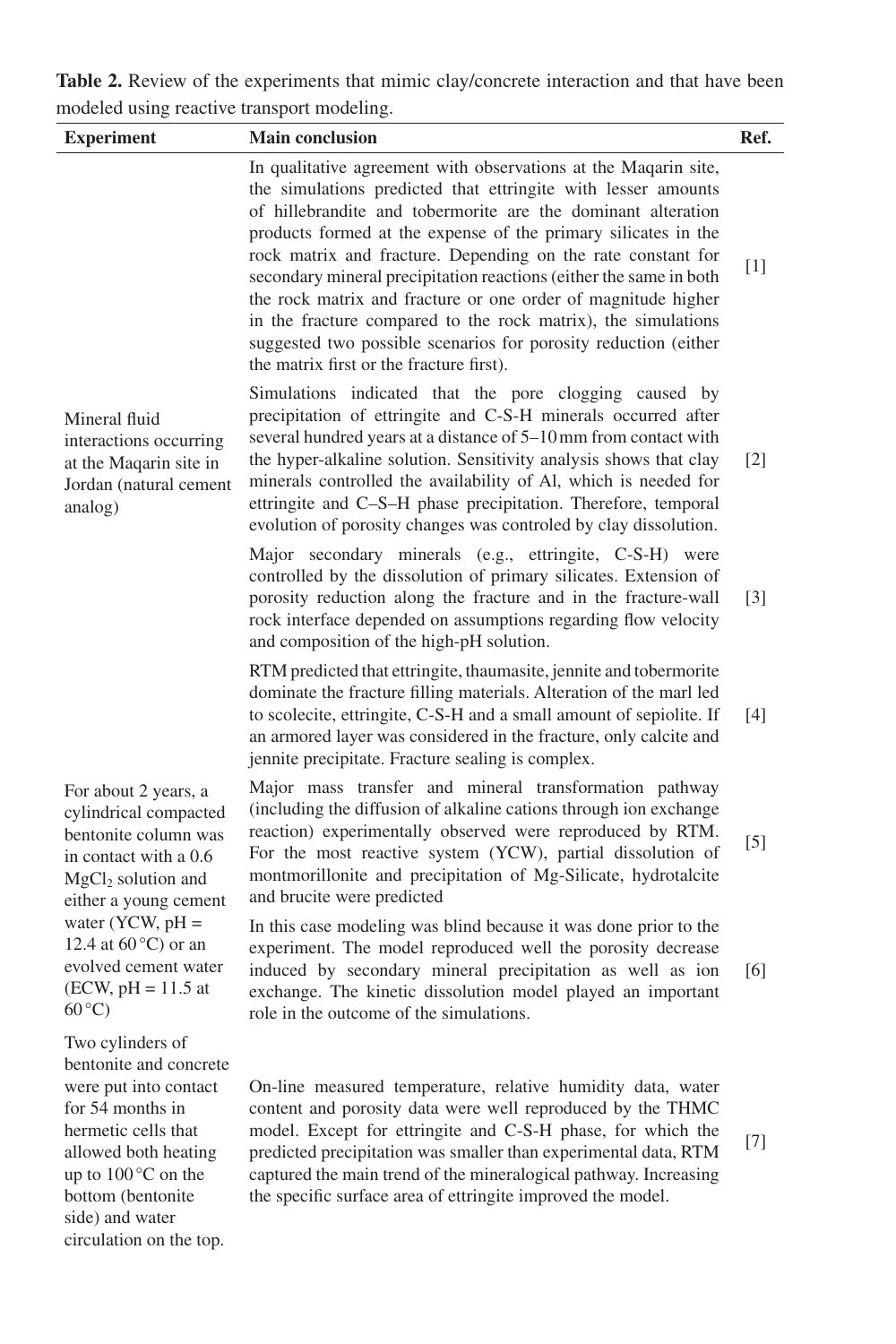**Table 2.** Review of the experiments that mimic clay/concrete interaction and that have been modeled using reactive transport modeling.

| Experiment | Main conclusion | Ref. |
|---|---|---|
| Mineral fluid interactions occurring at the Maqarin site in Jordan (natural cement analog) | In qualitative agreement with observations at the Maqarin site, the simulations predicted that ettringite with lesser amounts of hillebrandite and tobermorite are the dominant alteration products formed at the expense of the primary silicates in the rock matrix and fracture. Depending on the rate constant for secondary mineral precipitation reactions (either the same in both the rock matrix and fracture or one order of magnitude higher in the fracture compared to the rock matrix), the simulations suggested two possible scenarios for porosity reduction (either the matrix first or the fracture first). | [1] |
| | Simulations indicated that the pore clogging caused by precipitation of ettringite and C-S-H minerals occurred after several hundred years at a distance of 5–10 mm from contact with the hyper-alkaline solution. Sensitivity analysis shows that clay minerals controlled the availability of Al, which is needed for ettringite and C–S–H phase precipitation. Therefore, temporal evolution of porosity changes was controled by clay dissolution. | [2] |
| | Major secondary minerals (e.g., ettringite, C-S-H) were controlled by the dissolution of primary silicates. Extension of porosity reduction along the fracture and in the fracture-wall rock interface depended on assumptions regarding flow velocity and composition of the high-pH solution. | [3] |
| | RTM predicted that ettringite, thaumasite, jennite and tobermorite dominate the fracture filling materials. Alteration of the marl led to scolecite, ettringite, C-S-H and a small amount of sepiolite. If an armored layer was considered in the fracture, only calcite and jennite precipitate. Fracture sealing is complex. | [4] |
| For about 2 years, a cylindrical compacted bentonite column was in contact with a 0.6 $MgCl_2$ solution and either a young cement water (YCW, pH = 12.4 at 60 °C) or an evolved cement water (ECW, pH = 11.5 at 60 °C) | Major mass transfer and mineral transformation pathway (including the diffusion of alkaline cations through ion exchange reaction) experimentally observed were reproduced by RTM. For the most reactive system (YCW), partial dissolution of montmorillonite and precipitation of Mg-Silicate, hydrotalcite and brucite were predicted | [5] |
| | In this case modeling was blind because it was done prior to the experiment. The model reproduced well the porosity decrease induced by secondary mineral precipitation as well as ion exchange. The kinetic dissolution model played an important role in the outcome of the simulations. | [6] |
| Two cylinders of bentonite and concrete were put into contact for 54 months in hermetic cells that allowed both heating up to 100 °C on the bottom (bentonite side) and water circulation on the top. | On-line measured temperature, relative humidity data, water content and porosity data were well reproduced by the THMC model. Except for ettringite and C-S-H phase, for which the predicted precipitation was smaller than experimental data, RTM captured the main trend of the mineralogical pathway. Increasing the specific surface area of ettringite improved the model. | [7] |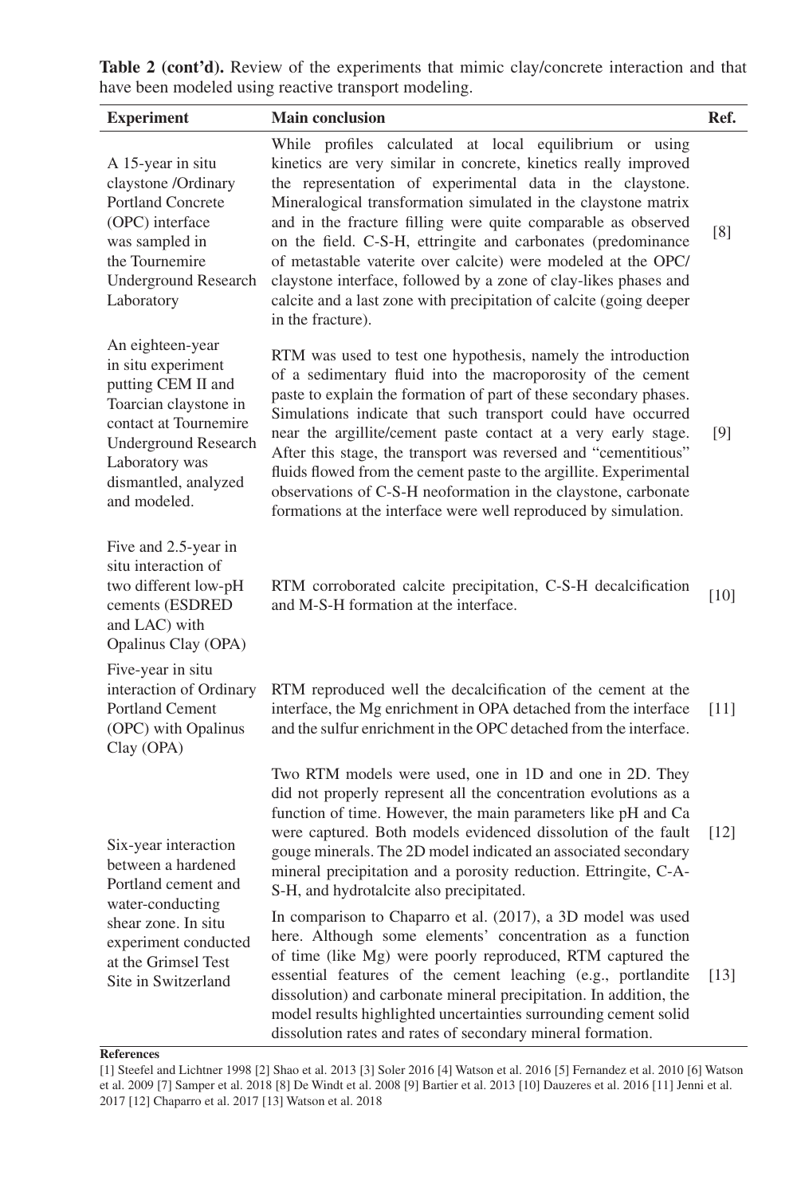**Table 2 (cont'd).** Review of the experiments that mimic clay/concrete interaction and that have been modeled using reactive transport modeling.

| Experiment | Main conclusion | Ref. |
|---|---|---|
| A 15-year in situ claystone /Ordinary Portland Concrete (OPC) interface was sampled in the Tournemire Underground Research Laboratory | While profiles calculated at local equilibrium or using kinetics are very similar in concrete, kinetics really improved the representation of experimental data in the claystone. Mineralogical transformation simulated in the claystone matrix and in the fracture filling were quite comparable as observed on the field. C-S-H, ettringite and carbonates (predominance of metastable vaterite over calcite) were modeled at the OPC/claystone interface, followed by a zone of clay-likes phases and calcite and a last zone with precipitation of calcite (going deeper in the fracture). | [8] |
| An eighteen-year in situ experiment putting CEM II and Toarcian claystone in contact at Tournemire Underground Research Laboratory was dismantled, analyzed and modeled. | RTM was used to test one hypothesis, namely the introduction of a sedimentary fluid into the macroporosity of the cement paste to explain the formation of part of these secondary phases. Simulations indicate that such transport could have occurred near the argillite/cement paste contact at a very early stage. After this stage, the transport was reversed and "cementitious" fluids flowed from the cement paste to the argillite. Experimental observations of C-S-H neoformation in the claystone, carbonate formations at the interface were well reproduced by simulation. | [9] |
| Five and 2.5-year in situ interaction of two different low-pH cements (ESDRED and LAC) with Opalinus Clay (OPA) | RTM corroborated calcite precipitation, C-S-H decalcification and M-S-H formation at the interface. | [10] |
| Five-year in situ interaction of Ordinary Portland Cement (OPC) with Opalinus Clay (OPA) | RTM reproduced well the decalcification of the cement at the interface, the Mg enrichment in OPA detached from the interface and the sulfur enrichment in the OPC detached from the interface. | [11] |
| Six-year interaction between a hardened Portland cement and water-conducting shear zone. In situ experiment conducted at the Grimsel Test Site in Switzerland | Two RTM models were used, one in 1D and one in 2D. They did not properly represent all the concentration evolutions as a function of time. However, the main parameters like pH and Ca were captured. Both models evidenced dissolution of the fault gouge minerals. The 2D model indicated an associated secondary mineral precipitation and a porosity reduction. Ettringite, C-A-S-H, and hydrotalcite also precipitated. | [12] |
| | In comparison to Chaparro et al. (2017), a 3D model was used here. Although some elements' concentration as a function of time (like Mg) were poorly reproduced, RTM captured the essential features of the cement leaching (e.g., portlandite dissolution) and carbonate mineral precipitation. In addition, the model results highlighted uncertainties surrounding cement solid dissolution rates and rates of secondary mineral formation. | [13] |

**References**

[1] Steefel and Lichtner 1998 [2] Shao et al. 2013 [3] Soler 2016 [4] Watson et al. 2016 [5] Fernandez et al. 2010 [6] Watson et al. 2009 [7] Samper et al. 2018 [8] De Windt et al. 2008 [9] Bartier et al. 2013 [10] Dauzeres et al. 2016 [11] Jenni et al. 2017 [12] Chaparro et al. 2017 [13] Watson et al. 2018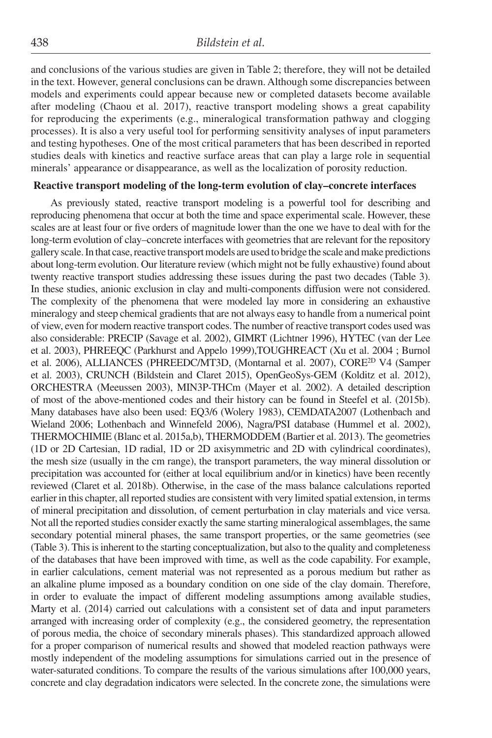and conclusions of the various studies are given in Table 2; therefore, they will not be detailed in the text. However, general conclusions can be drawn. Although some discrepancies between models and experiments could appear because new or completed datasets become available after modeling (Chaou et al. 2017), reactive transport modeling shows a great capability for reproducing the experiments (e.g., mineralogical transformation pathway and clogging processes). It is also a very useful tool for performing sensitivity analyses of input parameters and testing hypotheses. One of the most critical parameters that has been described in reported studies deals with kinetics and reactive surface areas that can play a large role in sequential minerals' appearance or disappearance, as well as the localization of porosity reduction.

**Reactive transport modeling of the long-term evolution of clay–concrete interfaces**

As previously stated, reactive transport modeling is a powerful tool for describing and reproducing phenomena that occur at both the time and space experimental scale. However, these scales are at least four or five orders of magnitude lower than the one we have to deal with for the long-term evolution of clay–concrete interfaces with geometries that are relevant for the repository gallery scale. In that case, reactive transport models are used to bridge the scale and make predictions about long-term evolution. Our literature review (which might not be fully exhaustive) found about twenty reactive transport studies addressing these issues during the past two decades (Table 3). In these studies, anionic exclusion in clay and multi-components diffusion were not considered. The complexity of the phenomena that were modeled lay more in considering an exhaustive mineralogy and steep chemical gradients that are not always easy to handle from a numerical point of view, even for modern reactive transport codes. The number of reactive transport codes used was also considerable: PRECIP (Savage et al. 2002), GIMRT (Lichtner 1996), HYTEC (van der Lee et al. 2003), PHREEQC (Parkhurst and Appelo 1999),TOUGHREACT (Xu et al. 2004 ; Burnol et al. 2006), ALLIANCES (PHREEDC/MT3D, (Montarnal et al. 2007), CORE$^{2D}$ V4 (Samper et al. 2003), CRUNCH (Bildstein and Claret 2015), OpenGeoSys-GEM (Kolditz et al. 2012), ORCHESTRA (Meeussen 2003), MIN3P-THCm (Mayer et al. 2002). A detailed description of most of the above-mentioned codes and their history can be found in Steefel et al. (2015b). Many databases have also been used: EQ3/6 (Wolery 1983), CEMDATA2007 (Lothenbach and Wieland 2006; Lothenbach and Winnefeld 2006), Nagra/PSI database (Hummel et al. 2002), THERMOCHIMIE (Blanc et al. 2015a,b), THERMODDEM (Bartier et al. 2013). The geometries (1D or 2D Cartesian, 1D radial, 1D or 2D axisymmetric and 2D with cylindrical coordinates), the mesh size (usually in the cm range), the transport parameters, the way mineral dissolution or precipitation was accounted for (either at local equilibrium and/or in kinetics) have been recently reviewed (Claret et al. 2018b). Otherwise, in the case of the mass balance calculations reported earlier in this chapter, all reported studies are consistent with very limited spatial extension, in terms of mineral precipitation and dissolution, of cement perturbation in clay materials and vice versa. Not all the reported studies consider exactly the same starting mineralogical assemblages, the same secondary potential mineral phases, the same transport properties, or the same geometries (see (Table 3). This is inherent to the starting conceptualization, but also to the quality and completeness of the databases that have been improved with time, as well as the code capability. For example, in earlier calculations, cement material was not represented as a porous medium but rather as an alkaline plume imposed as a boundary condition on one side of the clay domain. Therefore, in order to evaluate the impact of different modeling assumptions among available studies, Marty et al. (2014) carried out calculations with a consistent set of data and input parameters arranged with increasing order of complexity (e.g., the considered geometry, the representation of porous media, the choice of secondary minerals phases). This standardized approach allowed for a proper comparison of numerical results and showed that modeled reaction pathways were mostly independent of the modeling assumptions for simulations carried out in the presence of water-saturated conditions. To compare the results of the various simulations after 100,000 years, concrete and clay degradation indicators were selected. In the concrete zone, the simulations were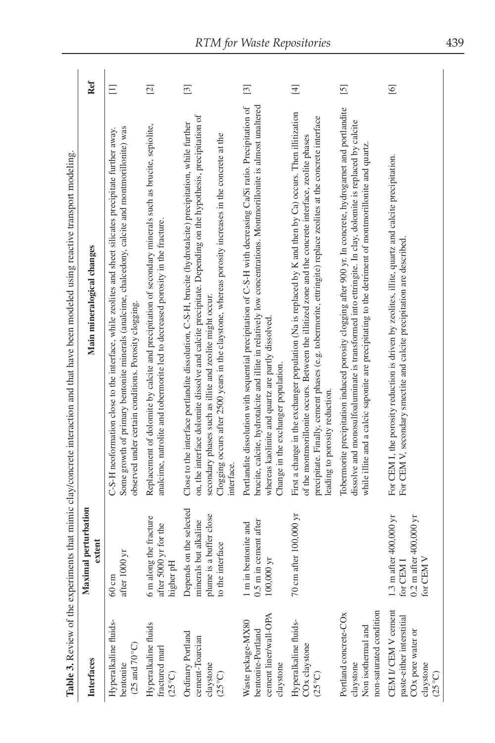**Table 3.** Review of the experiments that mimic clay/concrete interaction and that have been modeled using reactive transport modeling.

| Interfaces | Maximal perturbation extent | Main mineralogical changes | Ref |
|---|---|---|---|
| Hyperalkaline fluids-bentonite (25 and 70°C) | 60 cm after 1000 yr | C-S-H neoformation close to the interface, while zeolites and sheet silicates precipitate further away. Some growth of primary bentonite minerals (analcime, chalcedony, calcite and montmorillonite) was observed under certain conditions. Porosity clogging. | [1] |
| Hyperalkaline fluids fractured marl (25°C) | 6 m along the fracture after 5000 yr for the higher pH | Replacement of dolomite by calcite and precipitation of secondary minerals such as brucite, sepiolite, analcime, natrolite and tobermorite led to decreased porosity in the fracture. | [2] |
| Ordinary Portland cement-Toarcian claystone (25°C) | Depends on the selected minerals but alkaline plume is a buffer close to the interface | Close to the interface portlandite dissolution, C-S-H, brucite (hydrotalcite) precipitation, while further on, the interface dolomite dissolve and calcite precipitate. Depending on the hypothesis, precipitation of secondary phases such as illite and zeolite might occur. Clogging occurs after 2500 years in the claystone, whereas porosity increases in the concrete at the interface. | [3] |
| Waste pckage-MX80 bentonite-Portland cement liner/wall-OPA claystone | 1 m in bentonite and 0.5 m in cement after 100,000 yr | Portlandite dissolution with sequential precipitation of C-S-H with decreasing Ca/Si ratio. Precipitation of brucite, calcite, hydrotalcite and illite in relatively low concentrations. Montmorillonite is almost unaltered whereas kaolinite and quartz are partly dissolved. Change in the exchanger population. | [3] |
| Hyperalkaline fluids-COx claystone (25°C) | 70 cm after 100,000 yr | First a change in the exchanger population (Na is replaced by K and then by Ca) occurs. Then illitization of the montmorillonite occurs. Between the illitized zone and the concrete interface, zeolite phases precipitate. Finally, cement phases (e.g. tobermorite, ettringite) replace zeolites at the concrete interface leading to porosity reduction. | [4] |
| Portland concrete-COx claystone Non isothermal and non-saturated condition | | Tobermorite precipitation induced porosity clogging after 900 yr. In concrete, hydrogarnet and portlandite dissolve and monosulfoaluminate is transformed into ettringite. In clay, dolomite is replaced by calcite while illite and a calcic saponite are precipitating to the detriment of montmorillonite and quartz. | [5] |
| CEM I/ CEM V cement paste-either interstitial COx pore water or claystone (25°C) | 1.3 m after 400,000 yr for CEM I<br>0.2 m after 400,000 yr for CEM V | For CEM I, the porosity reduction is driven by zeolites, illite, quartz and calcite precipitation.<br>For CEM V, secondary smectite and calcite precipitation are described. | [6] |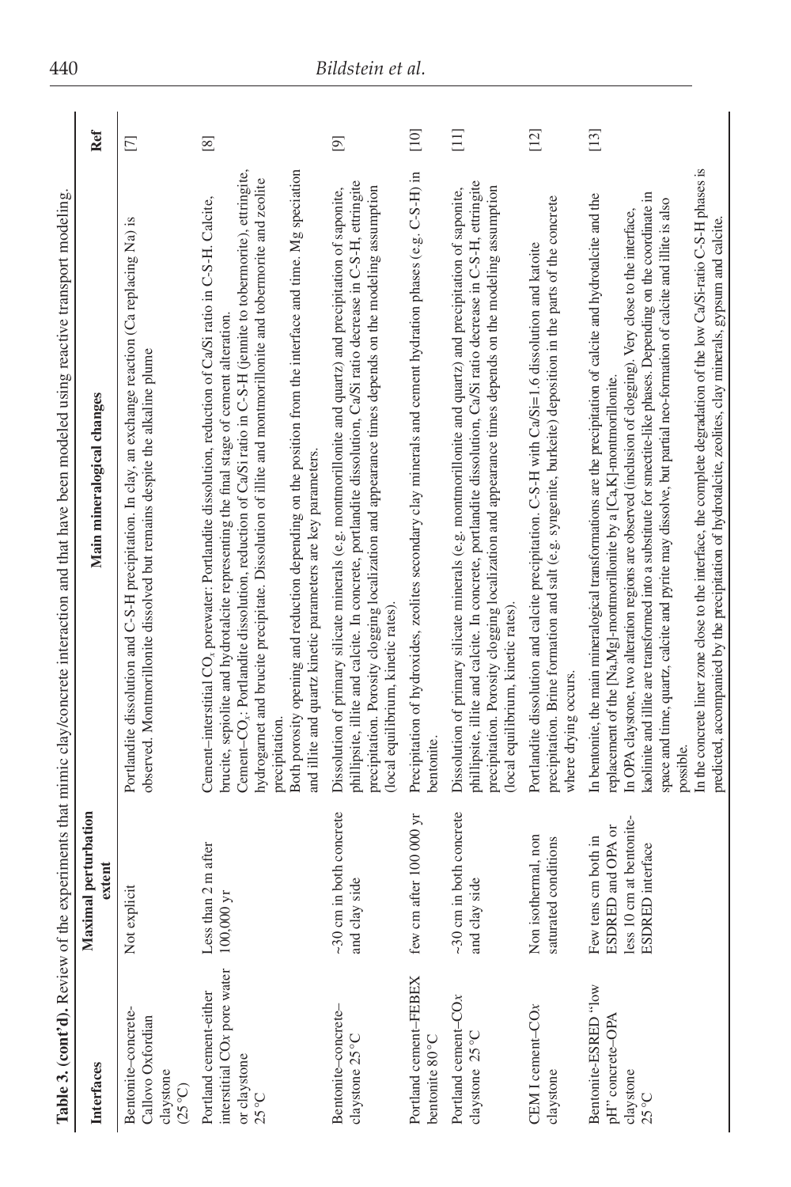**Table 3. (cont'd).** Review of the experiments that mimic clay/concrete interaction and that have been modeled using reactive transport modeling.

| Interfaces | Maximal perturbation extent | Main mineralogical changes | Ref |
|---|---|---|---|
| Bentonite–concrete–Callovo Oxfordian claystone (25 °C) | Not explicit | Portlandite dissolution and C-S-H precipitation. In clay, an exchange reaction (Ca replacing Na) is observed. Montmorillonite dissolved but remains despite the alkaline plume | [7] |
| Portland cement–either interstitial COx pore water or claystone 25 °C | Less than 2 m after 100,000 yr | Cement–interstitial $CO_x$ porewater: Portlandite dissolution, reduction of Ca/Si ratio in C-S-H. Calcite, brucite, sepiolite and hydrotalcite representing the final stage of cement alteration. Cement–$CO_x$: Portlandite dissolution, reduction of Ca/Si ratio in C-S-H (jennite to tobermorite), ettringite, hydrogarnet and brucite precipitate. Dissolution of illite and montmorillonite and tobermorite and zeolite precipitation. Both porosity opening and reduction depending on the position from the interface and time. Mg speciation and illite and quartz kinetic parameters are key parameters. | [8] |
| Bentonite–concrete–claystone 25 °C | ~30 cm in both concrete and clay side | Dissolution of primary silicate minerals (e.g. montmorillonite and quartz) and precipitation of saponite, phillipsite, illite and calcite. In concrete, portlandite dissolution, Ca/Si ratio decrease in C-S-H, ettringite precipitation. Porosity clogging localization and appearance times depends on the modeling assumption (local equilibrium, kinetic rates). | [9] |
| Portland cement–FEBEX bentonite 80 °C | few cm after 100 000 yr | Precipitation of hydroxides, zeolites secondary clay minerals and cement hydration phases (e.g. C-S-H) in bentonite. | [10] |
| Portland cement–COx claystone 25 °C | ~30 cm in both concrete and clay side | Dissolution of primary silicate minerals (e.g. montmorillonite and quartz) and precipitation of saponite, phillipsite, illite and calcite. In concrete, portlandite dissolution, Ca/Si ratio decrease in C-S-H, ettringite precipitation. Porosity clogging localization and appearance times depends on the modeling assumption (local equilibrium, kinetic rates). | [11] |
| CEM I cement–COx claystone | Non isothermal, non saturated conditions | Portlandite dissolution and calcite precipitation. C-S-H with Ca/Si=1.6 dissolution and katoite precipitation. Brine formation and salt (e.g. syngenite, burkeite) deposition in the parts of the concrete where drying occurs. | [12] |
| Bentonite-ESDRED "low pH" concrete–OPA claystone 25 °C | Few tens cm both in ESDRED and OPA or less 10 cm at bentonite-ESDRED interface | In bentonite, the main mineralogical transformations are the precipitation of calcite and hydrotalcite and the replacement of the [Na,Mg]-montmorillonite by a [Ca,K]-montmorillonite. In OPA claystone, two alteration regions are observed (inclusion of clogging). Very close to the interface, kaolinite and illite are transformed into a substitute for smectite-like phases. Depending on the coordinate in space and time, quartz, calcite and pyrite may dissolve, but partial neo-formation of calcite and illite is also possible. In the concrete liner zone close to the interface, the complete degradation of the low Ca/Si-ratio C-S-H phases is predicted, accompanied by the precipitation of hydrotalcite, zeolites, clay minerals, gypsum and calcite. | [13] |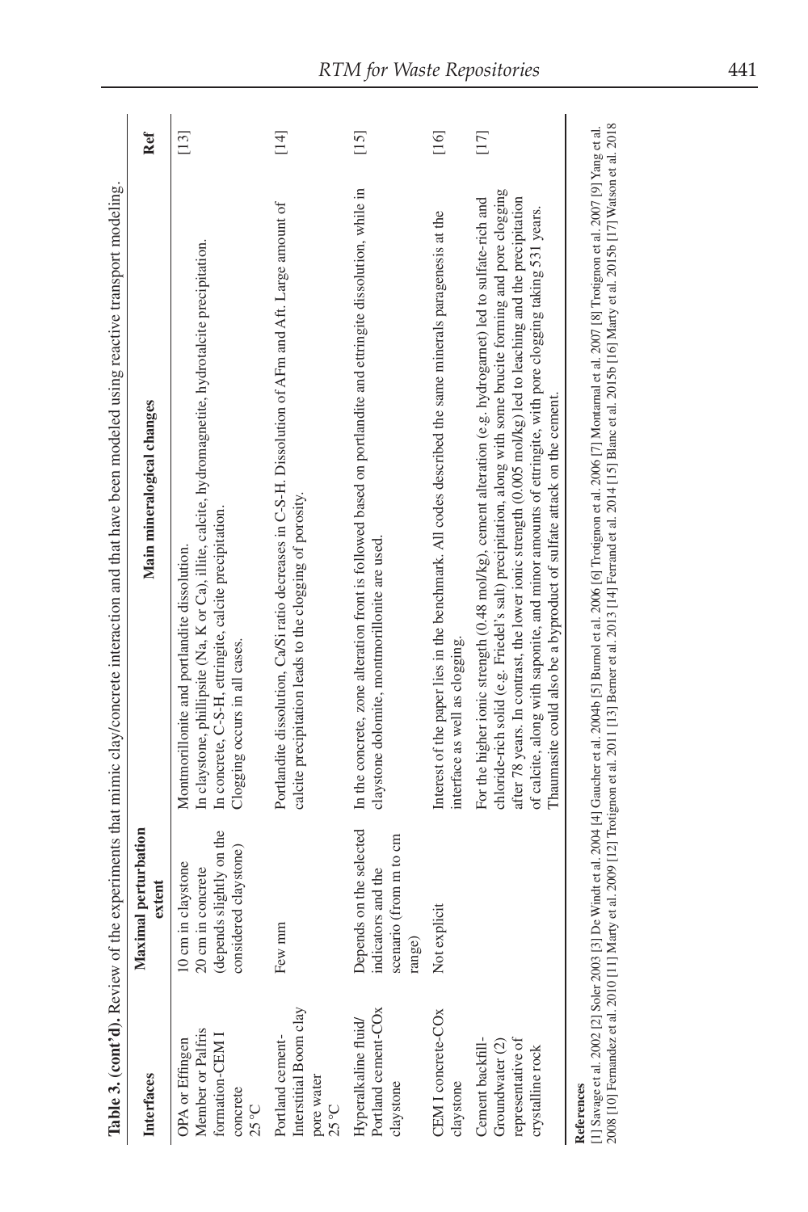**Table 3. (cont'd).** Review of the experiments that mimic clay/concrete interaction and that have been modeled using reactive transport modeling.

| Interfaces | Maximal perturbation extent | Main mineralogical changes | Ref |
|---|---|---|---|
| OPA or Effingen Member or Palfris formation-CEM I concrete 25 °C | 10 cm in claystone 20 cm in concrete (depends slightly on the considered claystone) | Montmorillonite and portlandite dissolution. In claystone, phillipsite (Na, K or Ca), illite, calcite, hydromagnetite, hydrotalcite precipitation. In concrete, C-S-H, ettringite, calcite precipitation. Clogging occurs in all cases. | [13] |
| Portland cement-Interstitial Boom clay pore water 25 °C | Few mm | Portlandite dissolution, Ca/Si ratio decreases in C-S-H. Dissolution of AFm and Aft. Large amount of calcite precipitation leads to the clogging of porosity. | [14] |
| Hyperalkaline fluid/ Portland cement-COx claystone | Depends on the selected indicators and the scenario (from m to cm range) | In the concrete, zone alteration front is followed based on portlandite and ettringite dissolution, while in claystone dolomite, montmorillonite are used. | [15] |
| CEM I concrete-COx claystone | Not explicit | Interest of the paper lies in the benchmark. All codes described the same minerals paragenesis at the interface as well as clogging. | [16] |
| Cement backfill-Groundwater (2) representative of crystalline rock | | For the higher ionic strength (0.48 mol/kg), cement alteration (e.g. hydrogarnet) led to sulfate-rich and chloride-rich solid (e.g. Friedel's salt) precipitation, along with some brucite forming and pore clogging after 78 years. In contrast, the lower ionic strength (0.005 mol/kg) led to leaching and the precipitation of calcite, along with saponite, and minor amounts of ettringite, with pore clogging taking 531 years. Thaumasite could also be a byproduct of sulfate attack on the cement. | [17] |

**References**

[1] Savage et al. 2002 [2] Soler 2003 [3] De Windt et al. 2004 [4] Gaucher et al. 2004b [5] Burnol et al. 2006 [6] Trotignon et al. 2006 [7] Montarnal et al. 2007 [8] Trotignon et al. 2007 [9] Yang et al. 2008 [10] Fernandez et al. 2010 [11] Marty et al. 2009 [12] Trotignon et al. 2011 [13] Berner et al. 2013 [14] Ferrand et al. 2014 [15] Blanc et al. 2015b [16] Marty et al. 2015b [17] Watson et al. 2018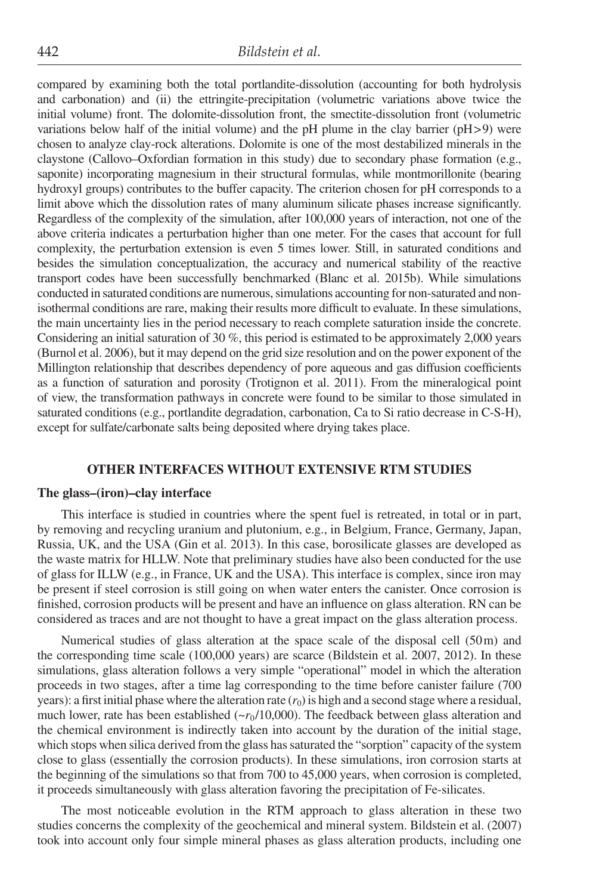compared by examining both the total portlandite-dissolution (accounting for both hydrolysis and carbonation) and (ii) the ettringite-precipitation (volumetric variations above twice the initial volume) front. The dolomite-dissolution front, the smectite-dissolution front (volumetric variations below half of the initial volume) and the pH plume in the clay barrier (pH>9) were chosen to analyze clay-rock alterations. Dolomite is one of the most destabilized minerals in the claystone (Callovo–Oxfordian formation in this study) due to secondary phase formation (e.g., saponite) incorporating magnesium in their structural formulas, while montmorillonite (bearing hydroxyl groups) contributes to the buffer capacity. The criterion chosen for pH corresponds to a limit above which the dissolution rates of many aluminum silicate phases increase significantly. Regardless of the complexity of the simulation, after 100,000 years of interaction, not one of the above criteria indicates a perturbation higher than one meter. For the cases that account for full complexity, the perturbation extension is even 5 times lower. Still, in saturated conditions and besides the simulation conceptualization, the accuracy and numerical stability of the reactive transport codes have been successfully benchmarked (Blanc et al. 2015b). While simulations conducted in saturated conditions are numerous, simulations accounting for non-saturated and non-isothermal conditions are rare, making their results more difficult to evaluate. In these simulations, the main uncertainty lies in the period necessary to reach complete saturation inside the concrete. Considering an initial saturation of 30 %, this period is estimated to be approximately 2,000 years (Burnol et al. 2006), but it may depend on the grid size resolution and on the power exponent of the Millington relationship that describes dependency of pore aqueous and gas diffusion coefficients as a function of saturation and porosity (Trotignon et al. 2011). From the mineralogical point of view, the transformation pathways in concrete were found to be similar to those simulated in saturated conditions (e.g., portlandite degradation, carbonation, Ca to Si ratio decrease in C-S-H), except for sulfate/carbonate salts being deposited where drying takes place.

## OTHER INTERFACES WITHOUT EXTENSIVE RTM STUDIES

### The glass–(iron)–clay interface

This interface is studied in countries where the spent fuel is retreated, in total or in part, by removing and recycling uranium and plutonium, e.g., in Belgium, France, Germany, Japan, Russia, UK, and the USA (Gin et al. 2013). In this case, borosilicate glasses are developed as the waste matrix for HLLW. Note that preliminary studies have also been conducted for the use of glass for ILLW (e.g., in France, UK and the USA). This interface is complex, since iron may be present if steel corrosion is still going on when water enters the canister. Once corrosion is finished, corrosion products will be present and have an influence on glass alteration. RN can be considered as traces and are not thought to have a great impact on the glass alteration process.

Numerical studies of glass alteration at the space scale of the disposal cell (50 m) and the corresponding time scale (100,000 years) are scarce (Bildstein et al. 2007, 2012). In these simulations, glass alteration follows a very simple "operational" model in which the alteration proceeds in two stages, after a time lag corresponding to the time before canister failure (700 years): a first initial phase where the alteration rate ($r_0$) is high and a second stage where a residual, much lower, rate has been established ($\sim r_0/10{,}000$). The feedback between glass alteration and the chemical environment is indirectly taken into account by the duration of the initial stage, which stops when silica derived from the glass has saturated the "sorption" capacity of the system close to glass (essentially the corrosion products). In these simulations, iron corrosion starts at the beginning of the simulations so that from 700 to 45,000 years, when corrosion is completed, it proceeds simultaneously with glass alteration favoring the precipitation of Fe-silicates.

The most noticeable evolution in the RTM approach to glass alteration in these two studies concerns the complexity of the geochemical and mineral system. Bildstein et al. (2007) took into account only four simple mineral phases as glass alteration products, including one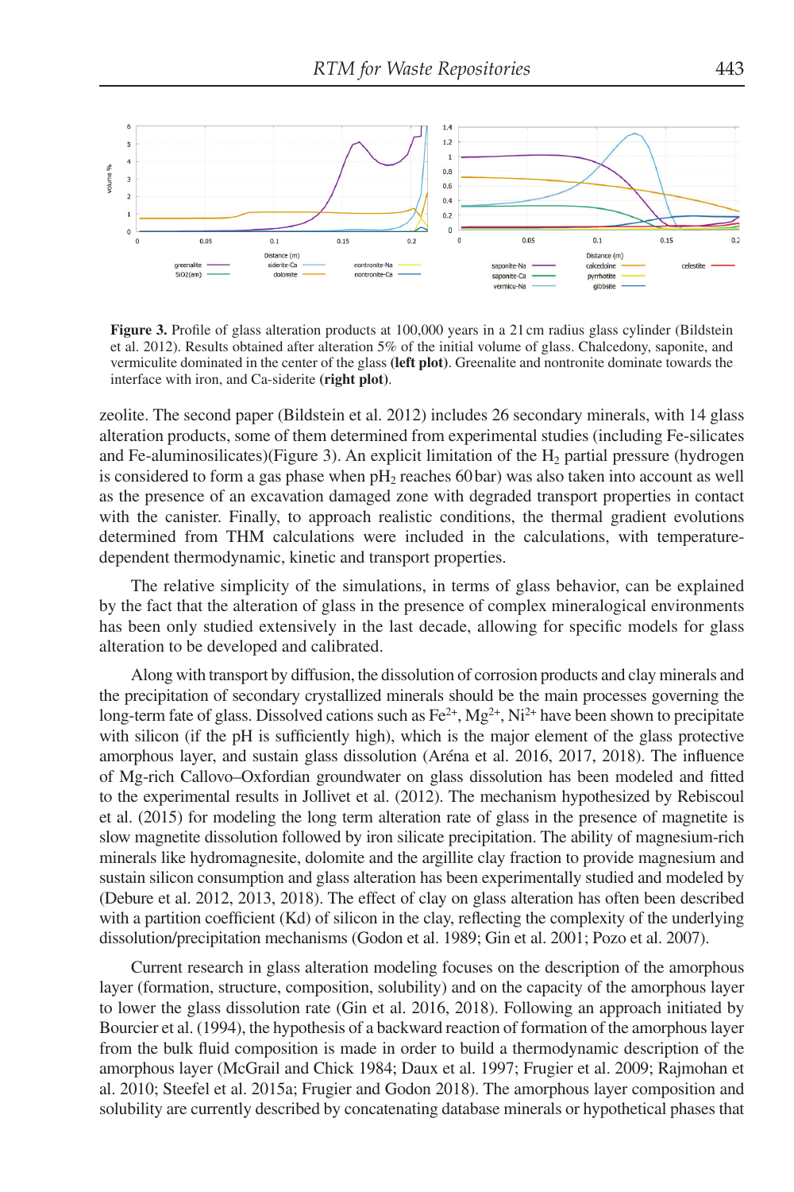**Figure 3.** Profile of glass alteration products at 100,000 years in a 21 cm radius glass cylinder (Bildstein et al. 2012). Results obtained after alteration 5% of the initial volume of glass. Chalcedony, saponite, and vermiculite dominated in the center of the glass **(left plot)**. Greenalite and nontronite dominate towards the interface with iron, and Ca-siderite **(right plot)**.

zeolite. The second paper (Bildstein et al. 2012) includes 26 secondary minerals, with 14 glass alteration products, some of them determined from experimental studies (including Fe-silicates and Fe-aluminosilicates)(Figure 3). An explicit limitation of the $H_2$ partial pressure (hydrogen is considered to form a gas phase when $pH_2$ reaches 60 bar) was also taken into account as well as the presence of an excavation damaged zone with degraded transport properties in contact with the canister. Finally, to approach realistic conditions, the thermal gradient evolutions determined from THM calculations were included in the calculations, with temperature-dependent thermodynamic, kinetic and transport properties.

The relative simplicity of the simulations, in terms of glass behavior, can be explained by the fact that the alteration of glass in the presence of complex mineralogical environments has been only studied extensively in the last decade, allowing for specific models for glass alteration to be developed and calibrated.

Along with transport by diffusion, the dissolution of corrosion products and clay minerals and the precipitation of secondary crystallized minerals should be the main processes governing the long-term fate of glass. Dissolved cations such as $Fe^{2+}$, $Mg^{2+}$, $Ni^{2+}$ have been shown to precipitate with silicon (if the pH is sufficiently high), which is the major element of the glass protective amorphous layer, and sustain glass dissolution (Aréna et al. 2016, 2017, 2018). The influence of Mg-rich Callovo–Oxfordian groundwater on glass dissolution has been modeled and fitted to the experimental results in Jollivet et al. (2012). The mechanism hypothesized by Rebiscoul et al. (2015) for modeling the long term alteration rate of glass in the presence of magnetite is slow magnetite dissolution followed by iron silicate precipitation. The ability of magnesium-rich minerals like hydromagnesite, dolomite and the argillite clay fraction to provide magnesium and sustain silicon consumption and glass alteration has been experimentally studied and modeled by (Debure et al. 2012, 2013, 2018). The effect of clay on glass alteration has often been described with a partition coefficient (Kd) of silicon in the clay, reflecting the complexity of the underlying dissolution/precipitation mechanisms (Godon et al. 1989; Gin et al. 2001; Pozo et al. 2007).

Current research in glass alteration modeling focuses on the description of the amorphous layer (formation, structure, composition, solubility) and on the capacity of the amorphous layer to lower the glass dissolution rate (Gin et al. 2016, 2018). Following an approach initiated by Bourcier et al. (1994), the hypothesis of a backward reaction of formation of the amorphous layer from the bulk fluid composition is made in order to build a thermodynamic description of the amorphous layer (McGrail and Chick 1984; Daux et al. 1997; Frugier et al. 2009; Rajmohan et al. 2010; Steefel et al. 2015a; Frugier and Godon 2018). The amorphous layer composition and solubility are currently described by concatenating database minerals or hypothetical phases that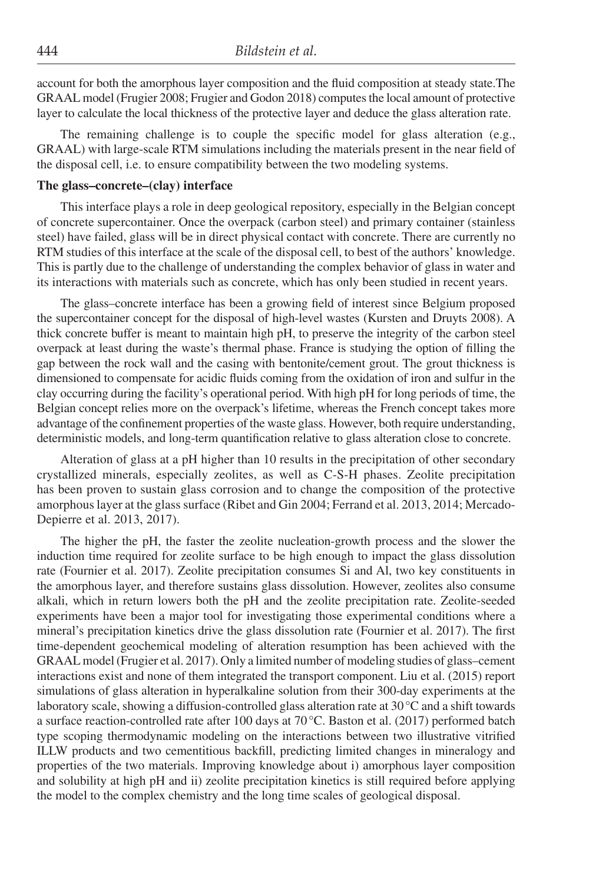account for both the amorphous layer composition and the fluid composition at steady state.The GRAAL model (Frugier 2008; Frugier and Godon 2018) computes the local amount of protective layer to calculate the local thickness of the protective layer and deduce the glass alteration rate.

The remaining challenge is to couple the specific model for glass alteration (e.g., GRAAL) with large-scale RTM simulations including the materials present in the near field of the disposal cell, i.e. to ensure compatibility between the two modeling systems.

**The glass–concrete–(clay) interface**

This interface plays a role in deep geological repository, especially in the Belgian concept of concrete supercontainer. Once the overpack (carbon steel) and primary container (stainless steel) have failed, glass will be in direct physical contact with concrete. There are currently no RTM studies of this interface at the scale of the disposal cell, to best of the authors' knowledge. This is partly due to the challenge of understanding the complex behavior of glass in water and its interactions with materials such as concrete, which has only been studied in recent years.

The glass–concrete interface has been a growing field of interest since Belgium proposed the supercontainer concept for the disposal of high-level wastes (Kursten and Druyts 2008). A thick concrete buffer is meant to maintain high pH, to preserve the integrity of the carbon steel overpack at least during the waste's thermal phase. France is studying the option of filling the gap between the rock wall and the casing with bentonite/cement grout. The grout thickness is dimensioned to compensate for acidic fluids coming from the oxidation of iron and sulfur in the clay occurring during the facility's operational period. With high pH for long periods of time, the Belgian concept relies more on the overpack's lifetime, whereas the French concept takes more advantage of the confinement properties of the waste glass. However, both require understanding, deterministic models, and long-term quantification relative to glass alteration close to concrete.

Alteration of glass at a pH higher than 10 results in the precipitation of other secondary crystallized minerals, especially zeolites, as well as C-S-H phases. Zeolite precipitation has been proven to sustain glass corrosion and to change the composition of the protective amorphous layer at the glass surface (Ribet and Gin 2004; Ferrand et al. 2013, 2014; Mercado-Depierre et al. 2013, 2017).

The higher the pH, the faster the zeolite nucleation-growth process and the slower the induction time required for zeolite surface to be high enough to impact the glass dissolution rate (Fournier et al. 2017). Zeolite precipitation consumes Si and Al, two key constituents in the amorphous layer, and therefore sustains glass dissolution. However, zeolites also consume alkali, which in return lowers both the pH and the zeolite precipitation rate. Zeolite-seeded experiments have been a major tool for investigating those experimental conditions where a mineral's precipitation kinetics drive the glass dissolution rate (Fournier et al. 2017). The first time-dependent geochemical modeling of alteration resumption has been achieved with the GRAAL model (Frugier et al. 2017). Only a limited number of modeling studies of glass–cement interactions exist and none of them integrated the transport component. Liu et al. (2015) report simulations of glass alteration in hyperalkaline solution from their 300-day experiments at the laboratory scale, showing a diffusion-controlled glass alteration rate at 30 °C and a shift towards a surface reaction-controlled rate after 100 days at 70 °C. Baston et al. (2017) performed batch type scoping thermodynamic modeling on the interactions between two illustrative vitrified ILLW products and two cementitious backfill, predicting limited changes in mineralogy and properties of the two materials. Improving knowledge about i) amorphous layer composition and solubility at high pH and ii) zeolite precipitation kinetics is still required before applying the model to the complex chemistry and the long time scales of geological disposal.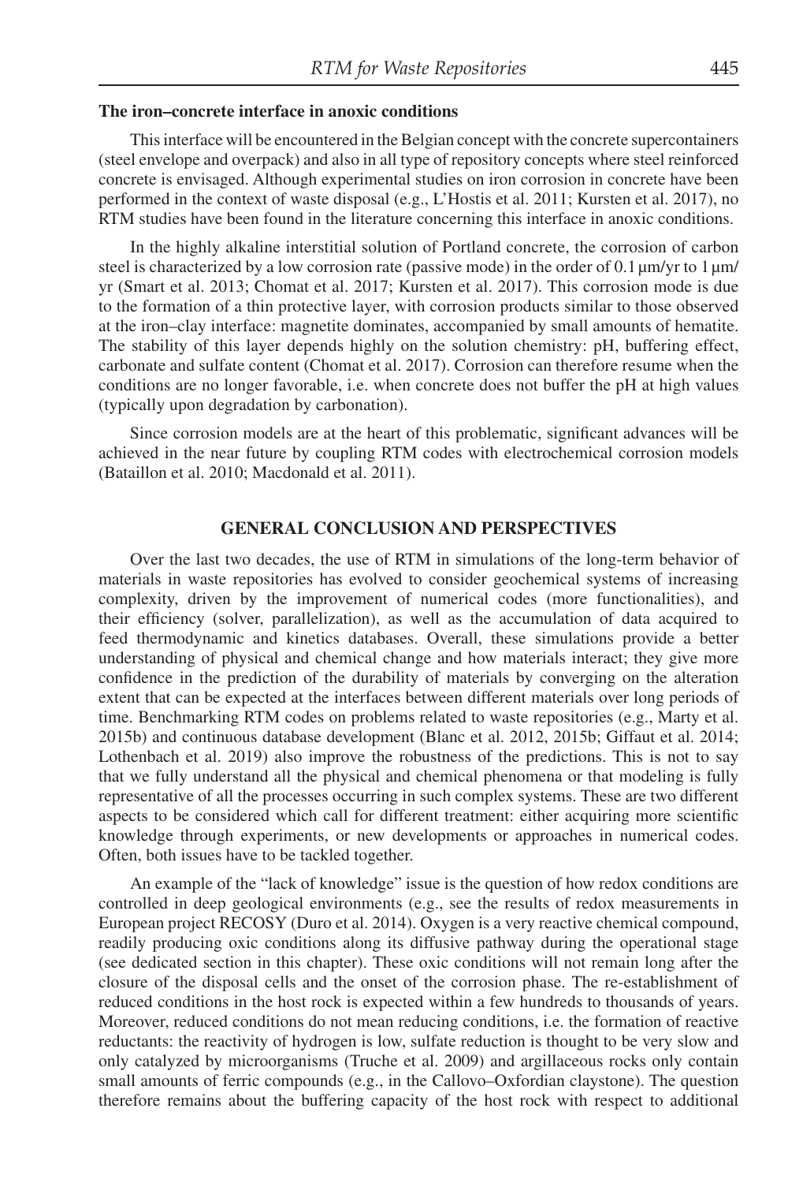**The iron–concrete interface in anoxic conditions**

This interface will be encountered in the Belgian concept with the concrete supercontainers (steel envelope and overpack) and also in all type of repository concepts where steel reinforced concrete is envisaged. Although experimental studies on iron corrosion in concrete have been performed in the context of waste disposal (e.g., L'Hostis et al. 2011; Kursten et al. 2017), no RTM studies have been found in the literature concerning this interface in anoxic conditions.

In the highly alkaline interstitial solution of Portland concrete, the corrosion of carbon steel is characterized by a low corrosion rate (passive mode) in the order of 0.1 µm/yr to 1 µm/yr (Smart et al. 2013; Chomat et al. 2017; Kursten et al. 2017). This corrosion mode is due to the formation of a thin protective layer, with corrosion products similar to those observed at the iron–clay interface: magnetite dominates, accompanied by small amounts of hematite. The stability of this layer depends highly on the solution chemistry: pH, buffering effect, carbonate and sulfate content (Chomat et al. 2017). Corrosion can therefore resume when the conditions are no longer favorable, i.e. when concrete does not buffer the pH at high values (typically upon degradation by carbonation).

Since corrosion models are at the heart of this problematic, significant advances will be achieved in the near future by coupling RTM codes with electrochemical corrosion models (Bataillon et al. 2010; Macdonald et al. 2011).

## GENERAL CONCLUSION AND PERSPECTIVES

Over the last two decades, the use of RTM in simulations of the long-term behavior of materials in waste repositories has evolved to consider geochemical systems of increasing complexity, driven by the improvement of numerical codes (more functionalities), and their efficiency (solver, parallelization), as well as the accumulation of data acquired to feed thermodynamic and kinetics databases. Overall, these simulations provide a better understanding of physical and chemical change and how materials interact; they give more confidence in the prediction of the durability of materials by converging on the alteration extent that can be expected at the interfaces between different materials over long periods of time. Benchmarking RTM codes on problems related to waste repositories (e.g., Marty et al. 2015b) and continuous database development (Blanc et al. 2012, 2015b; Giffaut et al. 2014; Lothenbach et al. 2019) also improve the robustness of the predictions. This is not to say that we fully understand all the physical and chemical phenomena or that modeling is fully representative of all the processes occurring in such complex systems. These are two different aspects to be considered which call for different treatment: either acquiring more scientific knowledge through experiments, or new developments or approaches in numerical codes. Often, both issues have to be tackled together.

An example of the "lack of knowledge" issue is the question of how redox conditions are controlled in deep geological environments (e.g., see the results of redox measurements in European project RECOSY (Duro et al. 2014). Oxygen is a very reactive chemical compound, readily producing oxic conditions along its diffusive pathway during the operational stage (see dedicated section in this chapter). These oxic conditions will not remain long after the closure of the disposal cells and the onset of the corrosion phase. The re-establishment of reduced conditions in the host rock is expected within a few hundreds to thousands of years. Moreover, reduced conditions do not mean reducing conditions, i.e. the formation of reactive reductants: the reactivity of hydrogen is low, sulfate reduction is thought to be very slow and only catalyzed by microorganisms (Truche et al. 2009) and argillaceous rocks only contain small amounts of ferric compounds (e.g., in the Callovo–Oxfordian claystone). The question therefore remains about the buffering capacity of the host rock with respect to additional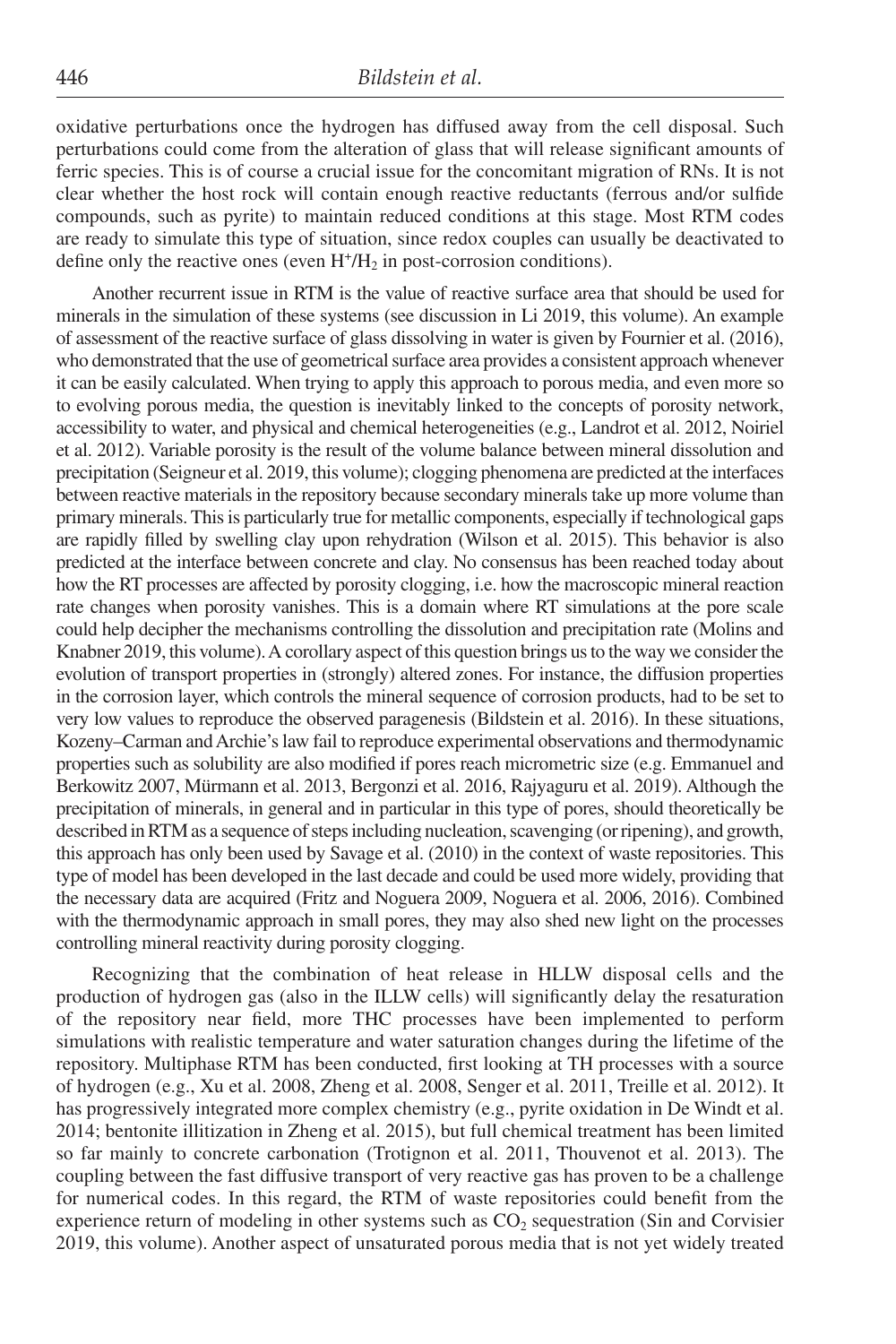oxidative perturbations once the hydrogen has diffused away from the cell disposal. Such perturbations could come from the alteration of glass that will release significant amounts of ferric species. This is of course a crucial issue for the concomitant migration of RNs. It is not clear whether the host rock will contain enough reactive reductants (ferrous and/or sulfide compounds, such as pyrite) to maintain reduced conditions at this stage. Most RTM codes are ready to simulate this type of situation, since redox couples can usually be deactivated to define only the reactive ones (even $H^+/H_2$ in post-corrosion conditions).

Another recurrent issue in RTM is the value of reactive surface area that should be used for minerals in the simulation of these systems (see discussion in Li 2019, this volume). An example of assessment of the reactive surface of glass dissolving in water is given by Fournier et al. (2016), who demonstrated that the use of geometrical surface area provides a consistent approach whenever it can be easily calculated. When trying to apply this approach to porous media, and even more so to evolving porous media, the question is inevitably linked to the concepts of porosity network, accessibility to water, and physical and chemical heterogeneities (e.g., Landrot et al. 2012, Noiriel et al. 2012). Variable porosity is the result of the volume balance between mineral dissolution and precipitation (Seigneur et al. 2019, this volume); clogging phenomena are predicted at the interfaces between reactive materials in the repository because secondary minerals take up more volume than primary minerals. This is particularly true for metallic components, especially if technological gaps are rapidly filled by swelling clay upon rehydration (Wilson et al. 2015). This behavior is also predicted at the interface between concrete and clay. No consensus has been reached today about how the RT processes are affected by porosity clogging, i.e. how the macroscopic mineral reaction rate changes when porosity vanishes. This is a domain where RT simulations at the pore scale could help decipher the mechanisms controlling the dissolution and precipitation rate (Molins and Knabner 2019, this volume). A corollary aspect of this question brings us to the way we consider the evolution of transport properties in (strongly) altered zones. For instance, the diffusion properties in the corrosion layer, which controls the mineral sequence of corrosion products, had to be set to very low values to reproduce the observed paragenesis (Bildstein et al. 2016). In these situations, Kozeny–Carman and Archie's law fail to reproduce experimental observations and thermodynamic properties such as solubility are also modified if pores reach micrometric size (e.g. Emmanuel and Berkowitz 2007, Mürmann et al. 2013, Bergonzi et al. 2016, Rajyaguru et al. 2019). Although the precipitation of minerals, in general and in particular in this type of pores, should theoretically be described in RTM as a sequence of steps including nucleation, scavenging (or ripening), and growth, this approach has only been used by Savage et al. (2010) in the context of waste repositories. This type of model has been developed in the last decade and could be used more widely, providing that the necessary data are acquired (Fritz and Noguera 2009, Noguera et al. 2006, 2016). Combined with the thermodynamic approach in small pores, they may also shed new light on the processes controlling mineral reactivity during porosity clogging.

Recognizing that the combination of heat release in HLLW disposal cells and the production of hydrogen gas (also in the ILLW cells) will significantly delay the resaturation of the repository near field, more THC processes have been implemented to perform simulations with realistic temperature and water saturation changes during the lifetime of the repository. Multiphase RTM has been conducted, first looking at TH processes with a source of hydrogen (e.g., Xu et al. 2008, Zheng et al. 2008, Senger et al. 2011, Treille et al. 2012). It has progressively integrated more complex chemistry (e.g., pyrite oxidation in De Windt et al. 2014; bentonite illitization in Zheng et al. 2015), but full chemical treatment has been limited so far mainly to concrete carbonation (Trotignon et al. 2011, Thouvenot et al. 2013). The coupling between the fast diffusive transport of very reactive gas has proven to be a challenge for numerical codes. In this regard, the RTM of waste repositories could benefit from the experience return of modeling in other systems such as $CO_2$ sequestration (Sin and Corvisier 2019, this volume). Another aspect of unsaturated porous media that is not yet widely treated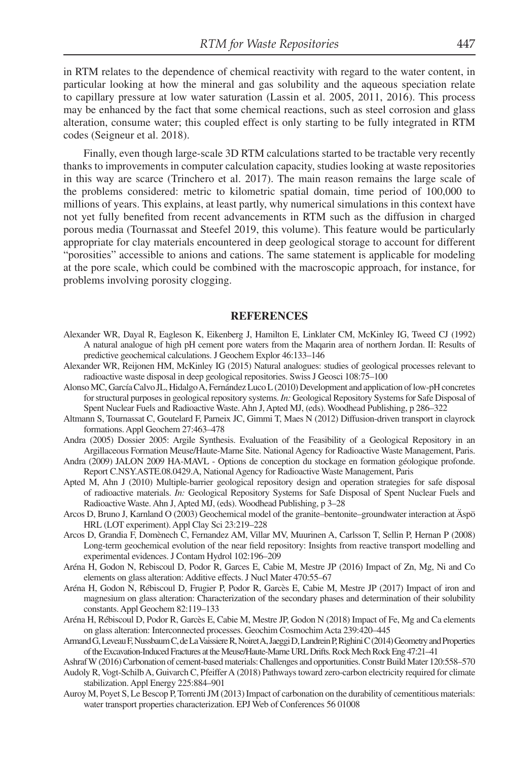in RTM relates to the dependence of chemical reactivity with regard to the water content, in particular looking at how the mineral and gas solubility and the aqueous speciation relate to capillary pressure at low water saturation (Lassin et al. 2005, 2011, 2016). This process may be enhanced by the fact that some chemical reactions, such as steel corrosion and glass alteration, consume water; this coupled effect is only starting to be fully integrated in RTM codes (Seigneur et al. 2018).

Finally, even though large-scale 3D RTM calculations started to be tractable very recently thanks to improvements in computer calculation capacity, studies looking at waste repositories in this way are scarce (Trinchero et al. 2017). The main reason remains the large scale of the problems considered: metric to kilometric spatial domain, time period of 100,000 to millions of years. This explains, at least partly, why numerical simulations in this context have not yet fully benefited from recent advancements in RTM such as the diffusion in charged porous media (Tournassat and Steefel 2019, this volume). This feature would be particularly appropriate for clay materials encountered in deep geological storage to account for different "porosities" accessible to anions and cations. The same statement is applicable for modeling at the pore scale, which could be combined with the macroscopic approach, for instance, for problems involving porosity clogging.

## REFERENCES

Alexander WR, Dayal R, Eagleson K, Eikenberg J, Hamilton E, Linklater CM, McKinley IG, Tweed CJ (1992) A natural analogue of high pH cement pore waters from the Maqarin area of northern Jordan. II: Results of predictive geochemical calculations. J Geochem Explor 46:133–146

Alexander WR, Reijonen HM, McKinley IG (2015) Natural analogues: studies of geological processes relevant to radioactive waste disposal in deep geological repositories. Swiss J Geosci 108:75–100

Alonso MC, García Calvo JL, Hidalgo A, Fernández Luco L (2010) Development and application of low-pH concretes for structural purposes in geological repository systems. *In:* Geological Repository Systems for Safe Disposal of Spent Nuclear Fuels and Radioactive Waste. Ahn J, Apted MJ, (eds). Woodhead Publishing, p 286–322

Altmann S, Tournassat C, Goutelard F, Parneix JC, Gimmi T, Maes N (2012) Diffusion-driven transport in clayrock formations. Appl Geochem 27:463–478

Andra (2005) Dossier 2005: Argile Synthesis. Evaluation of the Feasibility of a Geological Repository in an Argillaceous Formation Meuse/Haute-Marne Site. National Agency for Radioactive Waste Management, Paris.

Andra (2009) JALON 2009 HA-MAVL - Options de conception du stockage en formation géologique profonde. Report C.NSY.ASTE.08.0429.A, National Agency for Radioactive Waste Management, Paris

Apted M, Ahn J (2010) Multiple-barrier geological repository design and operation strategies for safe disposal of radioactive materials. *In:* Geological Repository Systems for Safe Disposal of Spent Nuclear Fuels and Radioactive Waste. Ahn J, Apted MJ, (eds). Woodhead Publishing, p 3–28

Arcos D, Bruno J, Karnland O (2003) Geochemical model of the granite–bentonite–groundwater interaction at Äspö HRL (LOT experiment). Appl Clay Sci 23:219–228

Arcos D, Grandia F, Domènech C, Fernandez AM, Villar MV, Muurinen A, Carlsson T, Sellin P, Hernan P (2008) Long-term geochemical evolution of the near field repository: Insights from reactive transport modelling and experimental evidences. J Contam Hydrol 102:196–209

Aréna H, Godon N, Rebiscoul D, Podor R, Garces E, Cabie M, Mestre JP (2016) Impact of Zn, Mg, Ni and Co elements on glass alteration: Additive effects. J Nucl Mater 470:55–67

Aréna H, Godon N, Rébiscoul D, Frugier P, Podor R, Garcès E, Cabie M, Mestre JP (2017) Impact of iron and magnesium on glass alteration: Characterization of the secondary phases and determination of their solubility constants. Appl Geochem 82:119–133

Aréna H, Rébiscoul D, Podor R, Garcès E, Cabie M, Mestre JP, Godon N (2018) Impact of Fe, Mg and Ca elements on glass alteration: Interconnected processes. Geochim Cosmochim Acta 239:420–445

Armand G, Leveau F, Nussbaum C, de La Vaissiere R, Noiret A, Jaeggi D, Landrein P, Righini C (2014) Geometry and Properties of the Excavation-Induced Fractures at the Meuse/Haute-Marne URL Drifts. Rock Mech Rock Eng 47:21–41

Ashraf W (2016) Carbonation of cement-based materials: Challenges and opportunities. Constr Build Mater 120:558–570

Audoly R, Vogt-Schilb A, Guivarch C, Pfeiffer A (2018) Pathways toward zero-carbon electricity required for climate stabilization. Appl Energy 225:884–901

Auroy M, Poyet S, Le Bescop P, Torrenti JM (2013) Impact of carbonation on the durability of cementitious materials: water transport properties characterization. EPJ Web of Conferences 56 01008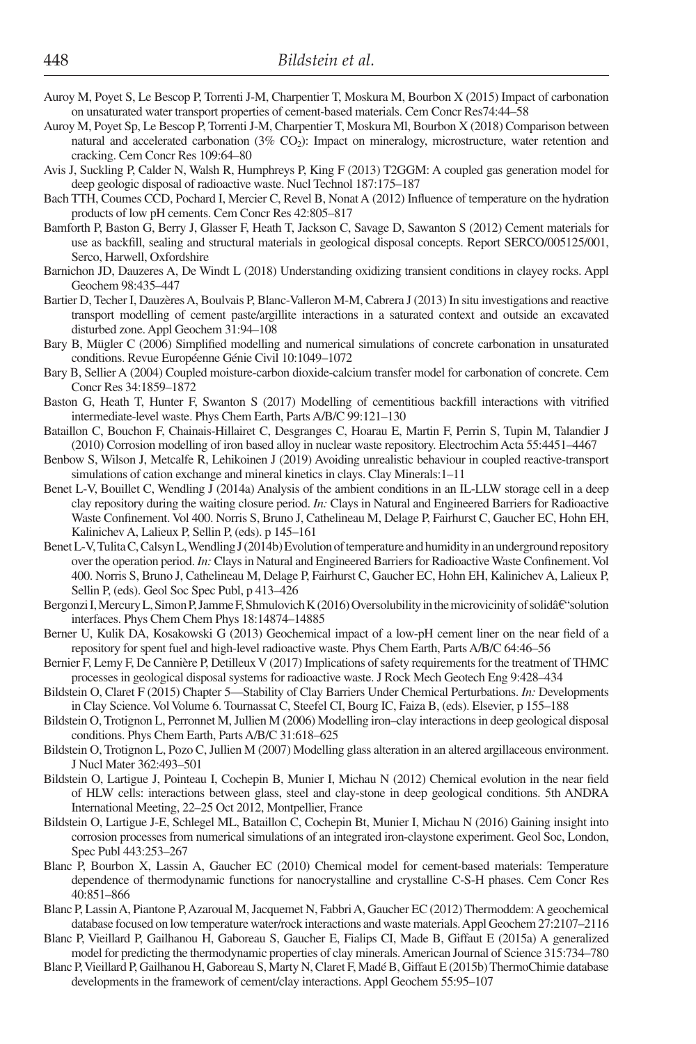Auroy M, Poyet S, Le Bescop P, Torrenti J-M, Charpentier T, Moskura M, Bourbon X (2015) Impact of carbonation on unsaturated water transport properties of cement-based materials. Cem Concr Res74:44–58

Auroy M, Poyet Sp, Le Bescop P, Torrenti J-M, Charpentier T, Moskura Ml, Bourbon X (2018) Comparison between natural and accelerated carbonation (3% $CO_2$): Impact on mineralogy, microstructure, water retention and cracking. Cem Concr Res 109:64–80

Avis J, Suckling P, Calder N, Walsh R, Humphreys P, King F (2013) T2GGM: A coupled gas generation model for deep geologic disposal of radioactive waste. Nucl Technol 187:175–187

Bach TTH, Coumes CCD, Pochard I, Mercier C, Revel B, Nonat A (2012) Influence of temperature on the hydration products of low pH cements. Cem Concr Res 42:805–817

Bamforth P, Baston G, Berry J, Glasser F, Heath T, Jackson C, Savage D, Sawanton S (2012) Cement materials for use as backfill, sealing and structural materials in geological disposal concepts. Report SERCO/005125/001, Serco, Harwell, Oxfordshire

Barnichon JD, Dauzeres A, De Windt L (2018) Understanding oxidizing transient conditions in clayey rocks. Appl Geochem 98:435–447

Bartier D, Techer I, Dauzères A, Boulvais P, Blanc-Valleron M-M, Cabrera J (2013) In situ investigations and reactive transport modelling of cement paste/argillite interactions in a saturated context and outside an excavated disturbed zone. Appl Geochem 31:94–108

Bary B, Mügler C (2006) Simplified modelling and numerical simulations of concrete carbonation in unsaturated conditions. Revue Européenne Génie Civil 10:1049–1072

Bary B, Sellier A (2004) Coupled moisture-carbon dioxide-calcium transfer model for carbonation of concrete. Cem Concr Res 34:1859–1872

Baston G, Heath T, Hunter F, Swanton S (2017) Modelling of cementitious backfill interactions with vitrified intermediate-level waste. Phys Chem Earth, Parts A/B/C 99:121–130

Bataillon C, Bouchon F, Chainais-Hillairet C, Desgranges C, Hoarau E, Martin F, Perrin S, Tupin M, Talandier J (2010) Corrosion modelling of iron based alloy in nuclear waste repository. Electrochim Acta 55:4451–4467

Benbow S, Wilson J, Metcalfe R, Lehikoinen J (2019) Avoiding unrealistic behaviour in coupled reactive-transport simulations of cation exchange and mineral kinetics in clays. Clay Minerals:1–11

Benet L-V, Bouillet C, Wendling J (2014a) Analysis of the ambient conditions in an IL-LLW storage cell in a deep clay repository during the waiting closure period. *In:* Clays in Natural and Engineered Barriers for Radioactive Waste Confinement. Vol 400. Norris S, Bruno J, Cathelineau M, Delage P, Fairhurst C, Gaucher EC, Hohn EH, Kalinichev A, Lalieux P, Sellin P, (eds). p 145–161

Benet L-V, Tulita C, Calsyn L, Wendling J (2014b) Evolution of temperature and humidity in an underground repository over the operation period. *In:* Clays in Natural and Engineered Barriers for Radioactive Waste Confinement. Vol 400. Norris S, Bruno J, Cathelineau M, Delage P, Fairhurst C, Gaucher EC, Hohn EH, Kalinichev A, Lalieux P, Sellin P, (eds). Geol Soc Spec Publ, p 413–426

Bergonzi I, Mercury L, Simon P, Jamme F, Shmulovich K (2016) Oversolubility in the microvicinity of solidâ€"solution interfaces. Phys Chem Chem Phys 18:14874–14885

Berner U, Kulik DA, Kosakowski G (2013) Geochemical impact of a low-pH cement liner on the near field of a repository for spent fuel and high-level radioactive waste. Phys Chem Earth, Parts A/B/C 64:46–56

Bernier F, Lemy F, De Cannière P, Detilleux V (2017) Implications of safety requirements for the treatment of THMC processes in geological disposal systems for radioactive waste. J Rock Mech Geotech Eng 9:428–434

Bildstein O, Claret F (2015) Chapter 5—Stability of Clay Barriers Under Chemical Perturbations. *In:* Developments in Clay Science. Vol Volume 6. Tournassat C, Steefel CI, Bourg IC, Faiza B, (eds). Elsevier, p 155–188

Bildstein O, Trotignon L, Perronnet M, Jullien M (2006) Modelling iron–clay interactions in deep geological disposal conditions. Phys Chem Earth, Parts A/B/C 31:618–625

Bildstein O, Trotignon L, Pozo C, Jullien M (2007) Modelling glass alteration in an altered argillaceous environment. J Nucl Mater 362:493–501

Bildstein O, Lartigue J, Pointeau I, Cochepin B, Munier I, Michau N (2012) Chemical evolution in the near field of HLW cells: interactions between glass, steel and clay-stone in deep geological conditions. 5th ANDRA International Meeting, 22–25 Oct 2012, Montpellier, France

Bildstein O, Lartigue J-E, Schlegel ML, Bataillon C, Cochepin Bt, Munier I, Michau N (2016) Gaining insight into corrosion processes from numerical simulations of an integrated iron-claystone experiment. Geol Soc, London, Spec Publ 443:253–267

Blanc P, Bourbon X, Lassin A, Gaucher EC (2010) Chemical model for cement-based materials: Temperature dependence of thermodynamic functions for nanocrystalline and crystalline C-S-H phases. Cem Concr Res 40:851–866

Blanc P, Lassin A, Piantone P, Azaroual M, Jacquemet N, Fabbri A, Gaucher EC (2012) Thermoddem: A geochemical database focused on low temperature water/rock interactions and waste materials. Appl Geochem 27:2107–2116

Blanc P, Vieillard P, Gailhanou H, Gaboreau S, Gaucher E, Fialips CI, Made B, Giffaut E (2015a) A generalized model for predicting the thermodynamic properties of clay minerals. American Journal of Science 315:734–780

Blanc P, Vieillard P, Gailhanou H, Gaboreau S, Marty N, Claret F, Madé B, Giffaut E (2015b) ThermoChimie database developments in the framework of cement/clay interactions. Appl Geochem 55:95–107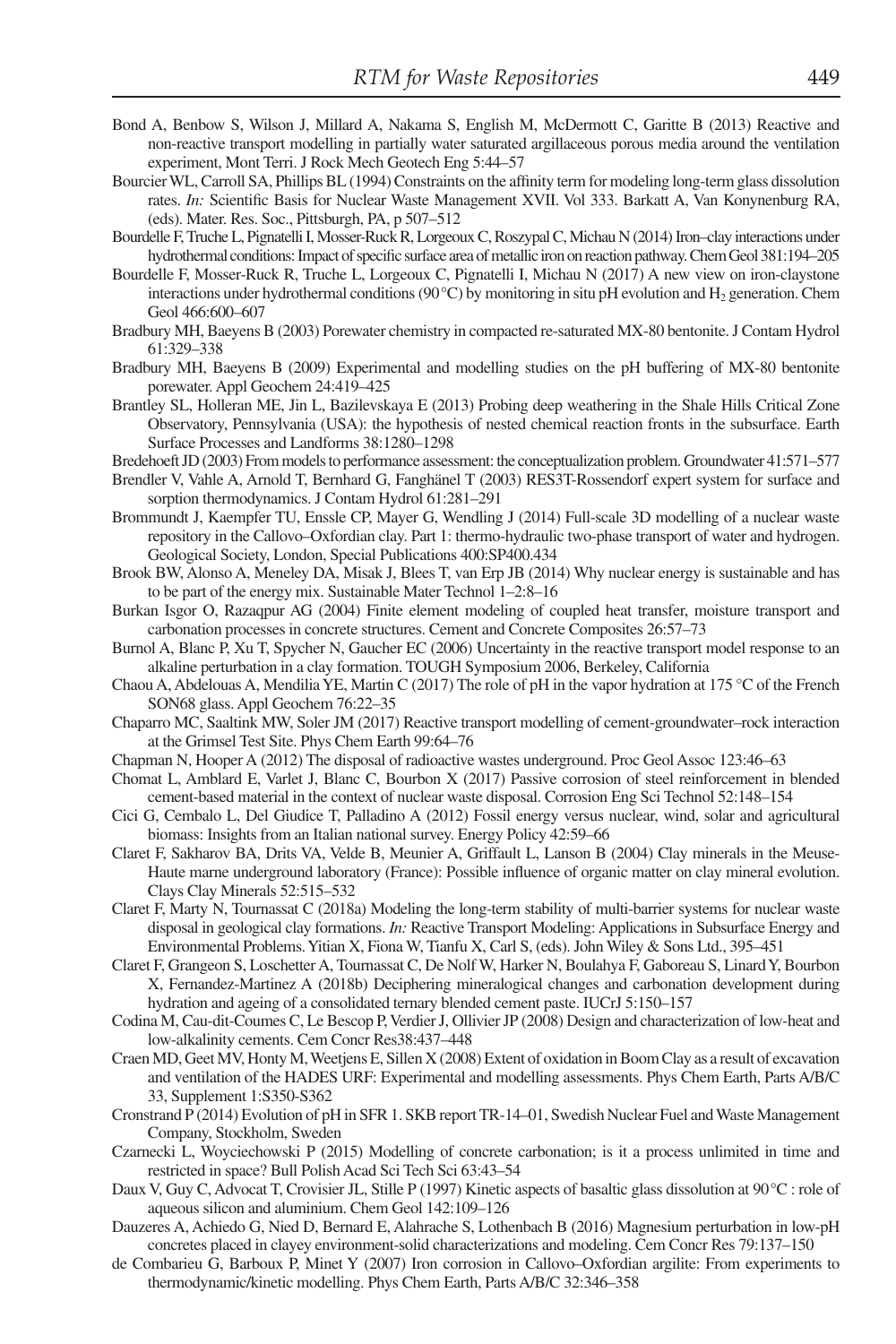Bond A, Benbow S, Wilson J, Millard A, Nakama S, English M, McDermott C, Garitte B (2013) Reactive and non-reactive transport modelling in partially water saturated argillaceous porous media around the ventilation experiment, Mont Terri. J Rock Mech Geotech Eng 5:44–57

Bourcier WL, Carroll SA, Phillips BL (1994) Constraints on the affinity term for modeling long-term glass dissolution rates. *In:* Scientific Basis for Nuclear Waste Management XVII. Vol 333. Barkatt A, Van Konynenburg RA, (eds). Mater. Res. Soc., Pittsburgh, PA, p 507–512

Bourdelle F, Truche L, Pignatelli I, Mosser-Ruck R, Lorgeoux C, Roszypal C, Michau N (2014) Iron–clay interactions under hydrothermal conditions: Impact of specific surface area of metallic iron on reaction pathway. Chem Geol 381:194–205

Bourdelle F, Mosser-Ruck R, Truche L, Lorgeoux C, Pignatelli I, Michau N (2017) A new view on iron-claystone interactions under hydrothermal conditions (90 °C) by monitoring in situ pH evolution and $H_2$ generation. Chem Geol 466:600–607

Bradbury MH, Baeyens B (2003) Porewater chemistry in compacted re-saturated MX-80 bentonite. J Contam Hydrol 61:329–338

Bradbury MH, Baeyens B (2009) Experimental and modelling studies on the pH buffering of MX-80 bentonite porewater. Appl Geochem 24:419–425

Brantley SL, Holleran ME, Jin L, Bazilevskaya E (2013) Probing deep weathering in the Shale Hills Critical Zone Observatory, Pennsylvania (USA): the hypothesis of nested chemical reaction fronts in the subsurface. Earth Surface Processes and Landforms 38:1280–1298

Bredehoeft JD (2003) From models to performance assessment: the conceptualization problem. Groundwater 41:571–577

Brendler V, Vahle A, Arnold T, Bernhard G, Fanghänel T (2003) RES3T-Rossendorf expert system for surface and sorption thermodynamics. J Contam Hydrol 61:281–291

Brommundt J, Kaempfer TU, Enssle CP, Mayer G, Wendling J (2014) Full-scale 3D modelling of a nuclear waste repository in the Callovo–Oxfordian clay. Part 1: thermo-hydraulic two-phase transport of water and hydrogen. Geological Society, London, Special Publications 400:SP400.434

Brook BW, Alonso A, Meneley DA, Misak J, Blees T, van Erp JB (2014) Why nuclear energy is sustainable and has to be part of the energy mix. Sustainable Mater Technol 1–2:8–16

Burkan Isgor O, Razaqpur AG (2004) Finite element modeling of coupled heat transfer, moisture transport and carbonation processes in concrete structures. Cement and Concrete Composites 26:57–73

Burnol A, Blanc P, Xu T, Spycher N, Gaucher EC (2006) Uncertainty in the reactive transport model response to an alkaline perturbation in a clay formation. TOUGH Symposium 2006, Berkeley, California

Chaou A, Abdelouas A, Mendilia YE, Martin C (2017) The role of pH in the vapor hydration at 175 °C of the French SON68 glass. Appl Geochem 76:22–35

Chaparro MC, Saaltink MW, Soler JM (2017) Reactive transport modelling of cement-groundwater–rock interaction at the Grimsel Test Site. Phys Chem Earth 99:64–76

Chapman N, Hooper A (2012) The disposal of radioactive wastes underground. Proc Geol Assoc 123:46–63

Chomat L, Amblard E, Varlet J, Blanc C, Bourbon X (2017) Passive corrosion of steel reinforcement in blended cement-based material in the context of nuclear waste disposal. Corrosion Eng Sci Technol 52:148–154

Cici G, Cembalo L, Del Giudice T, Palladino A (2012) Fossil energy versus nuclear, wind, solar and agricultural biomass: Insights from an Italian national survey. Energy Policy 42:59–66

Claret F, Sakharov BA, Drits VA, Velde B, Meunier A, Griffault L, Lanson B (2004) Clay minerals in the Meuse-Haute marne underground laboratory (France): Possible influence of organic matter on clay mineral evolution. Clays Clay Minerals 52:515–532

Claret F, Marty N, Tournassat C (2018a) Modeling the long-term stability of multi-barrier systems for nuclear waste disposal in geological clay formations. *In:* Reactive Transport Modeling: Applications in Subsurface Energy and Environmental Problems. Yitian X, Fiona W, Tianfu X, Carl S, (eds). John Wiley & Sons Ltd., 395–451

Claret F, Grangeon S, Loschetter A, Tournassat C, De Nolf W, Harker N, Boulahya F, Gaboreau S, Linard Y, Bourbon X, Fernandez-Martinez A (2018b) Deciphering mineralogical changes and carbonation development during hydration and ageing of a consolidated ternary blended cement paste. IUCrJ 5:150–157

Codina M, Cau-dit-Coumes C, Le Bescop P, Verdier J, Ollivier JP (2008) Design and characterization of low-heat and low-alkalinity cements. Cem Concr Res38:437–448

Craen MD, Geet MV, Honty M, Weetjens E, Sillen X (2008) Extent of oxidation in Boom Clay as a result of excavation and ventilation of the HADES URF: Experimental and modelling assessments. Phys Chem Earth, Parts A/B/C 33, Supplement 1:S350-S362

Cronstrand P (2014) Evolution of pH in SFR 1. SKB report TR-14–01, Swedish Nuclear Fuel and Waste Management Company, Stockholm, Sweden

Czarnecki L, Woyciechowski P (2015) Modelling of concrete carbonation; is it a process unlimited in time and restricted in space? Bull Polish Acad Sci Tech Sci 63:43–54

Daux V, Guy C, Advocat T, Crovisier JL, Stille P (1997) Kinetic aspects of basaltic glass dissolution at 90 °C : role of aqueous silicon and aluminium. Chem Geol 142:109–126

Dauzeres A, Achiedo G, Nied D, Bernard E, Alahrache S, Lothenbach B (2016) Magnesium perturbation in low-pH concretes placed in clayey environment-solid characterizations and modeling. Cem Concr Res 79:137–150

de Combarieu G, Barboux P, Minet Y (2007) Iron corrosion in Callovo–Oxfordian argilite: From experiments to thermodynamic/kinetic modelling. Phys Chem Earth, Parts A/B/C 32:346–358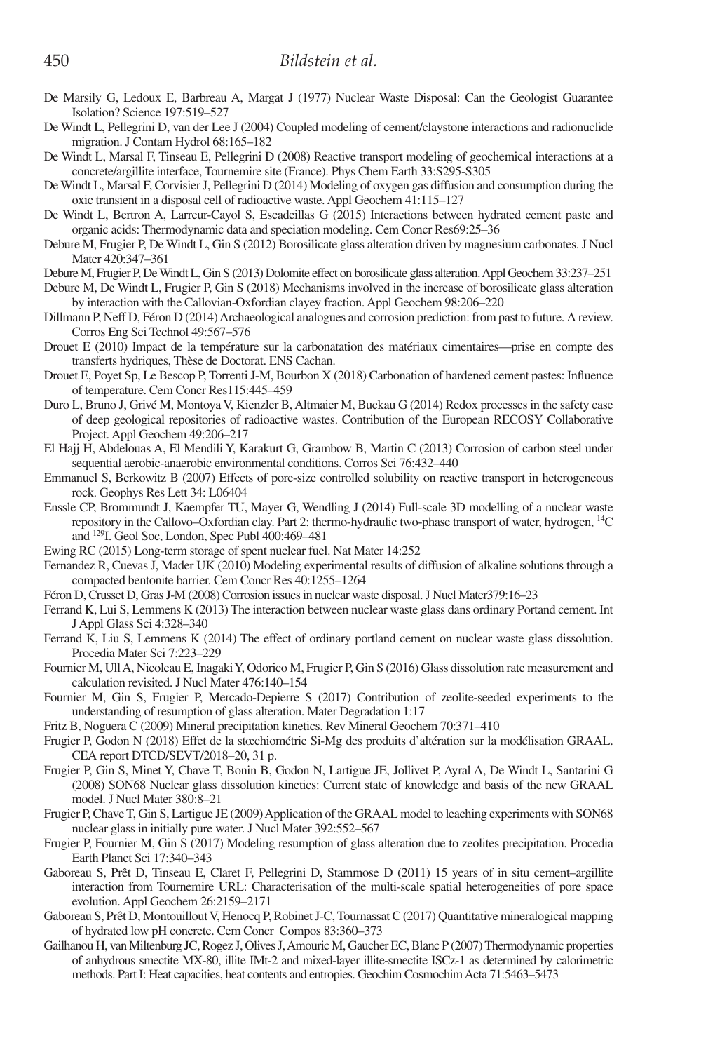De Marsily G, Ledoux E, Barbreau A, Margat J (1977) Nuclear Waste Disposal: Can the Geologist Guarantee Isolation? Science 197:519–527

De Windt L, Pellegrini D, van der Lee J (2004) Coupled modeling of cement/claystone interactions and radionuclide migration. J Contam Hydrol 68:165–182

De Windt L, Marsal F, Tinseau E, Pellegrini D (2008) Reactive transport modeling of geochemical interactions at a concrete/argillite interface, Tournemire site (France). Phys Chem Earth 33:S295-S305

De Windt L, Marsal F, Corvisier J, Pellegrini D (2014) Modeling of oxygen gas diffusion and consumption during the oxic transient in a disposal cell of radioactive waste. Appl Geochem 41:115–127

De Windt L, Bertron A, Larreur-Cayol S, Escadeillas G (2015) Interactions between hydrated cement paste and organic acids: Thermodynamic data and speciation modeling. Cem Concr Res69:25–36

Debure M, Frugier P, De Windt L, Gin S (2012) Borosilicate glass alteration driven by magnesium carbonates. J Nucl Mater 420:347–361

Debure M, Frugier P, De Windt L, Gin S (2013) Dolomite effect on borosilicate glass alteration. Appl Geochem 33:237–251

Debure M, De Windt L, Frugier P, Gin S (2018) Mechanisms involved in the increase of borosilicate glass alteration by interaction with the Callovian-Oxfordian clayey fraction. Appl Geochem 98:206–220

Dillmann P, Neff D, Féron D (2014) Archaeological analogues and corrosion prediction: from past to future. A review. Corros Eng Sci Technol 49:567–576

Drouet E (2010) Impact de la température sur la carbonatation des matériaux cimentaires—prise en compte des transferts hydriques, Thèse de Doctorat. ENS Cachan.

Drouet E, Poyet Sp, Le Bescop P, Torrenti J-M, Bourbon X (2018) Carbonation of hardened cement pastes: Influence of temperature. Cem Concr Res115:445–459

Duro L, Bruno J, Grivé M, Montoya V, Kienzler B, Altmaier M, Buckau G (2014) Redox processes in the safety case of deep geological repositories of radioactive wastes. Contribution of the European RECOSY Collaborative Project. Appl Geochem 49:206–217

El Hajj H, Abdelouas A, El Mendili Y, Karakurt G, Grambow B, Martin C (2013) Corrosion of carbon steel under sequential aerobic-anaerobic environmental conditions. Corros Sci 76:432–440

Emmanuel S, Berkowitz B (2007) Effects of pore-size controlled solubility on reactive transport in heterogeneous rock. Geophys Res Lett 34: L06404

Enssle CP, Brommundt J, Kaempfer TU, Mayer G, Wendling J (2014) Full-scale 3D modelling of a nuclear waste repository in the Callovo–Oxfordian clay. Part 2: thermo-hydraulic two-phase transport of water, hydrogen, $^{14}C$ and $^{129}I$. Geol Soc, London, Spec Publ 400:469–481

Ewing RC (2015) Long-term storage of spent nuclear fuel. Nat Mater 14:252

Fernandez R, Cuevas J, Mader UK (2010) Modeling experimental results of diffusion of alkaline solutions through a compacted bentonite barrier. Cem Concr Res 40:1255–1264

Féron D, Crusset D, Gras J-M (2008) Corrosion issues in nuclear waste disposal. J Nucl Mater379:16–23

Ferrand K, Lui S, Lemmens K (2013) The interaction between nuclear waste glass dans ordinary Portand cement. Int J Appl Glass Sci 4:328–340

Ferrand K, Liu S, Lemmens K (2014) The effect of ordinary portland cement on nuclear waste glass dissolution. Procedia Mater Sci 7:223–229

Fournier M, Ull A, Nicoleau E, Inagaki Y, Odorico M, Frugier P, Gin S (2016) Glass dissolution rate measurement and calculation revisited. J Nucl Mater 476:140–154

Fournier M, Gin S, Frugier P, Mercado-Depierre S (2017) Contribution of zeolite-seeded experiments to the understanding of resumption of glass alteration. Mater Degradation 1:17

Fritz B, Noguera C (2009) Mineral precipitation kinetics. Rev Mineral Geochem 70:371–410

Frugier P, Godon N (2018) Effet de la stœchiométrie Si-Mg des produits d'altération sur la modélisation GRAAL. CEA report DTCD/SEVT/2018–20, 31 p.

Frugier P, Gin S, Minet Y, Chave T, Bonin B, Godon N, Lartigue JE, Jollivet P, Ayral A, De Windt L, Santarini G (2008) SON68 Nuclear glass dissolution kinetics: Current state of knowledge and basis of the new GRAAL model. J Nucl Mater 380:8–21

Frugier P, Chave T, Gin S, Lartigue JE (2009) Application of the GRAAL model to leaching experiments with SON68 nuclear glass in initially pure water. J Nucl Mater 392:552–567

Frugier P, Fournier M, Gin S (2017) Modeling resumption of glass alteration due to zeolites precipitation. Procedia Earth Planet Sci 17:340–343

Gaboreau S, Prêt D, Tinseau E, Claret F, Pellegrini D, Stammose D (2011) 15 years of in situ cement–argillite interaction from Tournemire URL: Characterisation of the multi-scale spatial heterogeneities of pore space evolution. Appl Geochem 26:2159–2171

Gaboreau S, Prêt D, Montouillout V, Henocq P, Robinet J-C, Tournassat C (2017) Quantitative mineralogical mapping of hydrated low pH concrete. Cem Concr Compos 83:360–373

Gailhanou H, van Miltenburg JC, Rogez J, Olives J, Amouric M, Gaucher EC, Blanc P (2007) Thermodynamic properties of anhydrous smectite MX-80, illite IMt-2 and mixed-layer illite-smectite ISCz-1 as determined by calorimetric methods. Part I: Heat capacities, heat contents and entropies. Geochim Cosmochim Acta 71:5463–5473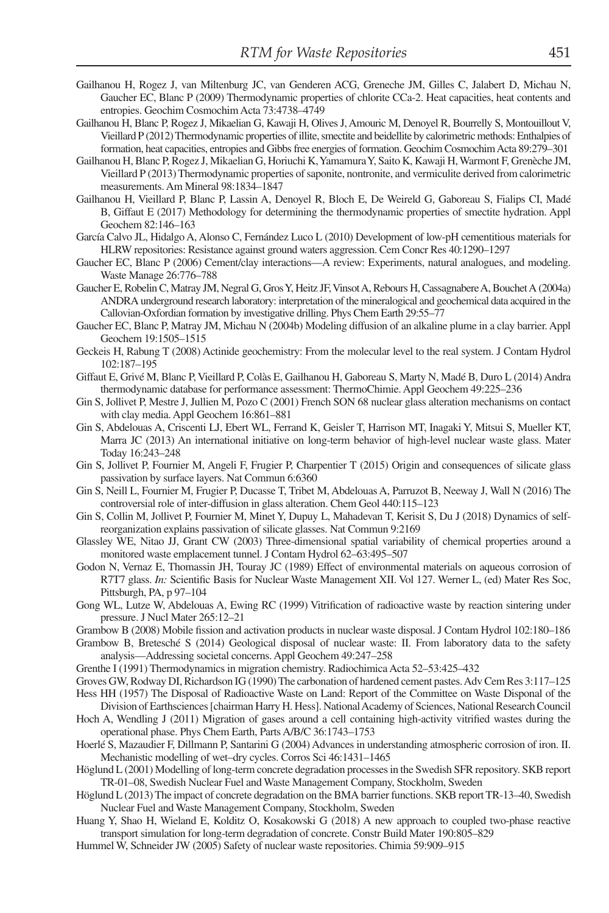Gailhanou H, Rogez J, van Miltenburg JC, van Genderen ACG, Greneche JM, Gilles C, Jalabert D, Michau N, Gaucher EC, Blanc P (2009) Thermodynamic properties of chlorite CCa-2. Heat capacities, heat contents and entropies. Geochim Cosmochim Acta 73:4738–4749

Gailhanou H, Blanc P, Rogez J, Mikaelian G, Kawaji H, Olives J, Amouric M, Denoyel R, Bourrelly S, Montouillout V, Vieillard P (2012) Thermodynamic properties of illite, smectite and beidellite by calorimetric methods: Enthalpies of formation, heat capacities, entropies and Gibbs free energies of formation. Geochim Cosmochim Acta 89:279–301

Gailhanou H, Blanc P, Rogez J, Mikaelian G, Horiuchi K, Yamamura Y, Saito K, Kawaji H, Warmont F, Grenèche JM, Vieillard P (2013) Thermodynamic properties of saponite, nontronite, and vermiculite derived from calorimetric measurements. Am Mineral 98:1834–1847

Gailhanou H, Vieillard P, Blanc P, Lassin A, Denoyel R, Bloch E, De Weireld G, Gaboreau S, Fialips CI, Madé B, Giffaut E (2017) Methodology for determining the thermodynamic properties of smectite hydration. Appl Geochem 82:146–163

García Calvo JL, Hidalgo A, Alonso C, Fernández Luco L (2010) Development of low-pH cementitious materials for HLRW repositories: Resistance against ground waters aggression. Cem Concr Res 40:1290–1297

Gaucher EC, Blanc P (2006) Cement/clay interactions—A review: Experiments, natural analogues, and modeling. Waste Manage 26:776–788

Gaucher E, Robelin C, Matray JM, Negral G, Gros Y, Heitz JF, Vinsot A, Rebours H, Cassagnabere A, Bouchet A (2004a) ANDRA underground research laboratory: interpretation of the mineralogical and geochemical data acquired in the Callovian-Oxfordian formation by investigative drilling. Phys Chem Earth 29:55–77

Gaucher EC, Blanc P, Matray JM, Michau N (2004b) Modeling diffusion of an alkaline plume in a clay barrier. Appl Geochem 19:1505–1515

Geckeis H, Rabung T (2008) Actinide geochemistry: From the molecular level to the real system. J Contam Hydrol 102:187–195

Giffaut E, Grivé M, Blanc P, Vieillard P, Colàs E, Gailhanou H, Gaboreau S, Marty N, Madé B, Duro L (2014) Andra thermodynamic database for performance assessment: ThermoChimie. Appl Geochem 49:225–236

Gin S, Jollivet P, Mestre J, Jullien M, Pozo C (2001) French SON 68 nuclear glass alteration mechanisms on contact with clay media. Appl Geochem 16:861–881

Gin S, Abdelouas A, Criscenti LJ, Ebert WL, Ferrand K, Geisler T, Harrison MT, Inagaki Y, Mitsui S, Mueller KT, Marra JC (2013) An international initiative on long-term behavior of high-level nuclear waste glass. Mater Today 16:243–248

Gin S, Jollivet P, Fournier M, Angeli F, Frugier P, Charpentier T (2015) Origin and consequences of silicate glass passivation by surface layers. Nat Commun 6:6360

Gin S, Neill L, Fournier M, Frugier P, Ducasse T, Tribet M, Abdelouas A, Parruzot B, Neeway J, Wall N (2016) The controversial role of inter-diffusion in glass alteration. Chem Geol 440:115–123

Gin S, Collin M, Jollivet P, Fournier M, Minet Y, Dupuy L, Mahadevan T, Kerisit S, Du J (2018) Dynamics of self-reorganization explains passivation of silicate glasses. Nat Commun 9:2169

Glassley WE, Nitao JJ, Grant CW (2003) Three-dimensional spatial variability of chemical properties around a monitored waste emplacement tunnel. J Contam Hydrol 62–63:495–507

Godon N, Vernaz E, Thomassin JH, Touray JC (1989) Effect of environmental materials on aqueous corrosion of R7T7 glass. *In:* Scientific Basis for Nuclear Waste Management XII. Vol 127. Werner L, (ed) Mater Res Soc, Pittsburgh, PA, p 97–104

Gong WL, Lutze W, Abdelouas A, Ewing RC (1999) Vitrification of radioactive waste by reaction sintering under pressure. J Nucl Mater 265:12–21

Grambow B (2008) Mobile fission and activation products in nuclear waste disposal. J Contam Hydrol 102:180–186

Grambow B, Bretesché S (2014) Geological disposal of nuclear waste: II. From laboratory data to the safety analysis—Addressing societal concerns. Appl Geochem 49:247–258

Grenthe I (1991) Thermodynamics in migration chemistry. Radiochimica Acta 52–53:425–432

Groves GW, Rodway DI, Richardson IG (1990) The carbonation of hardened cement pastes. Adv Cem Res 3:117–125

Hess HH (1957) The Disposal of Radioactive Waste on Land: Report of the Committee on Waste Disposal of the Division of Earthsciences [chairman Harry H. Hess]. National Academy of Sciences, National Research Council

Hoch A, Wendling J (2011) Migration of gases around a cell containing high-activity vitrified wastes during the operational phase. Phys Chem Earth, Parts A/B/C 36:1743–1753

Hoerlé S, Mazaudier F, Dillmann P, Santarini G (2004) Advances in understanding atmospheric corrosion of iron. II. Mechanistic modelling of wet–dry cycles. Corros Sci 46:1431–1465

Höglund L (2001) Modelling of long-term concrete degradation processes in the Swedish SFR repository. SKB report TR-01–08, Swedish Nuclear Fuel and Waste Management Company, Stockholm, Sweden

Höglund L (2013) The impact of concrete degradation on the BMA barrier functions. SKB report TR-13–40, Swedish Nuclear Fuel and Waste Management Company, Stockholm, Sweden

Huang Y, Shao H, Wieland E, Kolditz O, Kosakowski G (2018) A new approach to coupled two-phase reactive transport simulation for long-term degradation of concrete. Constr Build Mater 190:805–829

Hummel W, Schneider JW (2005) Safety of nuclear waste repositories. Chimia 59:909–915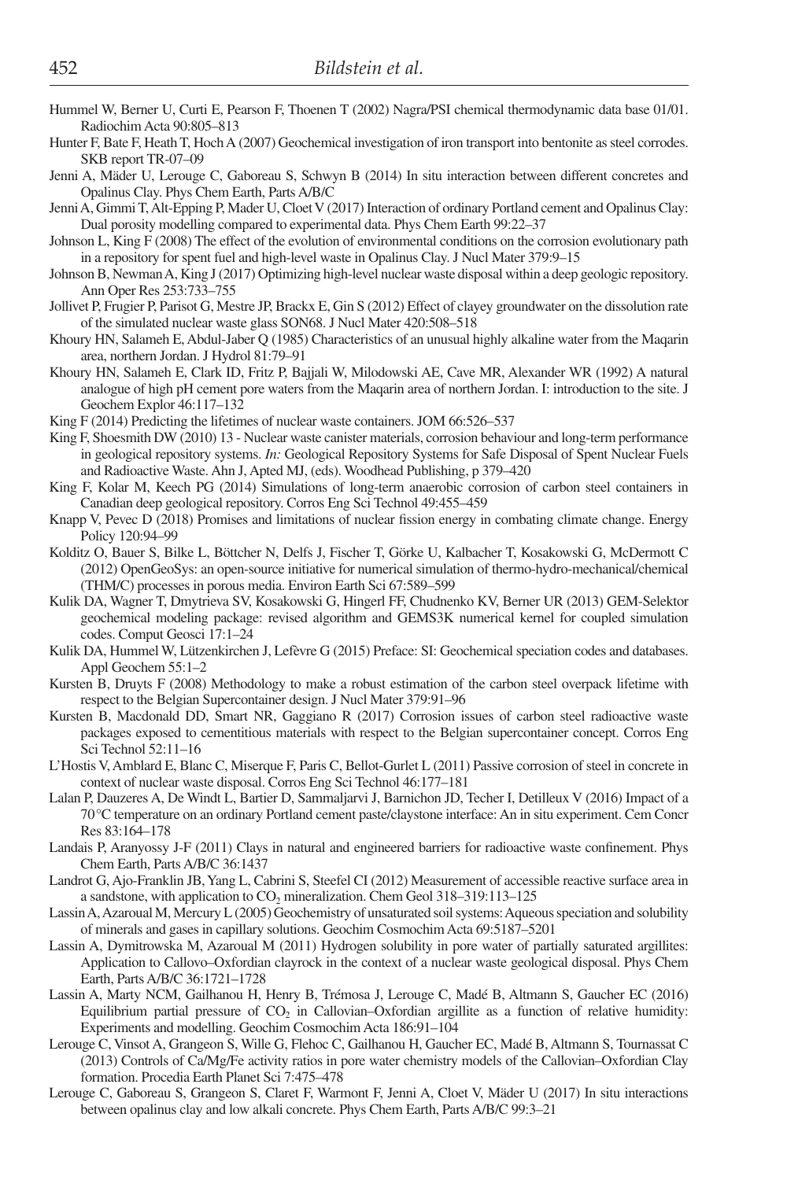Hummel W, Berner U, Curti E, Pearson F, Thoenen T (2002) Nagra/PSI chemical thermodynamic data base 01/01. Radiochim Acta 90:805–813

Hunter F, Bate F, Heath T, Hoch A (2007) Geochemical investigation of iron transport into bentonite as steel corrodes. SKB report TR-07–09

Jenni A, Mäder U, Lerouge C, Gaboreau S, Schwyn B (2014) In situ interaction between different concretes and Opalinus Clay. Phys Chem Earth, Parts A/B/C

Jenni A, Gimmi T, Alt-Epping P, Mader U, Cloet V (2017) Interaction of ordinary Portland cement and Opalinus Clay: Dual porosity modelling compared to experimental data. Phys Chem Earth 99:22–37

Johnson L, King F (2008) The effect of the evolution of environmental conditions on the corrosion evolutionary path in a repository for spent fuel and high-level waste in Opalinus Clay. J Nucl Mater 379:9–15

Johnson B, Newman A, King J (2017) Optimizing high-level nuclear waste disposal within a deep geologic repository. Ann Oper Res 253:733–755

Jollivet P, Frugier P, Parisot G, Mestre JP, Brackx E, Gin S (2012) Effect of clayey groundwater on the dissolution rate of the simulated nuclear waste glass SON68. J Nucl Mater 420:508–518

Khoury HN, Salameh E, Abdul-Jaber Q (1985) Characteristics of an unusual highly alkaline water from the Maqarin area, northern Jordan. J Hydrol 81:79–91

Khoury HN, Salameh E, Clark ID, Fritz P, Bajjali W, Milodowski AE, Cave MR, Alexander WR (1992) A natural analogue of high pH cement pore waters from the Maqarin area of northern Jordan. I: introduction to the site. J Geochem Explor 46:117–132

King F (2014) Predicting the lifetimes of nuclear waste containers. JOM 66:526–537

King F, Shoesmith DW (2010) 13 - Nuclear waste canister materials, corrosion behaviour and long-term performance in geological repository systems. *In:* Geological Repository Systems for Safe Disposal of Spent Nuclear Fuels and Radioactive Waste. Ahn J, Apted MJ, (eds). Woodhead Publishing, p 379–420

King F, Kolar M, Keech PG (2014) Simulations of long-term anaerobic corrosion of carbon steel containers in Canadian deep geological repository. Corros Eng Sci Technol 49:455–459

Knapp V, Pevec D (2018) Promises and limitations of nuclear fission energy in combating climate change. Energy Policy 120:94–99

Kolditz O, Bauer S, Bilke L, Böttcher N, Delfs J, Fischer T, Görke U, Kalbacher T, Kosakowski G, McDermott C (2012) OpenGeoSys: an open-source initiative for numerical simulation of thermo-hydro-mechanical/chemical (THM/C) processes in porous media. Environ Earth Sci 67:589–599

Kulik DA, Wagner T, Dmytrieva SV, Kosakowski G, Hingerl FF, Chudnenko KV, Berner UR (2013) GEM-Selektor geochemical modeling package: revised algorithm and GEMS3K numerical kernel for coupled simulation codes. Comput Geosci 17:1–24

Kulik DA, Hummel W, Lützenkirchen J, Lefèvre G (2015) Preface: SI: Geochemical speciation codes and databases. Appl Geochem 55:1–2

Kursten B, Druyts F (2008) Methodology to make a robust estimation of the carbon steel overpack lifetime with respect to the Belgian Supercontainer design. J Nucl Mater 379:91–96

Kursten B, Macdonald DD, Smart NR, Gaggiano R (2017) Corrosion issues of carbon steel radioactive waste packages exposed to cementitious materials with respect to the Belgian supercontainer concept. Corros Eng Sci Technol 52:11–16

L'Hostis V, Amblard E, Blanc C, Miserque F, Paris C, Bellot-Gurlet L (2011) Passive corrosion of steel in concrete in context of nuclear waste disposal. Corros Eng Sci Technol 46:177–181

Lalan P, Dauzeres A, De Windt L, Bartier D, Sammaljarvi J, Barnichon JD, Techer I, Detilleux V (2016) Impact of a 70 °C temperature on an ordinary Portland cement paste/claystone interface: An in situ experiment. Cem Concr Res 83:164–178

Landais P, Aranyossy J-F (2011) Clays in natural and engineered barriers for radioactive waste confinement. Phys Chem Earth, Parts A/B/C 36:1437

Landrot G, Ajo-Franklin JB, Yang L, Cabrini S, Steefel CI (2012) Measurement of accessible reactive surface area in a sandstone, with application to $CO_2$ mineralization. Chem Geol 318–319:113–125

Lassin A, Azaroual M, Mercury L (2005) Geochemistry of unsaturated soil systems: Aqueous speciation and solubility of minerals and gases in capillary solutions. Geochim Cosmochim Acta 69:5187–5201

Lassin A, Dymitrowska M, Azaroual M (2011) Hydrogen solubility in pore water of partially saturated argillites: Application to Callovo–Oxfordian clayrock in the context of a nuclear waste geological disposal. Phys Chem Earth, Parts A/B/C 36:1721–1728

Lassin A, Marty NCM, Gailhanou H, Henry B, Trémosa J, Lerouge C, Madé B, Altmann S, Gaucher EC (2016) Equilibrium partial pressure of $CO_2$ in Callovian–Oxfordian argillite as a function of relative humidity: Experiments and modelling. Geochim Cosmochim Acta 186:91–104

Lerouge C, Vinsot A, Grangeon S, Wille G, Flehoc C, Gailhanou H, Gaucher EC, Madé B, Altmann S, Tournassat C (2013) Controls of Ca/Mg/Fe activity ratios in pore water chemistry models of the Callovian–Oxfordian Clay formation. Procedia Earth Planet Sci 7:475–478

Lerouge C, Gaboreau S, Grangeon S, Claret F, Warmont F, Jenni A, Cloet V, Mäder U (2017) In situ interactions between opalinus clay and low alkali concrete. Phys Chem Earth, Parts A/B/C 99:3–21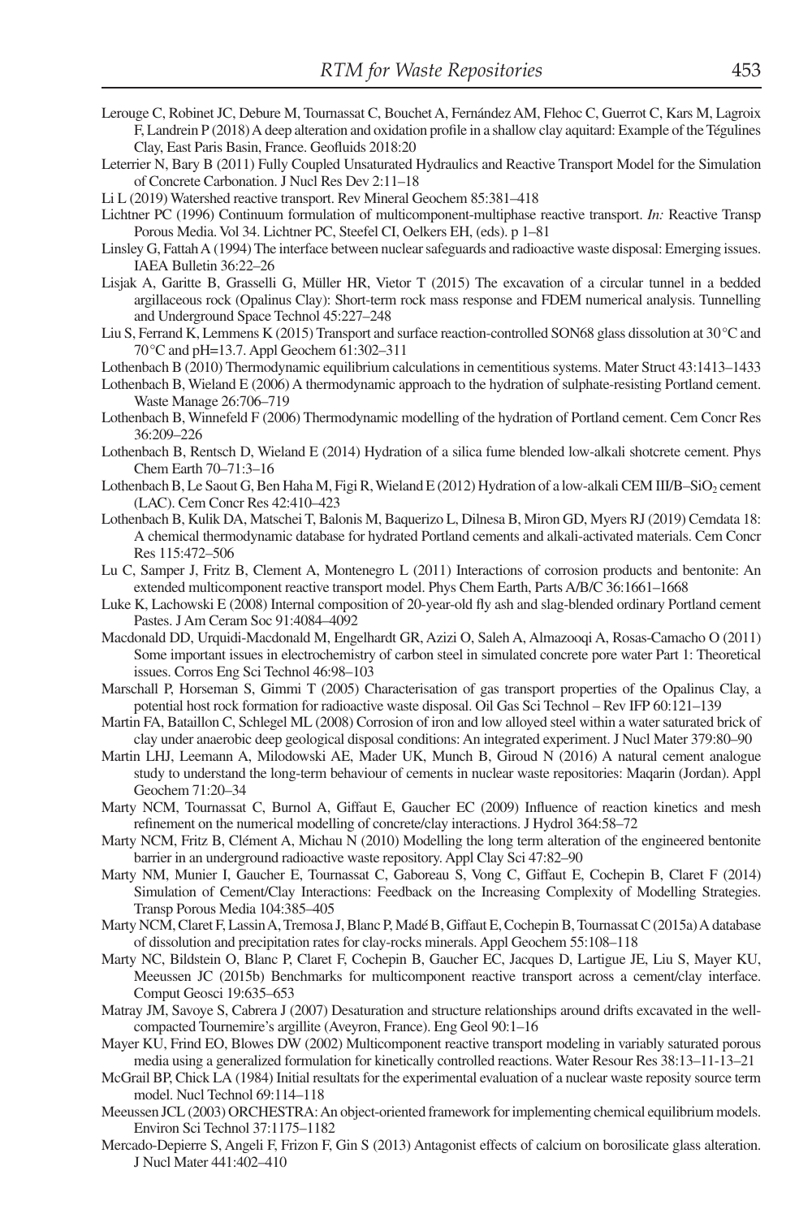Lerouge C, Robinet JC, Debure M, Tournassat C, Bouchet A, Fernández AM, Flehoc C, Guerrot C, Kars M, Lagroix F, Landrein P (2018) A deep alteration and oxidation profile in a shallow clay aquitard: Example of the Tégulines Clay, East Paris Basin, France. Geofluids 2018:20

Leterrier N, Bary B (2011) Fully Coupled Unsaturated Hydraulics and Reactive Transport Model for the Simulation of Concrete Carbonation. J Nucl Res Dev 2:11–18

Li L (2019) Watershed reactive transport. Rev Mineral Geochem 85:381–418

Lichtner PC (1996) Continuum formulation of multicomponent-multiphase reactive transport. *In:* Reactive Transp Porous Media. Vol 34. Lichtner PC, Steefel CI, Oelkers EH, (eds). p 1–81

Linsley G, Fattah A (1994) The interface between nuclear safeguards and radioactive waste disposal: Emerging issues. IAEA Bulletin 36:22–26

Lisjak A, Garitte B, Grasselli G, Müller HR, Vietor T (2015) The excavation of a circular tunnel in a bedded argillaceous rock (Opalinus Clay): Short-term rock mass response and FDEM numerical analysis. Tunnelling and Underground Space Technol 45:227–248

Liu S, Ferrand K, Lemmens K (2015) Transport and surface reaction-controlled SON68 glass dissolution at 30 °C and 70 °C and pH=13.7. Appl Geochem 61:302–311

Lothenbach B (2010) Thermodynamic equilibrium calculations in cementitious systems. Mater Struct 43:1413–1433

Lothenbach B, Wieland E (2006) A thermodynamic approach to the hydration of sulphate-resisting Portland cement. Waste Manage 26:706–719

Lothenbach B, Winnefeld F (2006) Thermodynamic modelling of the hydration of Portland cement. Cem Concr Res 36:209–226

Lothenbach B, Rentsch D, Wieland E (2014) Hydration of a silica fume blended low-alkali shotcrete cement. Phys Chem Earth 70–71:3–16

Lothenbach B, Le Saout G, Ben Haha M, Figi R, Wieland E (2012) Hydration of a low-alkali CEM III/B–$SiO_2$ cement (LAC). Cem Concr Res 42:410–423

Lothenbach B, Kulik DA, Matschei T, Balonis M, Baquerizo L, Dilnesa B, Miron GD, Myers RJ (2019) Cemdata 18: A chemical thermodynamic database for hydrated Portland cements and alkali-activated materials. Cem Concr Res 115:472–506

Lu C, Samper J, Fritz B, Clement A, Montenegro L (2011) Interactions of corrosion products and bentonite: An extended multicomponent reactive transport model. Phys Chem Earth, Parts A/B/C 36:1661–1668

Luke K, Lachowski E (2008) Internal composition of 20-year-old fly ash and slag-blended ordinary Portland cement Pastes. J Am Ceram Soc 91:4084–4092

Macdonald DD, Urquidi-Macdonald M, Engelhardt GR, Azizi O, Saleh A, Almazooqi A, Rosas-Camacho O (2011) Some important issues in electrochemistry of carbon steel in simulated concrete pore water Part 1: Theoretical issues. Corros Eng Sci Technol 46:98–103

Marschall P, Horseman S, Gimmi T (2005) Characterisation of gas transport properties of the Opalinus Clay, a potential host rock formation for radioactive waste disposal. Oil Gas Sci Technol – Rev IFP 60:121–139

Martin FA, Bataillon C, Schlegel ML (2008) Corrosion of iron and low alloyed steel within a water saturated brick of clay under anaerobic deep geological disposal conditions: An integrated experiment. J Nucl Mater 379:80–90

Martin LHJ, Leemann A, Milodowski AE, Mader UK, Munch B, Giroud N (2016) A natural cement analogue study to understand the long-term behaviour of cements in nuclear waste repositories: Maqarin (Jordan). Appl Geochem 71:20–34

Marty NCM, Tournassat C, Burnol A, Giffaut E, Gaucher EC (2009) Influence of reaction kinetics and mesh refinement on the numerical modelling of concrete/clay interactions. J Hydrol 364:58–72

Marty NCM, Fritz B, Clément A, Michau N (2010) Modelling the long term alteration of the engineered bentonite barrier in an underground radioactive waste repository. Appl Clay Sci 47:82–90

Marty NM, Munier I, Gaucher E, Tournassat C, Gaboreau S, Vong C, Giffaut E, Cochepin B, Claret F (2014) Simulation of Cement/Clay Interactions: Feedback on the Increasing Complexity of Modelling Strategies. Transp Porous Media 104:385–405

Marty NCM, Claret F, Lassin A, Tremosa J, Blanc P, Madé B, Giffaut E, Cochepin B, Tournassat C (2015a) A database of dissolution and precipitation rates for clay-rocks minerals. Appl Geochem 55:108–118

Marty NC, Bildstein O, Blanc P, Claret F, Cochepin B, Gaucher EC, Jacques D, Lartigue JE, Liu S, Mayer KU, Meeussen JC (2015b) Benchmarks for multicomponent reactive transport across a cement/clay interface. Comput Geosci 19:635–653

Matray JM, Savoye S, Cabrera J (2007) Desaturation and structure relationships around drifts excavated in the well-compacted Tournemire's argillite (Aveyron, France). Eng Geol 90:1–16

Mayer KU, Frind EO, Blowes DW (2002) Multicomponent reactive transport modeling in variably saturated porous media using a generalized formulation for kinetically controlled reactions. Water Resour Res 38:13–11-13–21

McGrail BP, Chick LA (1984) Initial resultats for the experimental evaluation of a nuclear waste reposity source term model. Nucl Technol 69:114–118

Meeussen JCL (2003) ORCHESTRA: An object-oriented framework for implementing chemical equilibrium models. Environ Sci Technol 37:1175–1182

Mercado-Depierre S, Angeli F, Frizon F, Gin S (2013) Antagonist effects of calcium on borosilicate glass alteration. J Nucl Mater 441:402–410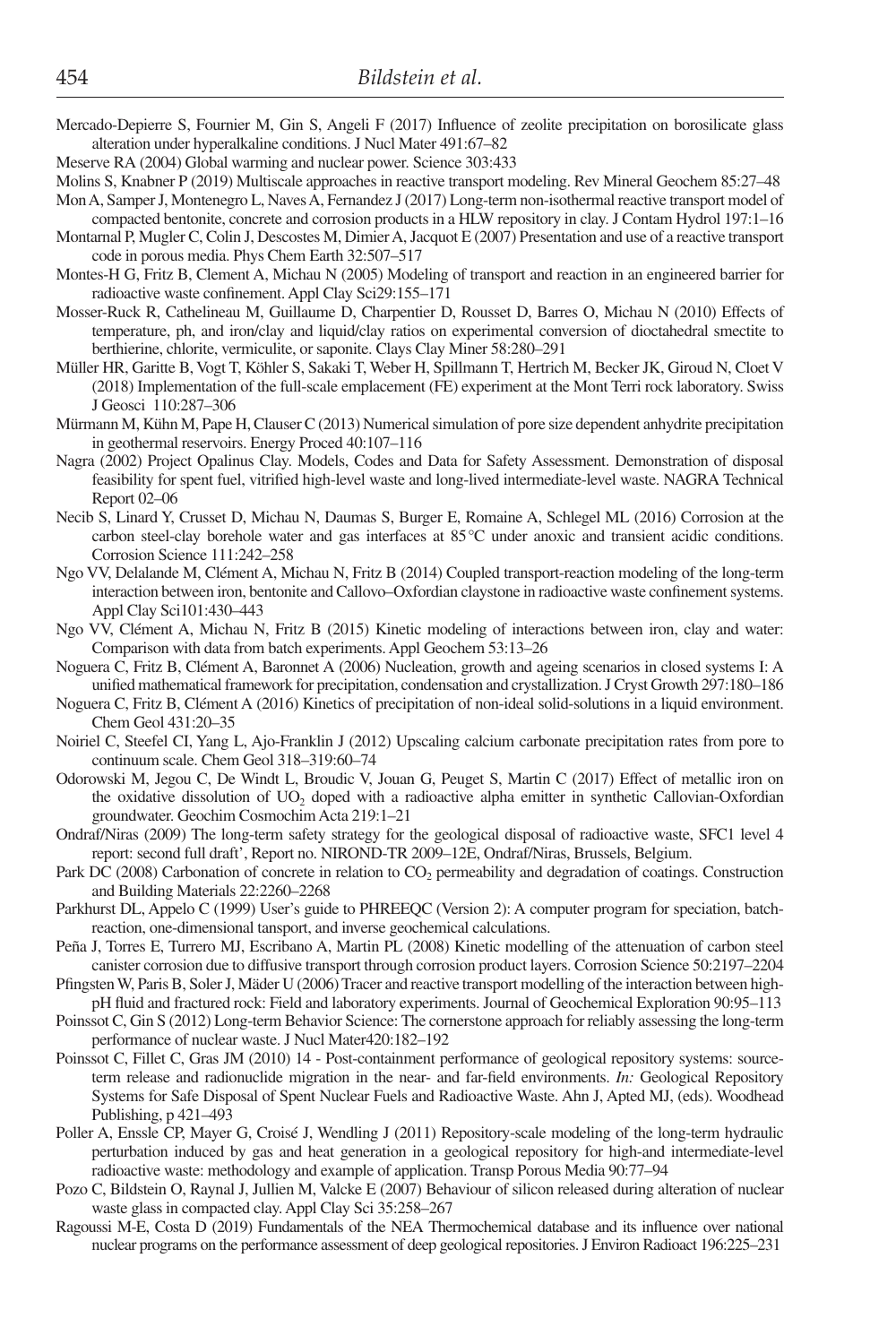Mercado-Depierre S, Fournier M, Gin S, Angeli F (2017) Influence of zeolite precipitation on borosilicate glass alteration under hyperalkaline conditions. J Nucl Mater 491:67–82

Meserve RA (2004) Global warming and nuclear power. Science 303:433

Molins S, Knabner P (2019) Multiscale approaches in reactive transport modeling. Rev Mineral Geochem 85:27–48

Mon A, Samper J, Montenegro L, Naves A, Fernandez J (2017) Long-term non-isothermal reactive transport model of compacted bentonite, concrete and corrosion products in a HLW repository in clay. J Contam Hydrol 197:1–16

Montarnal P, Mugler C, Colin J, Descostes M, Dimier A, Jacquot E (2007) Presentation and use of a reactive transport code in porous media. Phys Chem Earth 32:507–517

Montes-H G, Fritz B, Clement A, Michau N (2005) Modeling of transport and reaction in an engineered barrier for radioactive waste confinement. Appl Clay Sci29:155–171

Mosser-Ruck R, Cathelineau M, Guillaume D, Charpentier D, Rousset D, Barres O, Michau N (2010) Effects of temperature, ph, and iron/clay and liquid/clay ratios on experimental conversion of dioctahedral smectite to berthierine, chlorite, vermiculite, or saponite. Clays Clay Miner 58:280–291

Müller HR, Garitte B, Vogt T, Köhler S, Sakaki T, Weber H, Spillmann T, Hertrich M, Becker JK, Giroud N, Cloet V (2018) Implementation of the full-scale emplacement (FE) experiment at the Mont Terri rock laboratory. Swiss J Geosci 110:287–306

Mürmann M, Kühn M, Pape H, Clauser C (2013) Numerical simulation of pore size dependent anhydrite precipitation in geothermal reservoirs. Energy Proced 40:107–116

Nagra (2002) Project Opalinus Clay. Models, Codes and Data for Safety Assessment. Demonstration of disposal feasibility for spent fuel, vitrified high-level waste and long-lived intermediate-level waste. NAGRA Technical Report 02–06

Necib S, Linard Y, Crusset D, Michau N, Daumas S, Burger E, Romaine A, Schlegel ML (2016) Corrosion at the carbon steel-clay borehole water and gas interfaces at 85 °C under anoxic and transient acidic conditions. Corrosion Science 111:242–258

Ngo VV, Delalande M, Clément A, Michau N, Fritz B (2014) Coupled transport-reaction modeling of the long-term interaction between iron, bentonite and Callovo–Oxfordian claystone in radioactive waste confinement systems. Appl Clay Sci101:430–443

Ngo VV, Clément A, Michau N, Fritz B (2015) Kinetic modeling of interactions between iron, clay and water: Comparison with data from batch experiments. Appl Geochem 53:13–26

Noguera C, Fritz B, Clément A, Baronnet A (2006) Nucleation, growth and ageing scenarios in closed systems I: A unified mathematical framework for precipitation, condensation and crystallization. J Cryst Growth 297:180–186

Noguera C, Fritz B, Clément A (2016) Kinetics of precipitation of non-ideal solid-solutions in a liquid environment. Chem Geol 431:20–35

Noiriel C, Steefel CI, Yang L, Ajo-Franklin J (2012) Upscaling calcium carbonate precipitation rates from pore to continuum scale. Chem Geol 318–319:60–74

Odorowski M, Jegou C, De Windt L, Broudic V, Jouan G, Peuget S, Martin C (2017) Effect of metallic iron on the oxidative dissolution of $UO_2$ doped with a radioactive alpha emitter in synthetic Callovian-Oxfordian groundwater. Geochim Cosmochim Acta 219:1–21

Ondraf/Niras (2009) The long-term safety strategy for the geological disposal of radioactive waste, SFC1 level 4 report: second full draft', Report no. NIROND-TR 2009–12E, Ondraf/Niras, Brussels, Belgium.

Park DC (2008) Carbonation of concrete in relation to $CO_2$ permeability and degradation of coatings. Construction and Building Materials 22:2260–2268

Parkhurst DL, Appelo C (1999) User's guide to PHREEQC (Version 2): A computer program for speciation, batch-reaction, one-dimensional tansport, and inverse geochemical calculations.

Peña J, Torres E, Turrero MJ, Escribano A, Martin PL (2008) Kinetic modelling of the attenuation of carbon steel canister corrosion due to diffusive transport through corrosion product layers. Corrosion Science 50:2197–2204

Pfingsten W, Paris B, Soler J, Mäder U (2006) Tracer and reactive transport modelling of the interaction between high-pH fluid and fractured rock: Field and laboratory experiments. Journal of Geochemical Exploration 90:95–113

Poinssot C, Gin S (2012) Long-term Behavior Science: The cornerstone approach for reliably assessing the long-term performance of nuclear waste. J Nucl Mater420:182–192

Poinssot C, Fillet C, Gras JM (2010) 14 - Post-containment performance of geological repository systems: source-term release and radionuclide migration in the near- and far-field environments. *In:* Geological Repository Systems for Safe Disposal of Spent Nuclear Fuels and Radioactive Waste. Ahn J, Apted MJ, (eds). Woodhead Publishing, p 421–493

Poller A, Enssle CP, Mayer G, Croisé J, Wendling J (2011) Repository-scale modeling of the long-term hydraulic perturbation induced by gas and heat generation in a geological repository for high-and intermediate-level radioactive waste: methodology and example of application. Transp Porous Media 90:77–94

Pozo C, Bildstein O, Raynal J, Jullien M, Valcke E (2007) Behaviour of silicon released during alteration of nuclear waste glass in compacted clay. Appl Clay Sci 35:258–267

Ragoussi M-E, Costa D (2019) Fundamentals of the NEA Thermochemical database and its influence over national nuclear programs on the performance assessment of deep geological repositories. J Environ Radioact 196:225–231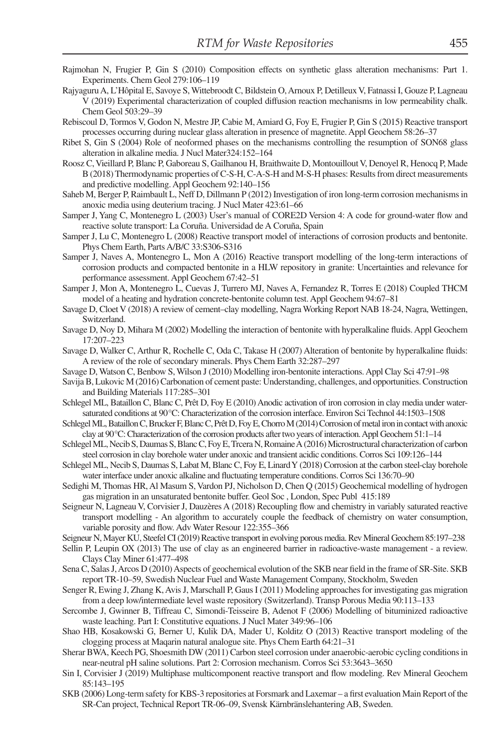Rajmohan N, Frugier P, Gin S (2010) Composition effects on synthetic glass alteration mechanisms: Part 1. Experiments. Chem Geol 279:106–119

Rajyaguru A, L'Hôpital E, Savoye S, Wittebroodt C, Bildstein O, Arnoux P, Detilleux V, Fatnassi I, Gouze P, Lagneau V (2019) Experimental characterization of coupled diffusion reaction mechanisms in low permeability chalk. Chem Geol 503:29–39

Rebiscoul D, Tormos V, Godon N, Mestre JP, Cabie M, Amiard G, Foy E, Frugier P, Gin S (2015) Reactive transport processes occurring during nuclear glass alteration in presence of magnetite. Appl Geochem 58:26–37

Ribet S, Gin S (2004) Role of neoformed phases on the mechanisms controlling the resumption of SON68 glass alteration in alkaline media. J Nucl Mater324:152–164

Roosz C, Vieillard P, Blanc P, Gaboreau S, Gailhanou H, Braithwaite D, Montouillout V, Denoyel R, Henocq P, Made B (2018) Thermodynamic properties of C-S-H, C-A-S-H and M-S-H phases: Results from direct measurements and predictive modelling. Appl Geochem 92:140–156

Saheb M, Berger P, Raimbault L, Neff D, Dillmann P (2012) Investigation of iron long-term corrosion mechanisms in anoxic media using deuterium tracing. J Nucl Mater 423:61–66

Samper J, Yang C, Montenegro L (2003) User's manual of CORE2D Version 4: A code for ground-water flow and reactive solute transport: La Coruña. Universidad de A Coruña, Spain

Samper J, Lu C, Montenegro L (2008) Reactive transport model of interactions of corrosion products and bentonite. Phys Chem Earth, Parts A/B/C 33:S306-S316

Samper J, Naves A, Montenegro L, Mon A (2016) Reactive transport modelling of the long-term interactions of corrosion products and compacted bentonite in a HLW repository in granite: Uncertainties and relevance for performance assessment. Appl Geochem 67:42–51

Samper J, Mon A, Montenegro L, Cuevas J, Turrero MJ, Naves A, Fernandez R, Torres E (2018) Coupled THCM model of a heating and hydration concrete-bentonite column test. Appl Geochem 94:67–81

Savage D, Cloet V (2018) A review of cement–clay modelling, Nagra Working Report NAB 18-24, Nagra, Wettingen, Switzerland.

Savage D, Noy D, Mihara M (2002) Modelling the interaction of bentonite with hyperalkaline fluids. Appl Geochem 17:207–223

Savage D, Walker C, Arthur R, Rochelle C, Oda C, Takase H (2007) Alteration of bentonite by hyperalkaline fluids: A review of the role of secondary minerals. Phys Chem Earth 32:287–297

Savage D, Watson C, Benbow S, Wilson J (2010) Modelling iron-bentonite interactions. Appl Clay Sci 47:91–98

Savija B, Lukovic M (2016) Carbonation of cement paste: Understanding, challenges, and opportunities. Construction and Building Materials 117:285–301

Schlegel ML, Bataillon C, Blanc C, Prêt D, Foy E (2010) Anodic activation of iron corrosion in clay media under water-saturated conditions at 90°C: Characterization of the corrosion interface. Environ Sci Technol 44:1503–1508

Schlegel ML, Bataillon C, Brucker F, Blanc C, Prêt D, Foy E, Chorro M (2014) Corrosion of metal iron in contact with anoxic clay at 90°C: Characterization of the corrosion products after two years of interaction. Appl Geochem 51:1–14

Schlegel ML, Necib S, Daumas S, Blanc C, Foy E, Trcera N, Romaine A (2016) Microstructural characterization of carbon steel corrosion in clay borehole water under anoxic and transient acidic conditions. Corros Sci 109:126–144

Schlegel ML, Necib S, Daumas S, Labat M, Blanc C, Foy E, Linard Y (2018) Corrosion at the carbon steel-clay borehole water interface under anoxic alkaline and fluctuating temperature conditions. Corros Sci 136:70–90

Sedighi M, Thomas HR, Al Masum S, Vardon PJ, Nicholson D, Chen Q (2015) Geochemical modelling of hydrogen gas migration in an unsaturated bentonite buffer. Geol Soc , London, Spec Publ 415:189

Seigneur N, Lagneau V, Corvisier J, Dauzères A (2018) Recoupling flow and chemistry in variably saturated reactive transport modelling - An algorithm to accurately couple the feedback of chemistry on water consumption, variable porosity and flow. Adv Water Resour 122:355–366

Seigneur N, Mayer KU, Steefel CI (2019) Reactive transport in evolving porous media. Rev Mineral Geochem 85:197–238

Sellin P, Leupin OX (2013) The use of clay as an engineered barrier in radioactive-waste management - a review. Clays Clay Miner 61:477–498

Sena C, Salas J, Arcos D (2010) Aspects of geochemical evolution of the SKB near field in the frame of SR-Site. SKB report TR-10–59, Swedish Nuclear Fuel and Waste Management Company, Stockholm, Sweden

Senger R, Ewing J, Zhang K, Avis J, Marschall P, Gaus I (2011) Modeling approaches for investigating gas migration from a deep low/intermediate level waste repository (Switzerland). Transp Porous Media 90:113–133

Sercombe J, Gwinner B, Tiffreau C, Simondi-Teisseire B, Adenot F (2006) Modelling of bituminized radioactive waste leaching. Part I: Constitutive equations. J Nucl Mater 349:96–106

Shao HB, Kosakowski G, Berner U, Kulik DA, Mader U, Kolditz O (2013) Reactive transport modeling of the clogging process at Maqarin natural analogue site. Phys Chem Earth 64:21–31

Sherar BWA, Keech PG, Shoesmith DW (2011) Carbon steel corrosion under anaerobic-aerobic cycling conditions in near-neutral pH saline solutions. Part 2: Corrosion mechanism. Corros Sci 53:3643–3650

Sin I, Corvisier J (2019) Multiphase multicomponent reactive transport and flow modeling. Rev Mineral Geochem 85:143–195

SKB (2006) Long-term safety for KBS-3 repositories at Forsmark and Laxemar – a first evaluation Main Report of the SR-Can project, Technical Report TR-06–09, Svensk Kärnbränslehantering AB, Sweden.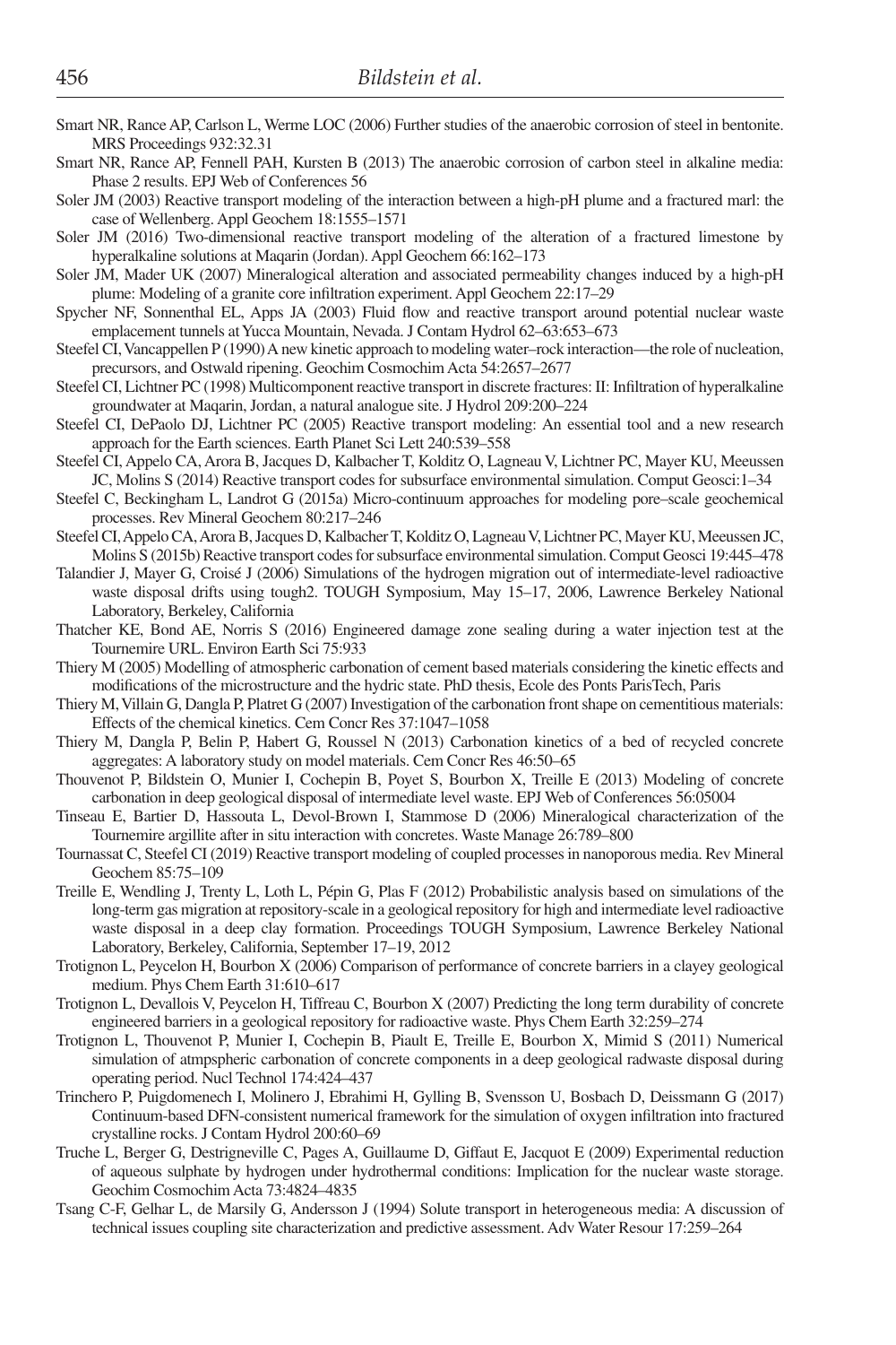Smart NR, Rance AP, Carlson L, Werme LOC (2006) Further studies of the anaerobic corrosion of steel in bentonite. MRS Proceedings 932:32.31

Smart NR, Rance AP, Fennell PAH, Kursten B (2013) The anaerobic corrosion of carbon steel in alkaline media: Phase 2 results. EPJ Web of Conferences 56

Soler JM (2003) Reactive transport modeling of the interaction between a high-pH plume and a fractured marl: the case of Wellenberg. Appl Geochem 18:1555–1571

Soler JM (2016) Two-dimensional reactive transport modeling of the alteration of a fractured limestone by hyperalkaline solutions at Maqarin (Jordan). Appl Geochem 66:162–173

Soler JM, Mader UK (2007) Mineralogical alteration and associated permeability changes induced by a high-pH plume: Modeling of a granite core infiltration experiment. Appl Geochem 22:17–29

Spycher NF, Sonnenthal EL, Apps JA (2003) Fluid flow and reactive transport around potential nuclear waste emplacement tunnels at Yucca Mountain, Nevada. J Contam Hydrol 62–63:653–673

Steefel CI, Vancappellen P (1990) A new kinetic approach to modeling water–rock interaction—the role of nucleation, precursors, and Ostwald ripening. Geochim Cosmochim Acta 54:2657–2677

Steefel CI, Lichtner PC (1998) Multicomponent reactive transport in discrete fractures: II: Infiltration of hyperalkaline groundwater at Maqarin, Jordan, a natural analogue site. J Hydrol 209:200–224

Steefel CI, DePaolo DJ, Lichtner PC (2005) Reactive transport modeling: An essential tool and a new research approach for the Earth sciences. Earth Planet Sci Lett 240:539–558

Steefel CI, Appelo CA, Arora B, Jacques D, Kalbacher T, Kolditz O, Lagneau V, Lichtner PC, Mayer KU, Meeussen JC, Molins S (2014) Reactive transport codes for subsurface environmental simulation. Comput Geosci:1–34

Steefel C, Beckingham L, Landrot G (2015a) Micro-continuum approaches for modeling pore–scale geochemical processes. Rev Mineral Geochem 80:217–246

Steefel CI, Appelo CA, Arora B, Jacques D, Kalbacher T, Kolditz O, Lagneau V, Lichtner PC, Mayer KU, Meeussen JC, Molins S (2015b) Reactive transport codes for subsurface environmental simulation. Comput Geosci 19:445–478

Talandier J, Mayer G, Croisé J (2006) Simulations of the hydrogen migration out of intermediate-level radioactive waste disposal drifts using tough2. TOUGH Symposium, May 15–17, 2006, Lawrence Berkeley National Laboratory, Berkeley, California

Thatcher KE, Bond AE, Norris S (2016) Engineered damage zone sealing during a water injection test at the Tournemire URL. Environ Earth Sci 75:933

Thiery M (2005) Modelling of atmospheric carbonation of cement based materials considering the kinetic effects and modifications of the microstructure and the hydric state. PhD thesis, Ecole des Ponts ParisTech, Paris

Thiery M, Villain G, Dangla P, Platret G (2007) Investigation of the carbonation front shape on cementitious materials: Effects of the chemical kinetics. Cem Concr Res 37:1047–1058

Thiery M, Dangla P, Belin P, Habert G, Roussel N (2013) Carbonation kinetics of a bed of recycled concrete aggregates: A laboratory study on model materials. Cem Concr Res 46:50–65

Thouvenot P, Bildstein O, Munier I, Cochepin B, Poyet S, Bourbon X, Treille E (2013) Modeling of concrete carbonation in deep geological disposal of intermediate level waste. EPJ Web of Conferences 56:05004

Tinseau E, Bartier D, Hassouta L, Devol-Brown I, Stammose D (2006) Mineralogical characterization of the Tournemire argillite after in situ interaction with concretes. Waste Manage 26:789–800

Tournassat C, Steefel CI (2019) Reactive transport modeling of coupled processes in nanoporous media. Rev Mineral Geochem 85:75–109

Treille E, Wendling J, Trenty L, Loth L, Pépin G, Plas F (2012) Probabilistic analysis based on simulations of the long-term gas migration at repository-scale in a geological repository for high and intermediate level radioactive waste disposal in a deep clay formation. Proceedings TOUGH Symposium, Lawrence Berkeley National Laboratory, Berkeley, California, September 17–19, 2012

Trotignon L, Peycelon H, Bourbon X (2006) Comparison of performance of concrete barriers in a clayey geological medium. Phys Chem Earth 31:610–617

Trotignon L, Devallois V, Peycelon H, Tiffreau C, Bourbon X (2007) Predicting the long term durability of concrete engineered barriers in a geological repository for radioactive waste. Phys Chem Earth 32:259–274

Trotignon L, Thouvenot P, Munier I, Cochepin B, Piault E, Treille E, Bourbon X, Mimid S (2011) Numerical simulation of atmspheric carbonation of concrete components in a deep geological radwaste disposal during operating period. Nucl Technol 174:424–437

Trinchero P, Puigdomenech I, Molinero J, Ebrahimi H, Gylling B, Svensson U, Bosbach D, Deissmann G (2017) Continuum-based DFN-consistent numerical framework for the simulation of oxygen infiltration into fractured crystalline rocks. J Contam Hydrol 200:60–69

Truche L, Berger G, Destrigneville C, Pages A, Guillaume D, Giffaut E, Jacquot E (2009) Experimental reduction of aqueous sulphate by hydrogen under hydrothermal conditions: Implication for the nuclear waste storage. Geochim Cosmochim Acta 73:4824–4835

Tsang C-F, Gelhar L, de Marsily G, Andersson J (1994) Solute transport in heterogeneous media: A discussion of technical issues coupling site characterization and predictive assessment. Adv Water Resour 17:259–264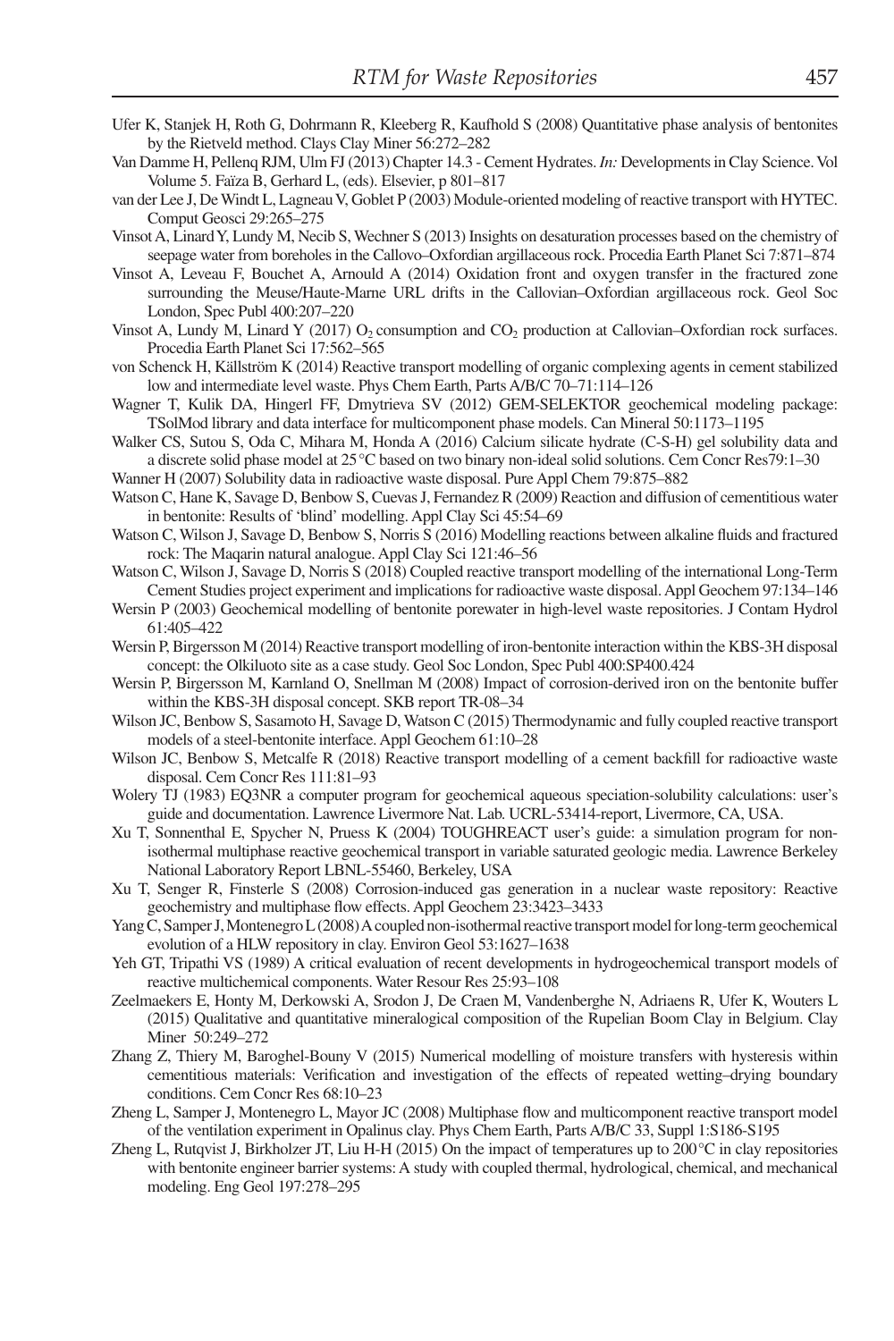Ufer K, Stanjek H, Roth G, Dohrmann R, Kleeberg R, Kaufhold S (2008) Quantitative phase analysis of bentonites by the Rietveld method. Clays Clay Miner 56:272–282

Van Damme H, Pellenq RJM, Ulm FJ (2013) Chapter 14.3 - Cement Hydrates. *In:* Developments in Clay Science. Vol Volume 5. Faïza B, Gerhard L, (eds). Elsevier, p 801–817

van der Lee J, De Windt L, Lagneau V, Goblet P (2003) Module-oriented modeling of reactive transport with HYTEC. Comput Geosci 29:265–275

Vinsot A, Linard Y, Lundy M, Necib S, Wechner S (2013) Insights on desaturation processes based on the chemistry of seepage water from boreholes in the Callovo–Oxfordian argillaceous rock. Procedia Earth Planet Sci 7:871–874

Vinsot A, Leveau F, Bouchet A, Arnould A (2014) Oxidation front and oxygen transfer in the fractured zone surrounding the Meuse/Haute-Marne URL drifts in the Callovian–Oxfordian argillaceous rock. Geol Soc London, Spec Publ 400:207–220

Vinsot A, Lundy M, Linard Y (2017) $O_2$ consumption and $CO_2$ production at Callovian–Oxfordian rock surfaces. Procedia Earth Planet Sci 17:562–565

von Schenck H, Källström K (2014) Reactive transport modelling of organic complexing agents in cement stabilized low and intermediate level waste. Phys Chem Earth, Parts A/B/C 70–71:114–126

Wagner T, Kulik DA, Hingerl FF, Dmytrieva SV (2012) GEM-SELEKTOR geochemical modeling package: TSolMod library and data interface for multicomponent phase models. Can Mineral 50:1173–1195

Walker CS, Sutou S, Oda C, Mihara M, Honda A (2016) Calcium silicate hydrate (C-S-H) gel solubility data and a discrete solid phase model at 25 °C based on two binary non-ideal solid solutions. Cem Concr Res79:1–30

Wanner H (2007) Solubility data in radioactive waste disposal. Pure Appl Chem 79:875–882

Watson C, Hane K, Savage D, Benbow S, Cuevas J, Fernandez R (2009) Reaction and diffusion of cementitious water in bentonite: Results of 'blind' modelling. Appl Clay Sci 45:54–69

Watson C, Wilson J, Savage D, Benbow S, Norris S (2016) Modelling reactions between alkaline fluids and fractured rock: The Maqarin natural analogue. Appl Clay Sci 121:46–56

Watson C, Wilson J, Savage D, Norris S (2018) Coupled reactive transport modelling of the international Long-Term Cement Studies project experiment and implications for radioactive waste disposal. Appl Geochem 97:134–146

Wersin P (2003) Geochemical modelling of bentonite porewater in high-level waste repositories. J Contam Hydrol 61:405–422

Wersin P, Birgersson M (2014) Reactive transport modelling of iron-bentonite interaction within the KBS-3H disposal concept: the Olkiluoto site as a case study. Geol Soc London, Spec Publ 400:SP400.424

Wersin P, Birgersson M, Karnland O, Snellman M (2008) Impact of corrosion-derived iron on the bentonite buffer within the KBS-3H disposal concept. SKB report TR-08–34

Wilson JC, Benbow S, Sasamoto H, Savage D, Watson C (2015) Thermodynamic and fully coupled reactive transport models of a steel-bentonite interface. Appl Geochem 61:10–28

Wilson JC, Benbow S, Metcalfe R (2018) Reactive transport modelling of a cement backfill for radioactive waste disposal. Cem Concr Res 111:81–93

Wolery TJ (1983) EQ3NR a computer program for geochemical aqueous speciation-solubility calculations: user's guide and documentation. Lawrence Livermore Nat. Lab. UCRL-53414-report, Livermore, CA, USA.

Xu T, Sonnenthal E, Spycher N, Pruess K (2004) TOUGHREACT user's guide: a simulation program for non-isothermal multiphase reactive geochemical transport in variable saturated geologic media. Lawrence Berkeley National Laboratory Report LBNL-55460, Berkeley, USA

Xu T, Senger R, Finsterle S (2008) Corrosion-induced gas generation in a nuclear waste repository: Reactive geochemistry and multiphase flow effects. Appl Geochem 23:3423–3433

Yang C, Samper J, Montenegro L (2008) A coupled non-isothermal reactive transport model for long-term geochemical evolution of a HLW repository in clay. Environ Geol 53:1627–1638

Yeh GT, Tripathi VS (1989) A critical evaluation of recent developments in hydrogeochemical transport models of reactive multichemical components. Water Resour Res 25:93–108

Zeelmaekers E, Honty M, Derkowski A, Srodon J, De Craen M, Vandenberghe N, Adriaens R, Ufer K, Wouters L (2015) Qualitative and quantitative mineralogical composition of the Rupelian Boom Clay in Belgium. Clay Miner 50:249–272

Zhang Z, Thiery M, Baroghel-Bouny V (2015) Numerical modelling of moisture transfers with hysteresis within cementitious materials: Verification and investigation of the effects of repeated wetting–drying boundary conditions. Cem Concr Res 68:10–23

Zheng L, Samper J, Montenegro L, Mayor JC (2008) Multiphase flow and multicomponent reactive transport model of the ventilation experiment in Opalinus clay. Phys Chem Earth, Parts A/B/C 33, Suppl 1:S186-S195

Zheng L, Rutqvist J, Birkholzer JT, Liu H-H (2015) On the impact of temperatures up to 200 °C in clay repositories with bentonite engineer barrier systems: A study with coupled thermal, hydrological, chemical, and mechanical modeling. Eng Geol 197:278–295